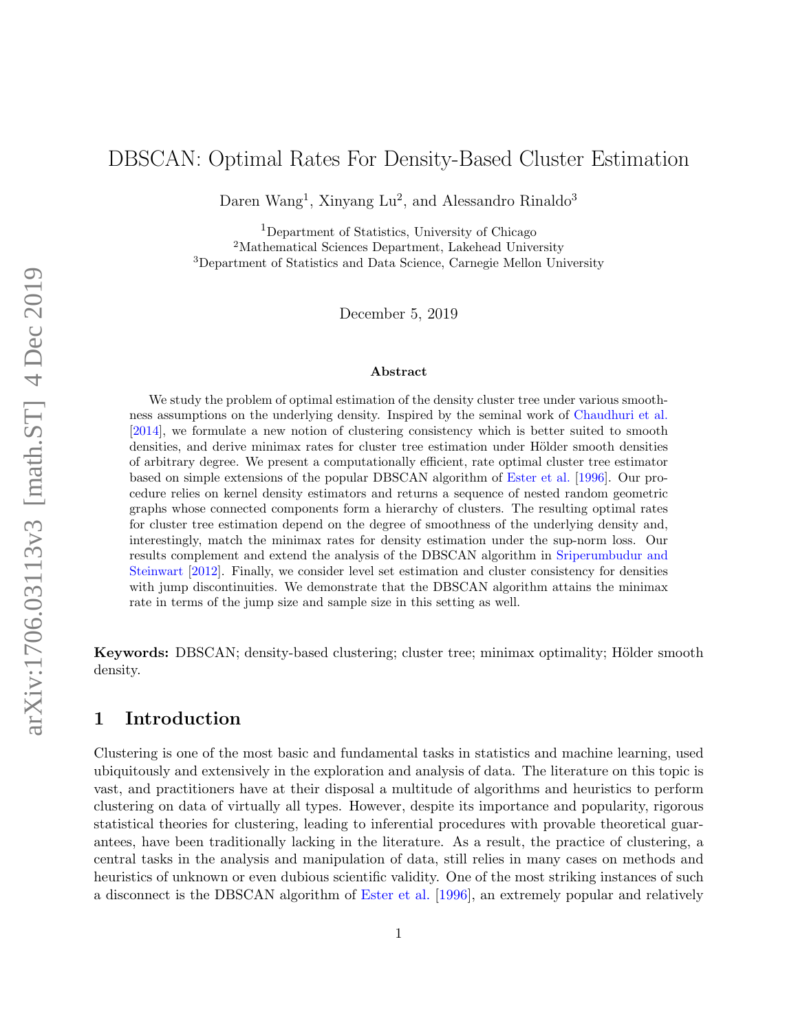# DBSCAN: Optimal Rates For Density-Based Cluster Estimation

Daren Wang[1], Xinyang Lu[2], and Alessandro Rinaldo[3]

[1]Department of Statistics, University of Chicago
[2]Mathematical Sciences Department, Lakehead University
[3]Department of Statistics and Data Science, Carnegie Mellon University

December 5, 2019

**Abstract**

We study the problem of optimal estimation of the density cluster tree under various smoothness assumptions on the underlying density. Inspired by the seminal work of Chaudhuri et al. [2014], we formulate a new notion of clustering consistency which is better suited to smooth densities, and derive minimax rates for cluster tree estimation under Hölder smooth densities of arbitrary degree. We present a computationally efficient, rate optimal cluster tree estimator based on simple extensions of the popular DBSCAN algorithm of Ester et al. [1996]. Our procedure relies on kernel density estimators and returns a sequence of nested random geometric graphs whose connected components form a hierarchy of clusters. The resulting optimal rates for cluster tree estimation depend on the degree of smoothness of the underlying density and, interestingly, match the minimax rates for density estimation under the sup-norm loss. Our results complement and extend the analysis of the DBSCAN algorithm in Sriperumbudur and Steinwart [2012]. Finally, we consider level set estimation and cluster consistency for densities with jump discontinuities. We demonstrate that the DBSCAN algorithm attains the minimax rate in terms of the jump size and sample size in this setting as well.

**Keywords:** DBSCAN; density-based clustering; cluster tree; minimax optimality; Hölder smooth density.

## 1 Introduction

Clustering is one of the most basic and fundamental tasks in statistics and machine learning, used ubiquitously and extensively in the exploration and analysis of data. The literature on this topic is vast, and practitioners have at their disposal a multitude of algorithms and heuristics to perform clustering on data of virtually all types. However, despite its importance and popularity, rigorous statistical theories for clustering, leading to inferential procedures with provable theoretical guarantees, have been traditionally lacking in the literature. As a result, the practice of clustering, a central tasks in the analysis and manipulation of data, still relies in many cases on methods and heuristics of unknown or even dubious scientific validity. One of the most striking instances of such a disconnect is the DBSCAN algorithm of Ester et al. [1996], an extremely popular and relatively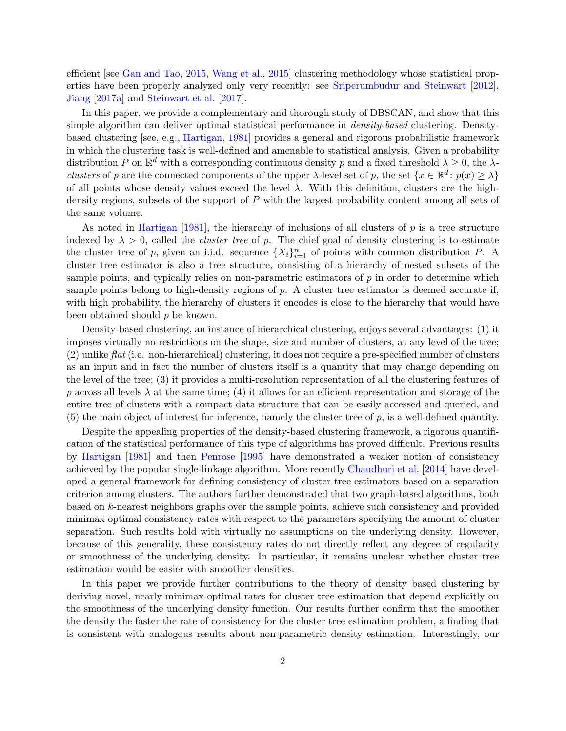efficient [see Gan and Tao, 2015, Wang et al., 2015] clustering methodology whose statistical properties have been properly analyzed only very recently: see Sriperumbudur and Steinwart [2012], Jiang [2017a] and Steinwart et al. [2017].

In this paper, we provide a complementary and thorough study of DBSCAN, and show that this simple algorithm can deliver optimal statistical performance in *density-based* clustering. Density-based clustering [see, e.g., Hartigan, 1981] provides a general and rigorous probabilistic framework in which the clustering task is well-defined and amenable to statistical analysis. Given a probability distribution $P$ on $\mathbb{R}^d$ with a corresponding continuous density $p$ and a fixed threshold $\lambda \geq 0$, the $\lambda$-*clusters* of $p$ are the connected components of the upper $\lambda$-level set of $p$, the set $\{x \in \mathbb{R}^d : p(x) \geq \lambda\}$ of all points whose density values exceed the level $\lambda$. With this definition, clusters are the high-density regions, subsets of the support of $P$ with the largest probability content among all sets of the same volume.

As noted in Hartigan [1981], the hierarchy of inclusions of all clusters of $p$ is a tree structure indexed by $\lambda > 0$, called the *cluster tree* of $p$. The chief goal of density clustering is to estimate the cluster tree of $p$, given an i.i.d. sequence $\{X_i\}_{i=1}^n$ of points with common distribution $P$. A cluster tree estimator is also a tree structure, consisting of a hierarchy of nested subsets of the sample points, and typically relies on non-parametric estimators of $p$ in order to determine which sample points belong to high-density regions of $p$. A cluster tree estimator is deemed accurate if, with high probability, the hierarchy of clusters it encodes is close to the hierarchy that would have been obtained should $p$ be known.

Density-based clustering, an instance of hierarchical clustering, enjoys several advantages: (1) it imposes virtually no restrictions on the shape, size and number of clusters, at any level of the tree; (2) unlike *flat* (i.e. non-hierarchical) clustering, it does not require a pre-specified number of clusters as an input and in fact the number of clusters itself is a quantity that may change depending on the level of the tree; (3) it provides a multi-resolution representation of all the clustering features of $p$ across all levels $\lambda$ at the same time; (4) it allows for an efficient representation and storage of the entire tree of clusters with a compact data structure that can be easily accessed and queried, and (5) the main object of interest for inference, namely the cluster tree of $p$, is a well-defined quantity.

Despite the appealing properties of the density-based clustering framework, a rigorous quantification of the statistical performance of this type of algorithms has proved difficult. Previous results by Hartigan [1981] and then Penrose [1995] have demonstrated a weaker notion of consistency achieved by the popular single-linkage algorithm. More recently Chaudhuri et al. [2014] have developed a general framework for defining consistency of cluster tree estimators based on a separation criterion among clusters. The authors further demonstrated that two graph-based algorithms, both based on $k$-nearest neighbors graphs over the sample points, achieve such consistency and provided minimax optimal consistency rates with respect to the parameters specifying the amount of cluster separation. Such results hold with virtually no assumptions on the underlying density. However, because of this generality, these consistency rates do not directly reflect any degree of regularity or smoothness of the underlying density. In particular, it remains unclear whether cluster tree estimation would be easier with smoother densities.

In this paper we provide further contributions to the theory of density based clustering by deriving novel, nearly minimax-optimal rates for cluster tree estimation that depend explicitly on the smoothness of the underlying density function. Our results further confirm that the smoother the density the faster the rate of consistency for the cluster tree estimation problem, a finding that is consistent with analogous results about non-parametric density estimation. Interestingly, our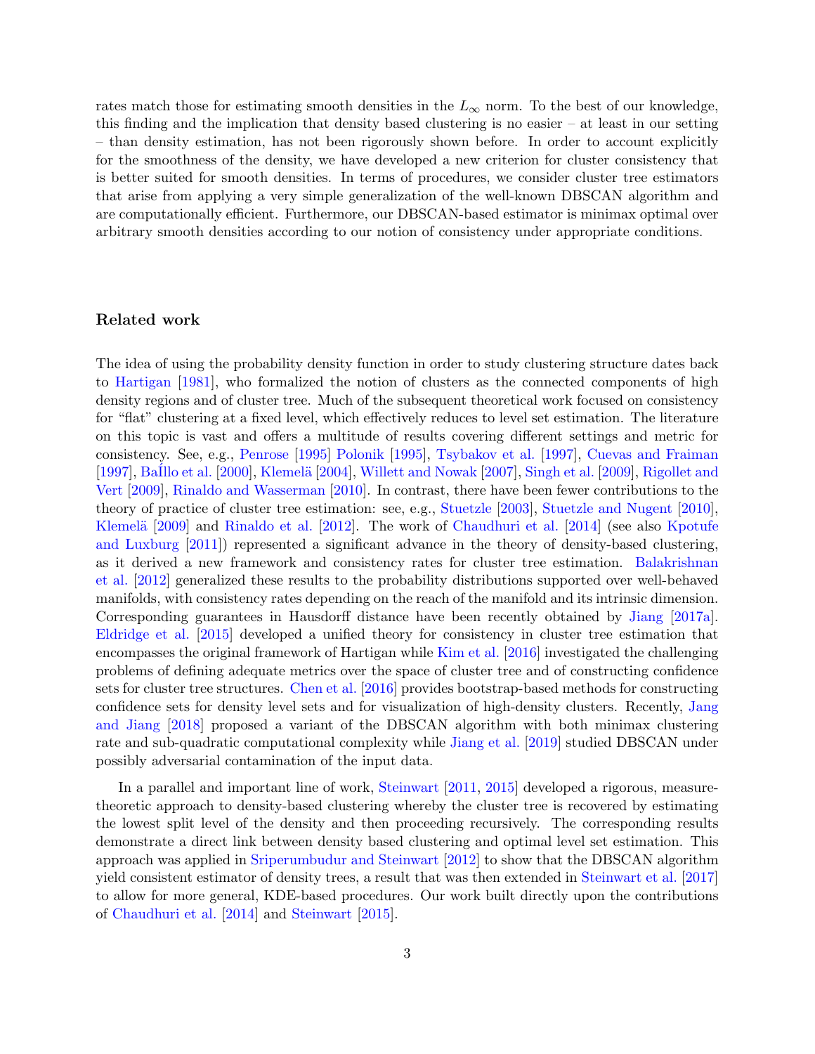rates match those for estimating smooth densities in the $L_\infty$ norm. To the best of our knowledge, this finding and the implication that density based clustering is no easier – at least in our setting – than density estimation, has not been rigorously shown before. In order to account explicitly for the smoothness of the density, we have developed a new criterion for cluster consistency that is better suited for smooth densities. In terms of procedures, we consider cluster tree estimators that arise from applying a very simple generalization of the well-known DBSCAN algorithm and are computationally efficient. Furthermore, our DBSCAN-based estimator is minimax optimal over arbitrary smooth densities according to our notion of consistency under appropriate conditions.

### Related work

The idea of using the probability density function in order to study clustering structure dates back to Hartigan [1981], who formalized the notion of clusters as the connected components of high density regions and of cluster tree. Much of the subsequent theoretical work focused on consistency for "flat" clustering at a fixed level, which effectively reduces to level set estimation. The literature on this topic is vast and offers a multitude of results covering different settings and metric for consistency. See, e.g., Penrose [1995] Polonik [1995], Tsybakov et al. [1997], Cuevas and Fraiman [1997], BaÍllo et al. [2000], Klemelä [2004], Willett and Nowak [2007], Singh et al. [2009], Rigollet and Vert [2009], Rinaldo and Wasserman [2010]. In contrast, there have been fewer contributions to the theory of practice of cluster tree estimation: see, e.g., Stuetzle [2003], Stuetzle and Nugent [2010], Klemelä [2009] and Rinaldo et al. [2012]. The work of Chaudhuri et al. [2014] (see also Kpotufe and Luxburg [2011]) represented a significant advance in the theory of density-based clustering, as it derived a new framework and consistency rates for cluster tree estimation. Balakrishnan et al. [2012] generalized these results to the probability distributions supported over well-behaved manifolds, with consistency rates depending on the reach of the manifold and its intrinsic dimension. Corresponding guarantees in Hausdorff distance have been recently obtained by Jiang [2017a]. Eldridge et al. [2015] developed a unified theory for consistency in cluster tree estimation that encompasses the original framework of Hartigan while Kim et al. [2016] investigated the challenging problems of defining adequate metrics over the space of cluster tree and of constructing confidence sets for cluster tree structures. Chen et al. [2016] provides bootstrap-based methods for constructing confidence sets for density level sets and for visualization of high-density clusters. Recently, Jang and Jiang [2018] proposed a variant of the DBSCAN algorithm with both minimax clustering rate and sub-quadratic computational complexity while Jiang et al. [2019] studied DBSCAN under possibly adversarial contamination of the input data.

In a parallel and important line of work, Steinwart [2011, 2015] developed a rigorous, measure-theoretic approach to density-based clustering whereby the cluster tree is recovered by estimating the lowest split level of the density and then proceeding recursively. The corresponding results demonstrate a direct link between density based clustering and optimal level set estimation. This approach was applied in Sriperumbudur and Steinwart [2012] to show that the DBSCAN algorithm yield consistent estimator of density trees, a result that was then extended in Steinwart et al. [2017] to allow for more general, KDE-based procedures. Our work built directly upon the contributions of Chaudhuri et al. [2014] and Steinwart [2015].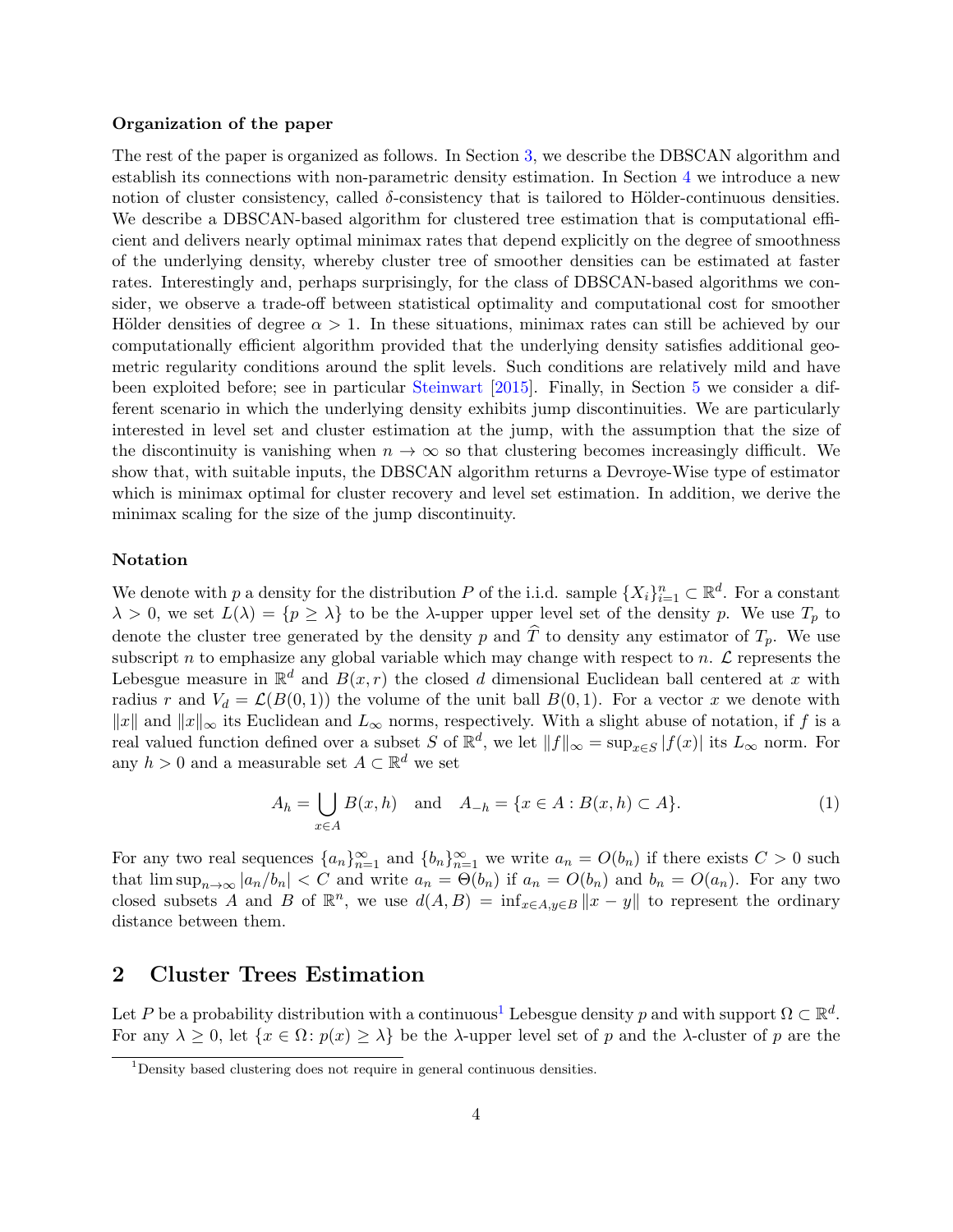**Organization of the paper**

The rest of the paper is organized as follows. In Section 3, we describe the DBSCAN algorithm and establish its connections with non-parametric density estimation. In Section 4 we introduce a new notion of cluster consistency, called $\delta$-consistency that is tailored to Hölder-continuous densities. We describe a DBSCAN-based algorithm for clustered tree estimation that is computational efficient and delivers nearly optimal minimax rates that depend explicitly on the degree of smoothness of the underlying density, whereby cluster tree of smoother densities can be estimated at faster rates. Interestingly and, perhaps surprisingly, for the class of DBSCAN-based algorithms we consider, we observe a trade-off between statistical optimality and computational cost for smoother Hölder densities of degree $\alpha > 1$. In these situations, minimax rates can still be achieved by our computationally efficient algorithm provided that the underlying density satisfies additional geometric regularity conditions around the split levels. Such conditions are relatively mild and have been exploited before; see in particular Steinwart [2015]. Finally, in Section 5 we consider a different scenario in which the underlying density exhibits jump discontinuities. We are particularly interested in level set and cluster estimation at the jump, with the assumption that the size of the discontinuity is vanishing when $n \to \infty$ so that clustering becomes increasingly difficult. We show that, with suitable inputs, the DBSCAN algorithm returns a Devroye-Wise type of estimator which is minimax optimal for cluster recovery and level set estimation. In addition, we derive the minimax scaling for the size of the jump discontinuity.

**Notation**

We denote with $p$ a density for the distribution $P$ of the i.i.d. sample $\{X_i\}_{i=1}^n \subset \mathbb{R}^d$. For a constant $\lambda > 0$, we set $L(\lambda) = \{p \geq \lambda\}$ to be the $\lambda$-upper upper level set of the density $p$. We use $T_p$ to denote the cluster tree generated by the density $p$ and $\widehat{T}$ to density any estimator of $T_p$. We use subscript $n$ to emphasize any global variable which may change with respect to $n$. $\mathcal{L}$ represents the Lebesgue measure in $\mathbb{R}^d$ and $B(x, r)$ the closed $d$ dimensional Euclidean ball centered at $x$ with radius $r$ and $V_d = \mathcal{L}(B(0, 1))$ the volume of the unit ball $B(0, 1)$. For a vector $x$ we denote with $\|x\|$ and $\|x\|_\infty$ its Euclidean and $L_\infty$ norms, respectively. With a slight abuse of notation, if $f$ is a real valued function defined over a subset $S$ of $\mathbb{R}^d$, we let $\|f\|_\infty = \sup_{x \in S} |f(x)|$ its $L_\infty$ norm. For any $h > 0$ and a measurable set $A \subset \mathbb{R}^d$ we set

$$A_h = \bigcup_{x \in A} B(x, h) \quad \text{and} \quad A_{-h} = \{x \in A : B(x, h) \subset A\}. \tag{1}$$

For any two real sequences $\{a_n\}_{n=1}^\infty$ and $\{b_n\}_{n=1}^\infty$ we write $a_n = O(b_n)$ if there exists $C > 0$ such that $\limsup_{n \to \infty} |a_n / b_n| < C$ and write $a_n = \Theta(b_n)$ if $a_n = O(b_n)$ and $b_n = O(a_n)$. For any two closed subsets $A$ and $B$ of $\mathbb{R}^n$, we use $d(A, B) = \inf_{x \in A, y \in B} \|x - y\|$ to represent the ordinary distance between them.

## 2 Cluster Trees Estimation

Let $P$ be a probability distribution with a continuous[1] Lebesgue density $p$ and with support $\Omega \subset \mathbb{R}^d$. For any $\lambda \geq 0$, let $\{x \in \Omega \colon p(x) \geq \lambda\}$ be the $\lambda$-upper level set of $p$ and the $\lambda$-cluster of $p$ are the

[1] Density based clustering does not require in general continuous densities.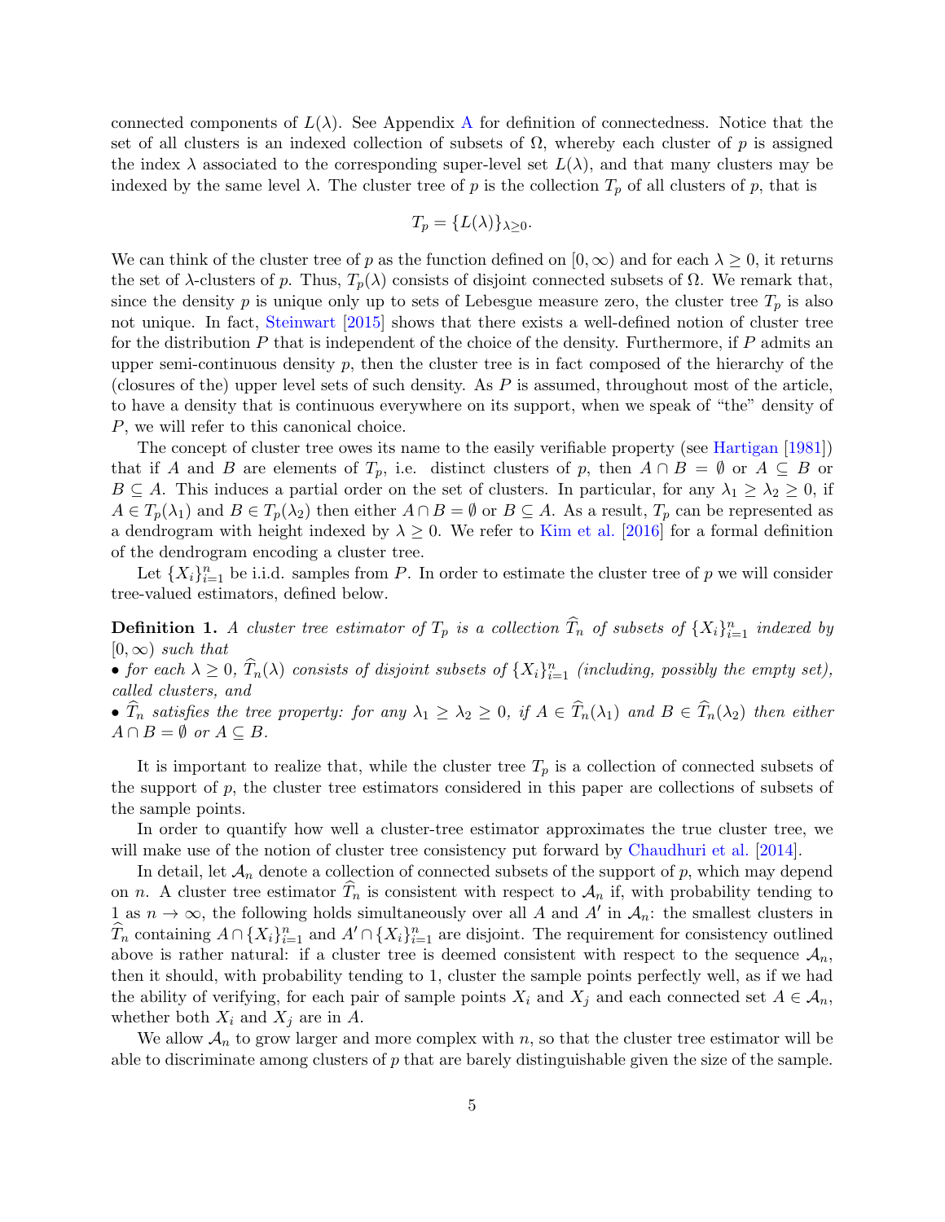connected components of $L(\lambda)$. See Appendix A for definition of connectedness. Notice that the set of all clusters is an indexed collection of subsets of $\Omega$, whereby each cluster of $p$ is assigned the index $\lambda$ associated to the corresponding super-level set $L(\lambda)$, and that many clusters may be indexed by the same level $\lambda$. The cluster tree of $p$ is the collection $T_p$ of all clusters of $p$, that is

$$T_p = \{L(\lambda)\}_{\lambda \geq 0}.$$

We can think of the cluster tree of $p$ as the function defined on $[0, \infty)$ and for each $\lambda \geq 0$, it returns the set of $\lambda$-clusters of $p$. Thus, $T_p(\lambda)$ consists of disjoint connected subsets of $\Omega$. We remark that, since the density $p$ is unique only up to sets of Lebesgue measure zero, the cluster tree $T_p$ is also not unique. In fact, Steinwart [2015] shows that there exists a well-defined notion of cluster tree for the distribution $P$ that is independent of the choice of the density. Furthermore, if $P$ admits an upper semi-continuous density $p$, then the cluster tree is in fact composed of the hierarchy of the (closures of the) upper level sets of such density. As $P$ is assumed, throughout most of the article, to have a density that is continuous everywhere on its support, when we speak of "the" density of $P$, we will refer to this canonical choice.

The concept of cluster tree owes its name to the easily verifiable property (see Hartigan [1981]) that if $A$ and $B$ are elements of $T_p$, i.e. distinct clusters of $p$, then $A \cap B = \emptyset$ or $A \subseteq B$ or $B \subseteq A$. This induces a partial order on the set of clusters. In particular, for any $\lambda_1 \geq \lambda_2 \geq 0$, if $A \in T_p(\lambda_1)$ and $B \in T_p(\lambda_2)$ then either $A \cap B = \emptyset$ or $B \subseteq A$. As a result, $T_p$ can be represented as a dendrogram with height indexed by $\lambda \geq 0$. We refer to Kim et al. [2016] for a formal definition of the dendrogram encoding a cluster tree.

Let $\{X_i\}_{i=1}^n$ be i.i.d. samples from $P$. In order to estimate the cluster tree of $p$ we will consider tree-valued estimators, defined below.

**Definition 1.** *A cluster tree estimator of $T_p$ is a collection $\widehat{T}_n$ of subsets of $\{X_i\}_{i=1}^n$ indexed by $[0, \infty)$ such that*
- *for each $\lambda \geq 0$, $\widehat{T}_n(\lambda)$ consists of disjoint subsets of $\{X_i\}_{i=1}^n$ (including, possibly the empty set), called clusters, and*
- *$\widehat{T}_n$ satisfies the tree property: for any $\lambda_1 \geq \lambda_2 \geq 0$, if $A \in \widehat{T}_n(\lambda_1)$ and $B \in \widehat{T}_n(\lambda_2)$ then either $A \cap B = \emptyset$ or $A \subseteq B$.*

It is important to realize that, while the cluster tree $T_p$ is a collection of connected subsets of the support of $p$, the cluster tree estimators considered in this paper are collections of subsets of the sample points.

In order to quantify how well a cluster-tree estimator approximates the true cluster tree, we will make use of the notion of cluster tree consistency put forward by Chaudhuri et al. [2014].

In detail, let $\mathcal{A}_n$ denote a collection of connected subsets of the support of $p$, which may depend on $n$. A cluster tree estimator $\widehat{T}_n$ is consistent with respect to $\mathcal{A}_n$ if, with probability tending to 1 as $n \to \infty$, the following holds simultaneously over all $A$ and $A'$ in $\mathcal{A}_n$: the smallest clusters in $\widehat{T}_n$ containing $A \cap \{X_i\}_{i=1}^n$ and $A' \cap \{X_i\}_{i=1}^n$ are disjoint. The requirement for consistency outlined above is rather natural: if a cluster tree is deemed consistent with respect to the sequence $\mathcal{A}_n$, then it should, with probability tending to 1, cluster the sample points perfectly well, as if we had the ability of verifying, for each pair of sample points $X_i$ and $X_j$ and each connected set $A \in \mathcal{A}_n$, whether both $X_i$ and $X_j$ are in $A$.

We allow $\mathcal{A}_n$ to grow larger and more complex with $n$, so that the cluster tree estimator will be able to discriminate among clusters of $p$ that are barely distinguishable given the size of the sample.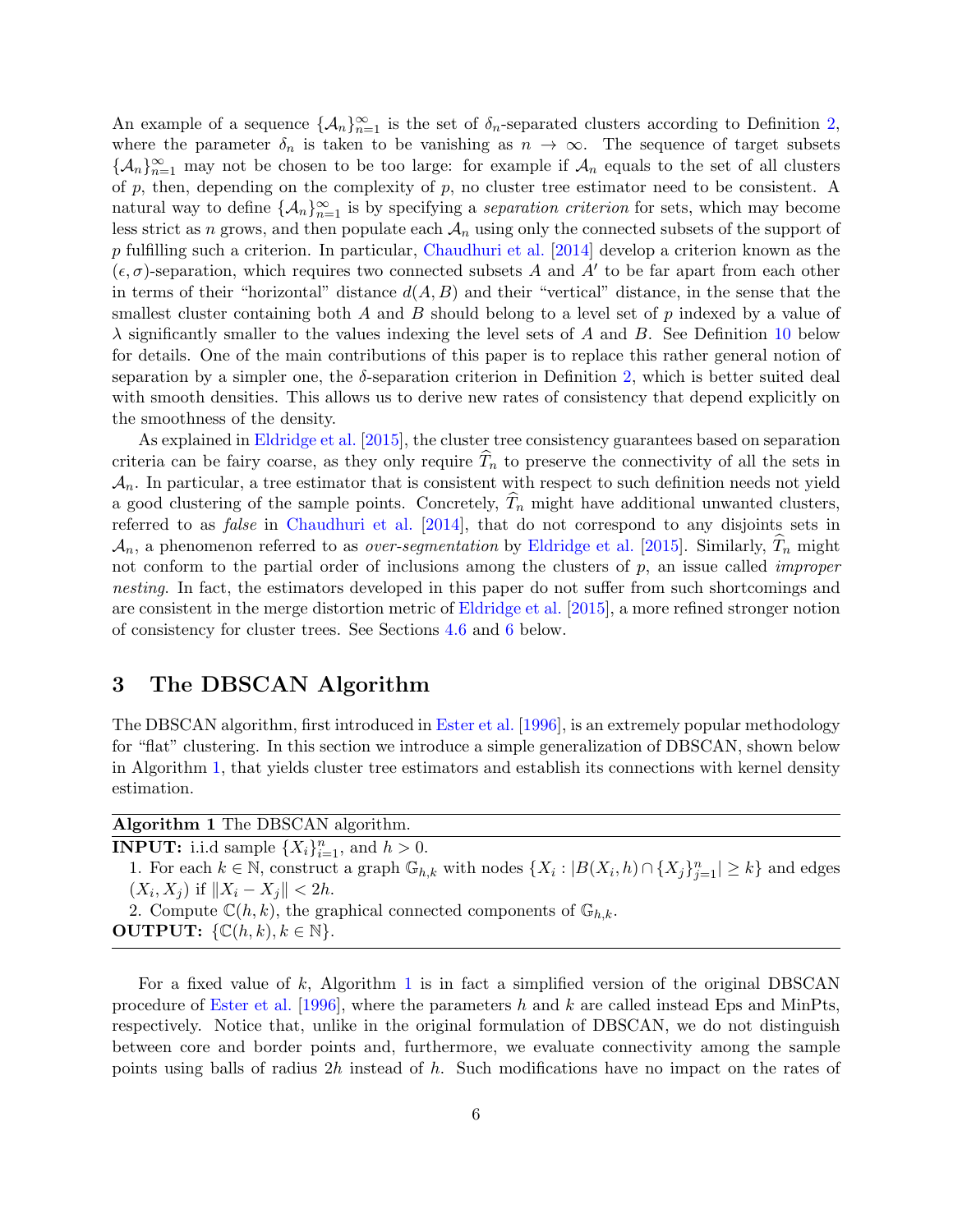An example of a sequence $\{\mathcal{A}_n\}_{n=1}^{\infty}$ is the set of $\delta_n$-separated clusters according to Definition 2, where the parameter $\delta_n$ is taken to be vanishing as $n \to \infty$. The sequence of target subsets $\{\mathcal{A}_n\}_{n=1}^{\infty}$ may not be chosen to be too large: for example if $\mathcal{A}_n$ equals to the set of all clusters of $p$, then, depending on the complexity of $p$, no cluster tree estimator need to be consistent. A natural way to define $\{\mathcal{A}_n\}_{n=1}^{\infty}$ is by specifying a *separation criterion* for sets, which may become less strict as $n$ grows, and then populate each $\mathcal{A}_n$ using only the connected subsets of the support of $p$ fulfilling such a criterion. In particular, Chaudhuri et al. [2014] develop a criterion known as the $(\epsilon, \sigma)$-separation, which requires two connected subsets $A$ and $A'$ to be far apart from each other in terms of their "horizontal" distance $d(A, B)$ and their "vertical" distance, in the sense that the smallest cluster containing both $A$ and $B$ should belong to a level set of $p$ indexed by a value of $\lambda$ significantly smaller to the values indexing the level sets of $A$ and $B$. See Definition 10 below for details. One of the main contributions of this paper is to replace this rather general notion of separation by a simpler one, the $\delta$-separation criterion in Definition 2, which is better suited deal with smooth densities. This allows us to derive new rates of consistency that depend explicitly on the smoothness of the density.

As explained in Eldridge et al. [2015], the cluster tree consistency guarantees based on separation criteria can be fairy coarse, as they only require $\widehat{T}_n$ to preserve the connectivity of all the sets in $\mathcal{A}_n$. In particular, a tree estimator that is consistent with respect to such definition needs not yield a good clustering of the sample points. Concretely, $\widehat{T}_n$ might have additional unwanted clusters, referred to as *false* in Chaudhuri et al. [2014], that do not correspond to any disjoints sets in $\mathcal{A}_n$, a phenomenon referred to as *over-segmentation* by Eldridge et al. [2015]. Similarly, $\widehat{T}_n$ might not conform to the partial order of inclusions among the clusters of $p$, an issue called *improper nesting*. In fact, the estimators developed in this paper do not suffer from such shortcomings and are consistent in the merge distortion metric of Eldridge et al. [2015], a more refined stronger notion of consistency for cluster trees. See Sections 4.6 and 6 below.

# 3 The DBSCAN Algorithm

The DBSCAN algorithm, first introduced in Ester et al. [1996], is an extremely popular methodology for "flat" clustering. In this section we introduce a simple generalization of DBSCAN, shown below in Algorithm 1, that yields cluster tree estimators and establish its connections with kernel density estimation.

---

**Algorithm 1** The DBSCAN algorithm.

---

**INPUT:** i.i.d sample $\{X_i\}_{i=1}^n$, and $h > 0$.

1. For each $k \in \mathbb{N}$, construct a graph $\mathbb{G}_{h,k}$ with nodes $\{X_i : |B(X_i, h) \cap \{X_j\}_{j=1}^n| \geq k\}$ and edges $(X_i, X_j)$ if $\|X_i - X_j\| < 2h$.
2. Compute $\mathbb{C}(h, k)$, the graphical connected components of $\mathbb{G}_{h,k}$.

**OUTPUT:** $\{\mathbb{C}(h, k), k \in \mathbb{N}\}$.

---

For a fixed value of $k$, Algorithm 1 is in fact a simplified version of the original DBSCAN procedure of Ester et al. [1996], where the parameters $h$ and $k$ are called instead Eps and MinPts, respectively. Notice that, unlike in the original formulation of DBSCAN, we do not distinguish between core and border points and, furthermore, we evaluate connectivity among the sample points using balls of radius $2h$ instead of $h$. Such modifications have no impact on the rates of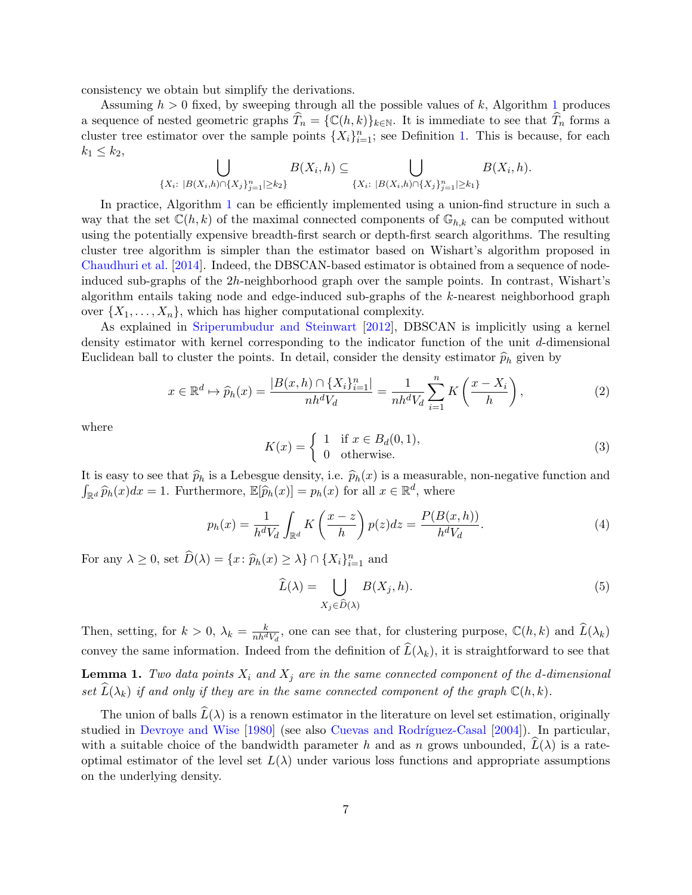consistency we obtain but simplify the derivations.

Assuming $h > 0$ fixed, by sweeping through all the possible values of $k$, Algorithm 1 produces a sequence of nested geometric graphs $\widehat{T}_n = \{\mathbb{C}(h,k)\}_{k\in\mathbb{N}}$. It is immediate to see that $\widehat{T}_n$ forms a cluster tree estimator over the sample points $\{X_i\}_{i=1}^n$; see Definition 1. This is because, for each $k_1 \leq k_2$,

$$\bigcup_{\{X_i \colon |B(X_i,h)\cap\{X_j\}_{j=1}^n| \geq k_2\}} B(X_i,h) \subseteq \bigcup_{\{X_i \colon |B(X_i,h)\cap\{X_j\}_{j=1}^n| \geq k_1\}} B(X_i,h).$$

In practice, Algorithm 1 can be efficiently implemented using a union-find structure in such a way that the set $\mathbb{C}(h,k)$ of the maximal connected components of $\mathbb{G}_{h,k}$ can be computed without using the potentially expensive breadth-first search or depth-first search algorithms. The resulting cluster tree algorithm is simpler than the estimator based on Wishart's algorithm proposed in Chaudhuri et al. [2014]. Indeed, the DBSCAN-based estimator is obtained from a sequence of node-induced sub-graphs of the $2h$-neighborhood graph over the sample points. In contrast, Wishart's algorithm entails taking node and edge-induced sub-graphs of the $k$-nearest neighborhood graph over $\{X_1,\ldots,X_n\}$, which has higher computational complexity.

As explained in Sriperumbudur and Steinwart [2012], DBSCAN is implicitly using a kernel density estimator with kernel corresponding to the indicator function of the unit $d$-dimensional Euclidean ball to cluster the points. In detail, consider the density estimator $\widehat{p}_h$ given by

$$x \in \mathbb{R}^d \mapsto \widehat{p}_h(x) = \frac{|B(x,h)\cap\{X_i\}_{i=1}^n|}{nh^dV_d} = \frac{1}{nh^dV_d}\sum_{i=1}^n K\left(\frac{x-X_i}{h}\right), \tag{2}$$

where

$$K(x) = \begin{cases} 1 & \text{if } x \in B_d(0,1), \\ 0 & \text{otherwise.} \end{cases} \tag{3}$$

It is easy to see that $\widehat{p}_h$ is a Lebesgue density, i.e. $\widehat{p}_h(x)$ is a measurable, non-negative function and $\int_{\mathbb{R}^d}\widehat{p}_h(x)dx = 1$. Furthermore, $\mathbb{E}[\widehat{p}_h(x)] = p_h(x)$ for all $x \in \mathbb{R}^d$, where

$$p_h(x) = \frac{1}{h^dV_d}\int_{\mathbb{R}^d} K\left(\frac{x-z}{h}\right)p(z)dz = \frac{P(B(x,h))}{h^dV_d}. \tag{4}$$

For any $\lambda \geq 0$, set $\widehat{D}(\lambda) = \{x \colon \widehat{p}_h(x) \geq \lambda\} \cap \{X_i\}_{i=1}^n$ and

$$\widehat{L}(\lambda) = \bigcup_{X_j \in \widehat{D}(\lambda)} B(X_j,h). \tag{5}$$

Then, setting, for $k > 0$, $\lambda_k = \frac{k}{nh^dV_d}$, one can see that, for clustering purpose, $\mathbb{C}(h,k)$ and $\widehat{L}(\lambda_k)$ convey the same information. Indeed from the definition of $\widehat{L}(\lambda_k)$, it is straightforward to see that

**Lemma 1.** *Two data points $X_i$ and $X_j$ are in the same connected component of the $d$-dimensional set $\widehat{L}(\lambda_k)$ if and only if they are in the same connected component of the graph $\mathbb{C}(h,k)$.*

The union of balls $\widehat{L}(\lambda)$ is a renown estimator in the literature on level set estimation, originally studied in Devroye and Wise [1980] (see also Cuevas and Rodríguez-Casal [2004]). In particular, with a suitable choice of the bandwidth parameter $h$ and as $n$ grows unbounded, $\widehat{L}(\lambda)$ is a rate-optimal estimator of the level set $L(\lambda)$ under various loss functions and appropriate assumptions on the underlying density.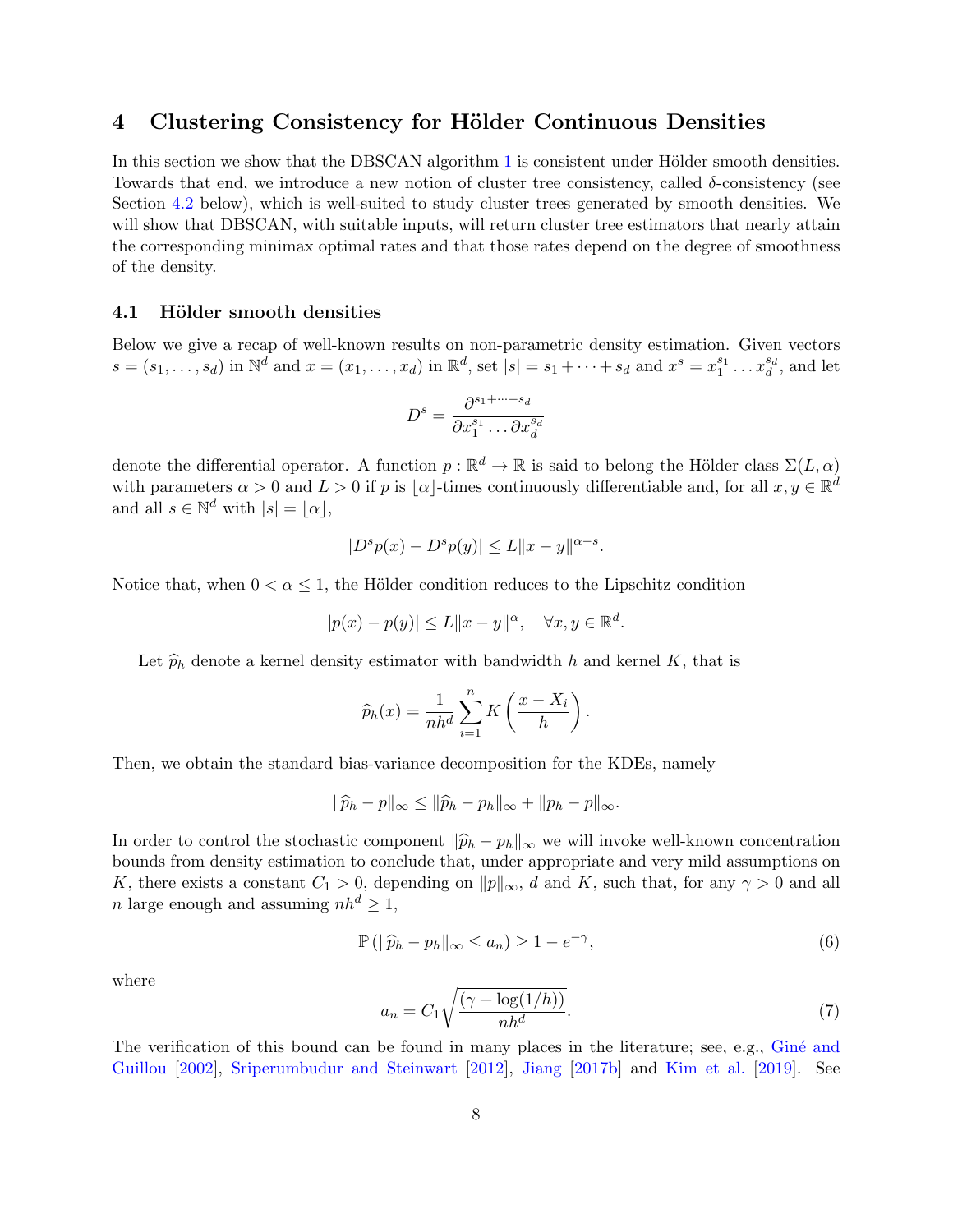# 4 Clustering Consistency for Hölder Continuous Densities

In this section we show that the DBSCAN algorithm 1 is consistent under Hölder smooth densities. Towards that end, we introduce a new notion of cluster tree consistency, called $\delta$-consistency (see Section 4.2 below), which is well-suited to study cluster trees generated by smooth densities. We will show that DBSCAN, with suitable inputs, will return cluster tree estimators that nearly attain the corresponding minimax optimal rates and that those rates depend on the degree of smoothness of the density.

## 4.1 Hölder smooth densities

Below we give a recap of well-known results on non-parametric density estimation. Given vectors $s = (s_1, \ldots, s_d)$ in $\mathbb{N}^d$ and $x = (x_1, \ldots, x_d)$ in $\mathbb{R}^d$, set $|s| = s_1 + \cdots + s_d$ and $x^s = x_1^{s_1} \ldots x_d^{s_d}$, and let

$$D^s = \frac{\partial^{s_1 + \cdots + s_d}}{\partial x_1^{s_1} \ldots \partial x_d^{s_d}}$$

denote the differential operator. A function $p : \mathbb{R}^d \to \mathbb{R}$ is said to belong the Hölder class $\Sigma(L, \alpha)$ with parameters $\alpha > 0$ and $L > 0$ if $p$ is $\lfloor \alpha \rfloor$-times continuously differentiable and, for all $x, y \in \mathbb{R}^d$ and all $s \in \mathbb{N}^d$ with $|s| = \lfloor \alpha \rfloor$,

$$|D^s p(x) - D^s p(y)| \leq L \|x - y\|^{\alpha - s}.$$

Notice that, when $0 < \alpha \leq 1$, the Hölder condition reduces to the Lipschitz condition

$$|p(x) - p(y)| \leq L \|x - y\|^{\alpha}, \quad \forall x, y \in \mathbb{R}^d.$$

Let $\widehat{p}_h$ denote a kernel density estimator with bandwidth $h$ and kernel $K$, that is

$$\widehat{p}_h(x) = \frac{1}{nh^d} \sum_{i=1}^{n} K\left(\frac{x - X_i}{h}\right).$$

Then, we obtain the standard bias-variance decomposition for the KDEs, namely

$$\|\widehat{p}_h - p\|_\infty \leq \|\widehat{p}_h - p_h\|_\infty + \|p_h - p\|_\infty.$$

In order to control the stochastic component $\|\widehat{p}_h - p_h\|_\infty$ we will invoke well-known concentration bounds from density estimation to conclude that, under appropriate and very mild assumptions on $K$, there exists a constant $C_1 > 0$, depending on $\|p\|_\infty$, $d$ and $K$, such that, for any $\gamma > 0$ and all $n$ large enough and assuming $nh^d \geq 1$,

$$\mathbb{P}\left(\|\widehat{p}_h - p_h\|_\infty \leq a_n\right) \geq 1 - e^{-\gamma}, \tag{6}$$

where

$$a_n = C_1 \sqrt{\frac{(\gamma + \log(1/h))}{nh^d}}. \tag{7}$$

The verification of this bound can be found in many places in the literature; see, e.g., Giné and Guillou [2002], Sriperumbudur and Steinwart [2012], Jiang [2017b] and Kim et al. [2019]. See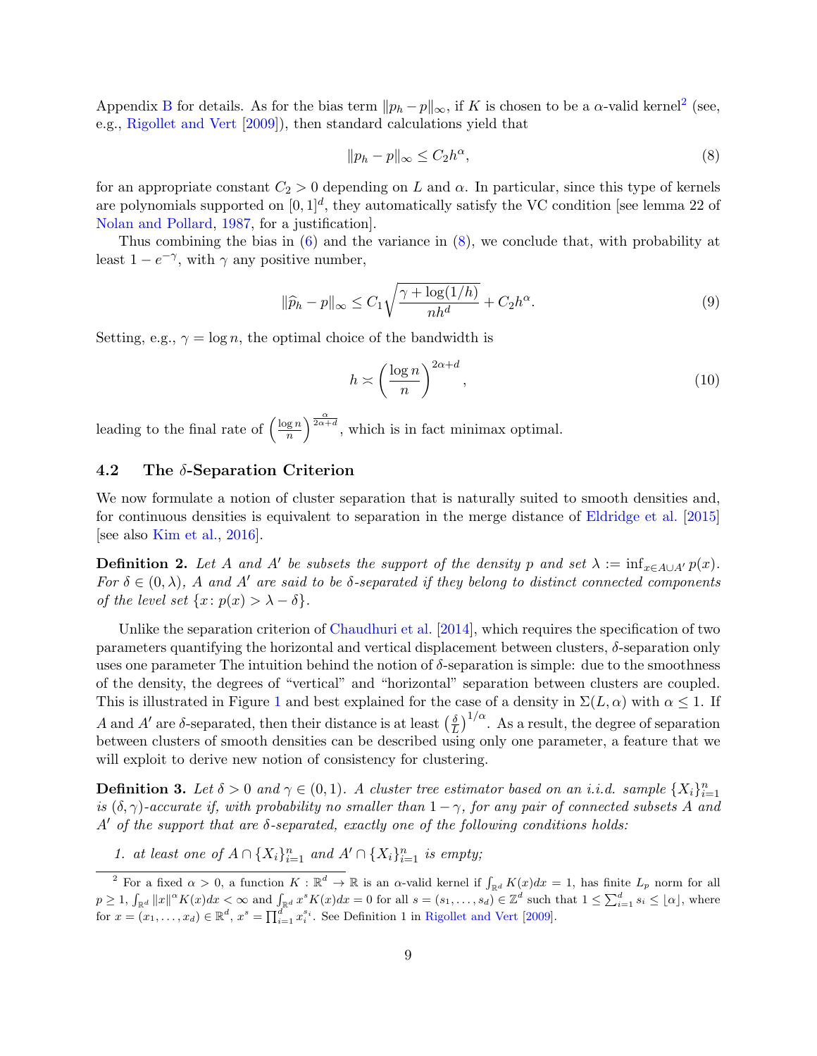Appendix B for details. As for the bias term $\|p_h - p\|_\infty$, if $K$ is chosen to be a $\alpha$-valid kernel[2] (see, e.g., Rigollet and Vert [2009]), then standard calculations yield that

$$\|p_h - p\|_\infty \le C_2 h^\alpha, \tag{8}$$

for an appropriate constant $C_2 > 0$ depending on $L$ and $\alpha$. In particular, since this type of kernels are polynomials supported on $[0,1]^d$, they automatically satisfy the VC condition [see lemma 22 of Nolan and Pollard, 1987, for a justification].

Thus combining the bias in (6) and the variance in (8), we conclude that, with probability at least $1 - e^{-\gamma}$, with $\gamma$ any positive number,

$$\|\widehat{p}_h - p\|_\infty \le C_1 \sqrt{\frac{\gamma + \log(1/h)}{nh^d}} + C_2 h^\alpha. \tag{9}$$

Setting, e.g., $\gamma = \log n$, the optimal choice of the bandwidth is

$$h \asymp \left(\frac{\log n}{n}\right)^{2\alpha + d}, \tag{10}$$

leading to the final rate of $\left(\frac{\log n}{n}\right)^{\frac{\alpha}{2\alpha+d}}$, which is in fact minimax optimal.

### 4.2 The $\delta$-Separation Criterion

We now formulate a notion of cluster separation that is naturally suited to smooth densities and, for continuous densities is equivalent to separation in the merge distance of Eldridge et al. [2015] [see also Kim et al., 2016].

**Definition 2.** *Let $A$ and $A'$ be subsets the support of the density $p$ and set $\lambda := \inf_{x \in A \cup A'} p(x)$. For $\delta \in (0, \lambda)$, $A$ and $A'$ are said to be $\delta$-separated if they belong to distinct connected components of the level set $\{x : p(x) > \lambda - \delta\}$.*

Unlike the separation criterion of Chaudhuri et al. [2014], which requires the specification of two parameters quantifying the horizontal and vertical displacement between clusters, $\delta$-separation only uses one parameter The intuition behind the notion of $\delta$-separation is simple: due to the smoothness of the density, the degrees of "vertical" and "horizontal" separation between clusters are coupled. This is illustrated in Figure 1 and best explained for the case of a density in $\Sigma(L, \alpha)$ with $\alpha \le 1$. If $A$ and $A'$ are $\delta$-separated, then their distance is at least $\left(\frac{\delta}{L}\right)^{1/\alpha}$. As a result, the degree of separation between clusters of smooth densities can be described using only one parameter, a feature that we will exploit to derive new notion of consistency for clustering.

**Definition 3.** *Let $\delta > 0$ and $\gamma \in (0,1)$. A cluster tree estimator based on an i.i.d. sample $\{X_i\}_{i=1}^n$ is $(\delta, \gamma)$-accurate if, with probability no smaller than $1 - \gamma$, for any pair of connected subsets $A$ and $A'$ of the support that are $\delta$-separated, exactly one of the following conditions holds:*

1. *at least one of $A \cap \{X_i\}_{i=1}^n$ and $A' \cap \{X_i\}_{i=1}^n$ is empty;*

[2] For a fixed $\alpha > 0$, a function $K : \mathbb{R}^d \to \mathbb{R}$ is an $\alpha$-valid kernel if $\int_{\mathbb{R}^d} K(x)dx = 1$, has finite $L_p$ norm for all $p \ge 1$, $\int_{\mathbb{R}^d} \|x\|^\alpha K(x)dx < \infty$ and $\int_{\mathbb{R}^d} x^s K(x)dx = 0$ for all $s = (s_1, \ldots, s_d) \in \mathbb{Z}^d$ such that $1 \le \sum_{i=1}^d s_i \le \lfloor \alpha \rfloor$, where for $x = (x_1, \ldots, x_d) \in \mathbb{R}^d$, $x^s = \prod_{i=1}^d x_i^{s_i}$. See Definition 1 in Rigollet and Vert [2009].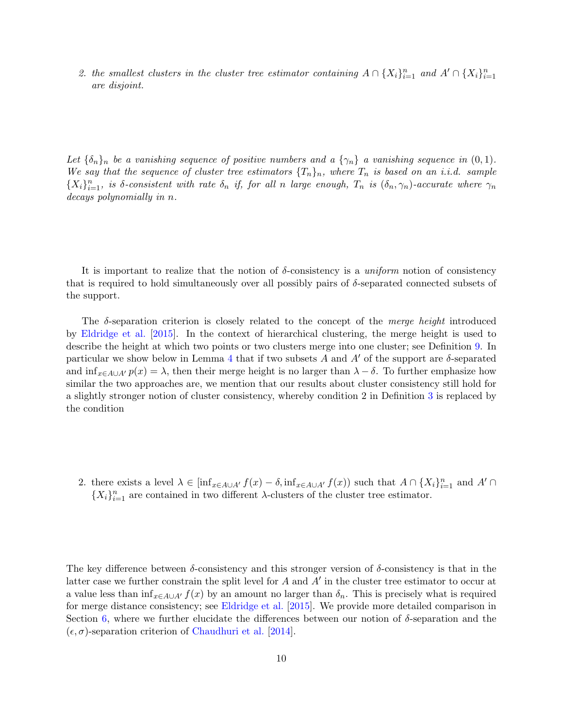2. *the smallest clusters in the cluster tree estimator containing $A \cap \{X_i\}_{i=1}^n$ and $A' \cap \{X_i\}_{i=1}^n$ are disjoint.*

*Let $\{\delta_n\}_n$ be a vanishing sequence of positive numbers and a $\{\gamma_n\}$ a vanishing sequence in $(0,1)$. We say that the sequence of cluster tree estimators $\{T_n\}_n$, where $T_n$ is based on an i.i.d. sample $\{X_i\}_{i=1}^n$, is $\delta$-consistent with rate $\delta_n$ if, for all $n$ large enough, $T_n$ is $(\delta_n, \gamma_n)$-accurate where $\gamma_n$ decays polynomially in $n$.*

It is important to realize that the notion of $\delta$-consistency is a *uniform* notion of consistency that is required to hold simultaneously over all possibly pairs of $\delta$-separated connected subsets of the support.

The $\delta$-separation criterion is closely related to the concept of the *merge height* introduced by Eldridge et al. [2015]. In the context of hierarchical clustering, the merge height is used to describe the height at which two points or two clusters merge into one cluster; see Definition 9. In particular we show below in Lemma 4 that if two subsets $A$ and $A'$ of the support are $\delta$-separated and $\inf_{x \in A \cup A'} p(x) = \lambda$, then their merge height is no larger than $\lambda - \delta$. To further emphasize how similar the two approaches are, we mention that our results about cluster consistency still hold for a slightly stronger notion of cluster consistency, whereby condition 2 in Definition 3 is replaced by the condition

2. there exists a level $\lambda \in [\inf_{x \in A \cup A'} f(x) - \delta, \inf_{x \in A \cup A'} f(x))$ such that $A \cap \{X_i\}_{i=1}^n$ and $A' \cap \{X_i\}_{i=1}^n$ are contained in two different $\lambda$-clusters of the cluster tree estimator.

The key difference between $\delta$-consistency and this stronger version of $\delta$-consistency is that in the latter case we further constrain the split level for $A$ and $A'$ in the cluster tree estimator to occur at a value less than $\inf_{x \in A \cup A'} f(x)$ by an amount no larger than $\delta_n$. This is precisely what is required for merge distance consistency; see Eldridge et al. [2015]. We provide more detailed comparison in Section 6, where we further elucidate the differences between our notion of $\delta$-separation and the $(\epsilon, \sigma)$-separation criterion of Chaudhuri et al. [2014].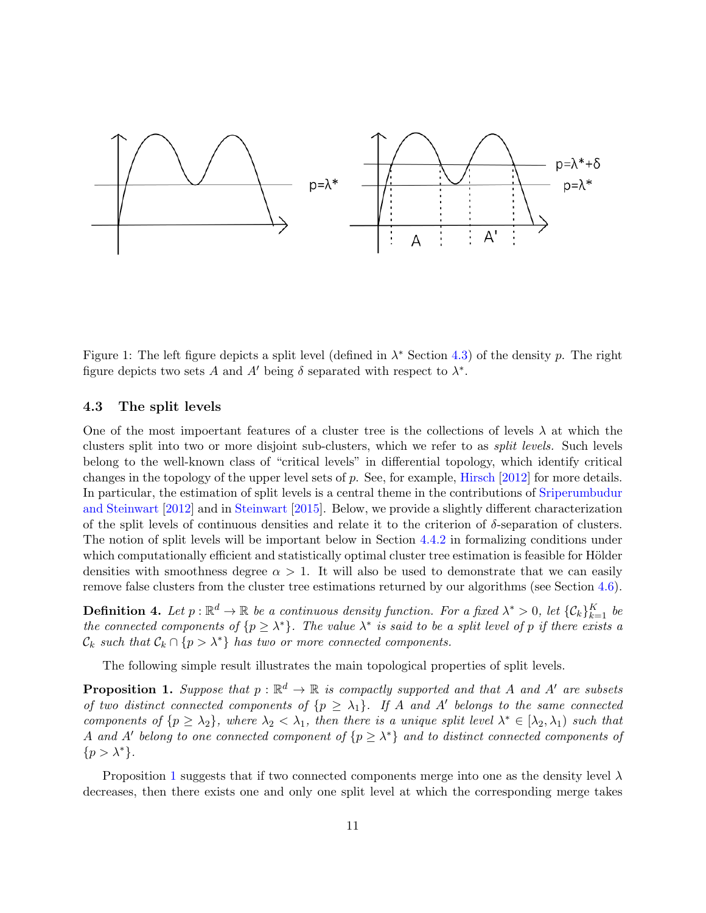Figure 1: The left figure depicts a split level (defined in $\lambda^*$ Section 4.3) of the density $p$. The right figure depicts two sets $A$ and $A'$ being $\delta$ separated with respect to $\lambda^*$.

### 4.3 The split levels

One of the most impoertant features of a cluster tree is the collections of levels $\lambda$ at which the clusters split into two or more disjoint sub-clusters, which we refer to as *split levels*. Such levels belong to the well-known class of "critical levels" in differential topology, which identify critical changes in the topology of the upper level sets of $p$. See, for example, Hirsch [2012] for more details. In particular, the estimation of split levels is a central theme in the contributions of Sriperumbudur and Steinwart [2012] and in Steinwart [2015]. Below, we provide a slightly different characterization of the split levels of continuous densities and relate it to the criterion of $\delta$-separation of clusters. The notion of split levels will be important below in Section 4.4.2 in formalizing conditions under which computationally efficient and statistically optimal cluster tree estimation is feasible for Hölder densities with smoothness degree $\alpha > 1$. It will also be used to demonstrate that we can easily remove false clusters from the cluster tree estimations returned by our algorithms (see Section 4.6).

**Definition 4.** *Let $p : \mathbb{R}^d \to \mathbb{R}$ be a continuous density function. For a fixed $\lambda^* > 0$, let $\{\mathcal{C}_k\}_{k=1}^K$ be the connected components of $\{p \geq \lambda^*\}$. The value $\lambda^*$ is said to be a split level of $p$ if there exists a $\mathcal{C}_k$ such that $\mathcal{C}_k \cap \{p > \lambda^*\}$ has two or more connected components.*

The following simple result illustrates the main topological properties of split levels.

**Proposition 1.** *Suppose that $p : \mathbb{R}^d \to \mathbb{R}$ is compactly supported and that $A$ and $A'$ are subsets of two distinct connected components of $\{p \geq \lambda_1\}$. If $A$ and $A'$ belongs to the same connected components of $\{p \geq \lambda_2\}$, where $\lambda_2 < \lambda_1$, then there is a unique split level $\lambda^* \in [\lambda_2, \lambda_1)$ such that $A$ and $A'$ belong to one connected component of $\{p \geq \lambda^*\}$ and to distinct connected components of $\{p > \lambda^*\}$.*

Proposition 1 suggests that if two connected components merge into one as the density level $\lambda$ decreases, then there exists one and only one split level at which the corresponding merge takes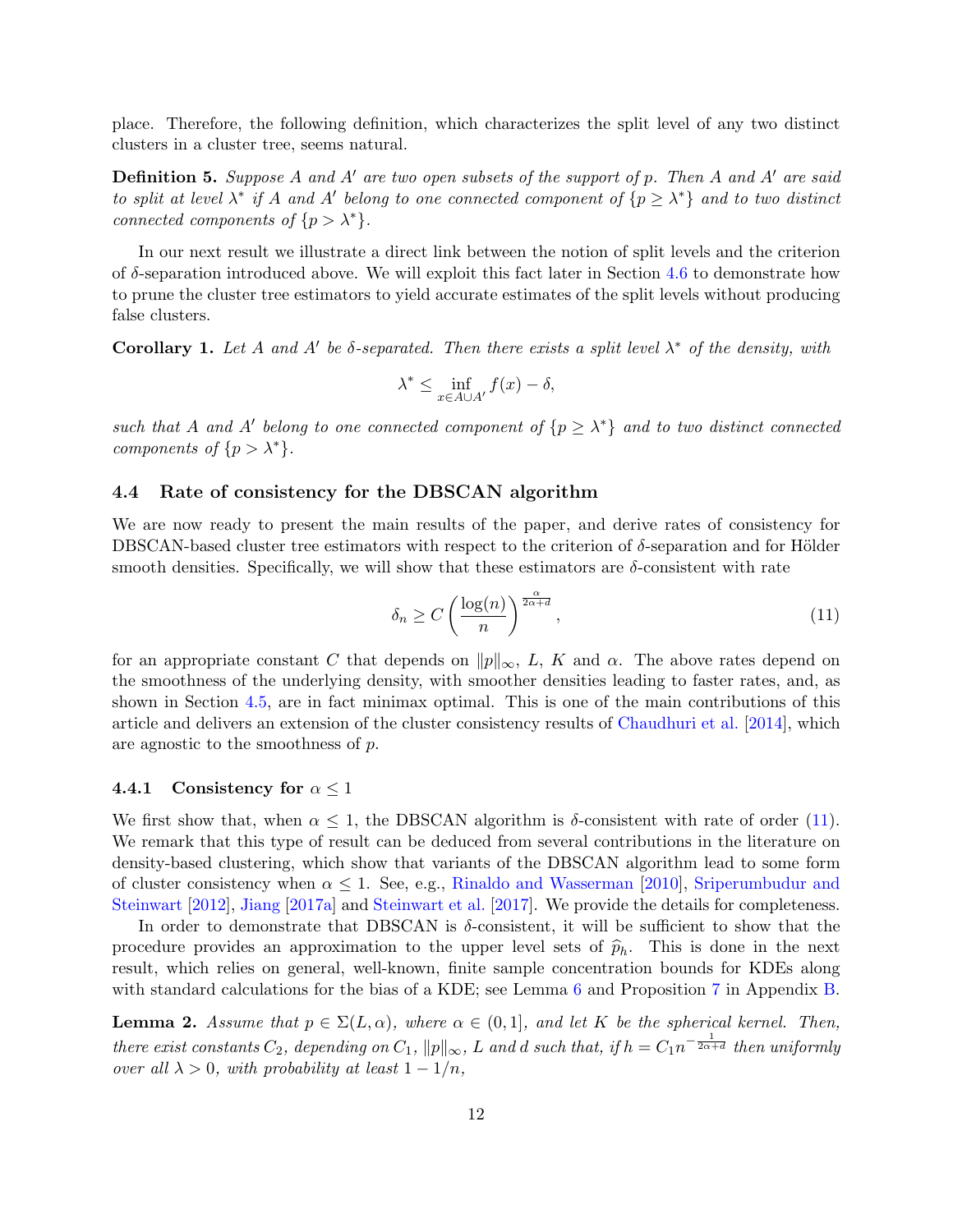place. Therefore, the following definition, which characterizes the split level of any two distinct clusters in a cluster tree, seems natural.

**Definition 5.** *Suppose $A$ and $A'$ are two open subsets of the support of $p$. Then $A$ and $A'$ are said to split at level $\lambda^*$ if $A$ and $A'$ belong to one connected component of $\{p \geq \lambda^*\}$ and to two distinct connected components of $\{p > \lambda^*\}$.*

In our next result we illustrate a direct link between the notion of split levels and the criterion of $\delta$-separation introduced above. We will exploit this fact later in Section 4.6 to demonstrate how to prune the cluster tree estimators to yield accurate estimates of the split levels without producing false clusters.

**Corollary 1.** *Let $A$ and $A'$ be $\delta$-separated. Then there exists a split level $\lambda^*$ of the density, with*

$$\lambda^* \leq \inf_{x \in A \cup A'} f(x) - \delta,$$

*such that $A$ and $A'$ belong to one connected component of $\{p \geq \lambda^*\}$ and to two distinct connected components of $\{p > \lambda^*\}$.*

### 4.4 Rate of consistency for the DBSCAN algorithm

We are now ready to present the main results of the paper, and derive rates of consistency for DBSCAN-based cluster tree estimators with respect to the criterion of $\delta$-separation and for Hölder smooth densities. Specifically, we will show that these estimators are $\delta$-consistent with rate

$$\delta_n \geq C \left( \frac{\log(n)}{n} \right)^{\frac{\alpha}{2\alpha+d}}, \tag{11}$$

for an appropriate constant $C$ that depends on $\|p\|_\infty$, $L$, $K$ and $\alpha$. The above rates depend on the smoothness of the underlying density, with smoother densities leading to faster rates, and, as shown in Section 4.5, are in fact minimax optimal. This is one of the main contributions of this article and delivers an extension of the cluster consistency results of Chaudhuri et al. [2014], which are agnostic to the smoothness of $p$.

#### 4.4.1 Consistency for $\alpha \leq 1$

We first show that, when $\alpha \leq 1$, the DBSCAN algorithm is $\delta$-consistent with rate of order (11). We remark that this type of result can be deduced from several contributions in the literature on density-based clustering, which show that variants of the DBSCAN algorithm lead to some form of cluster consistency when $\alpha \leq 1$. See, e.g., Rinaldo and Wasserman [2010], Sriperumbudur and Steinwart [2012], Jiang [2017a] and Steinwart et al. [2017]. We provide the details for completeness.

In order to demonstrate that DBSCAN is $\delta$-consistent, it will be sufficient to show that the procedure provides an approximation to the upper level sets of $\widehat{p}_h$. This is done in the next result, which relies on general, well-known, finite sample concentration bounds for KDEs along with standard calculations for the bias of a KDE; see Lemma 6 and Proposition 7 in Appendix B.

**Lemma 2.** *Assume that $p \in \Sigma(L, \alpha)$, where $\alpha \in (0, 1]$, and let $K$ be the spherical kernel. Then, there exist constants $C_2$, depending on $C_1$, $\|p\|_\infty$, $L$ and $d$ such that, if $h = C_1 n^{-\frac{1}{2\alpha+d}}$ then uniformly over all $\lambda > 0$, with probability at least $1 - 1/n$,*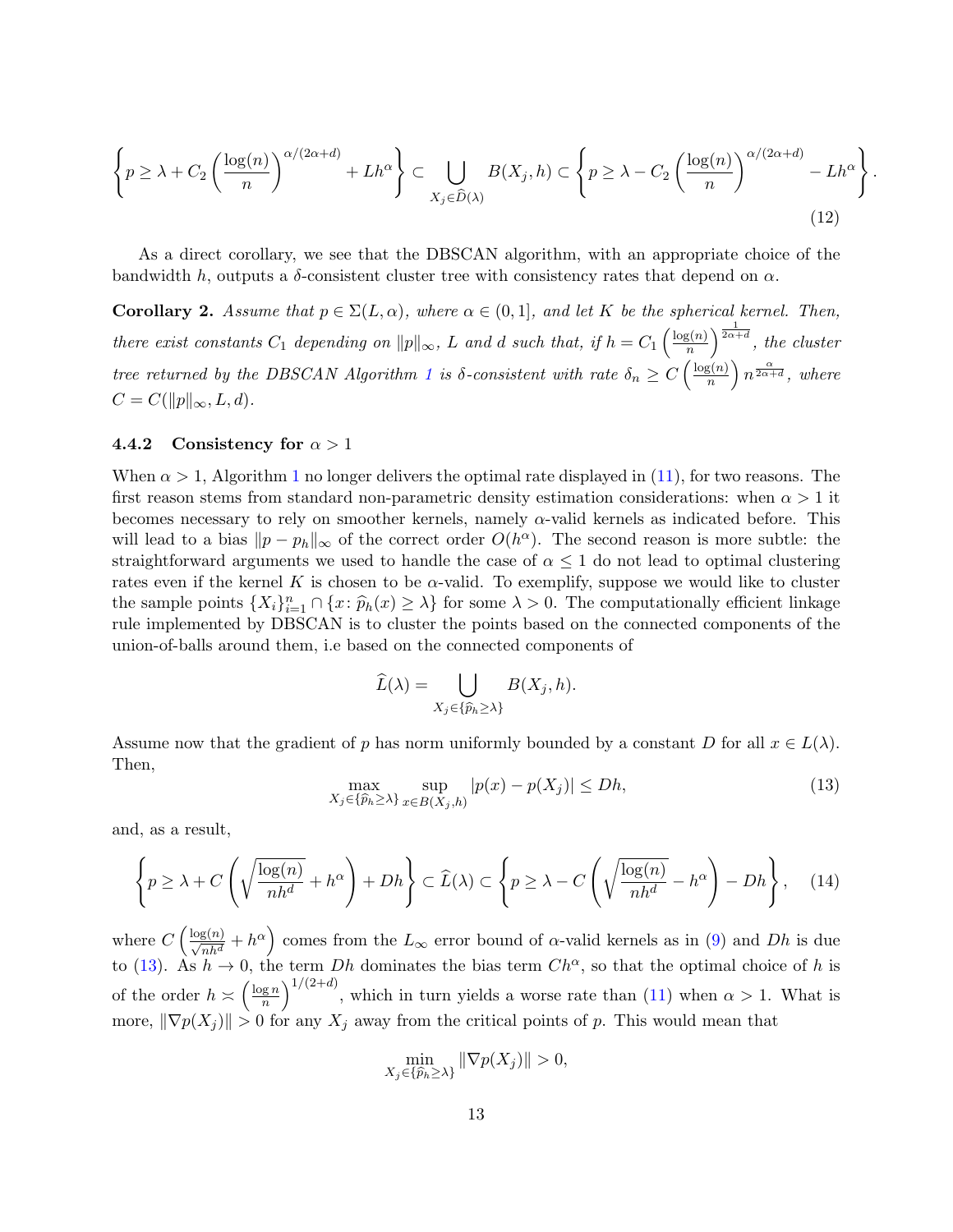$$
\left\{ p \geq \lambda + C_2 \left( \frac{\log(n)}{n} \right)^{\alpha/(2\alpha+d)} + Lh^\alpha \right\} \subset \bigcup_{X_j \in \widehat{D}(\lambda)} B(X_j, h) \subset \left\{ p \geq \lambda - C_2 \left( \frac{\log(n)}{n} \right)^{\alpha/(2\alpha+d)} - Lh^\alpha \right\}. \tag{12}
$$

As a direct corollary, we see that the DBSCAN algorithm, with an appropriate choice of the bandwidth $h$, outputs a $\delta$-consistent cluster tree with consistency rates that depend on $\alpha$.

**Corollary 2.** *Assume that $p \in \Sigma(L, \alpha)$, where $\alpha \in (0, 1]$, and let $K$ be the spherical kernel. Then, there exist constants $C_1$ depending on $\|p\|_\infty$, $L$ and $d$ such that, if $h = C_1 \left( \frac{\log(n)}{n} \right)^{\frac{1}{2\alpha+d}}$, the cluster tree returned by the DBSCAN Algorithm 1 is $\delta$-consistent with rate $\delta_n \geq C \left( \frac{\log(n)}{n} \right) n^{\frac{\alpha}{2\alpha+d}}$, where $C = C(\|p\|_\infty, L, d)$.*

### 4.4.2 Consistency for $\alpha > 1$

When $\alpha > 1$, Algorithm 1 no longer delivers the optimal rate displayed in (11), for two reasons. The first reason stems from standard non-parametric density estimation considerations: when $\alpha > 1$ it becomes necessary to rely on smoother kernels, namely $\alpha$-valid kernels as indicated before. This will lead to a bias $\|p - p_h\|_\infty$ of the correct order $O(h^\alpha)$. The second reason is more subtle: the straightforward arguments we used to handle the case of $\alpha \leq 1$ do not lead to optimal clustering rates even if the kernel $K$ is chosen to be $\alpha$-valid. To exemplify, suppose we would like to cluster the sample points $\{X_i\}_{i=1}^n \cap \{x \colon \widehat{p}_h(x) \geq \lambda\}$ for some $\lambda > 0$. The computationally efficient linkage rule implemented by DBSCAN is to cluster the points based on the connected components of the union-of-balls around them, i.e based on the connected components of

$$
\widehat{L}(\lambda) = \bigcup_{X_j \in \{\widehat{p}_h \geq \lambda\}} B(X_j, h).
$$

Assume now that the gradient of $p$ has norm uniformly bounded by a constant $D$ for all $x \in L(\lambda)$. Then,

$$
\max_{X_j \in \{\widehat{p}_h \geq \lambda\}} \sup_{x \in B(X_j, h)} |p(x) - p(X_j)| \leq Dh, \tag{13}
$$

and, as a result,

$$
\left\{ p \geq \lambda + C \left( \sqrt{\frac{\log(n)}{nh^d}} + h^\alpha \right) + Dh \right\} \subset \widehat{L}(\lambda) \subset \left\{ p \geq \lambda - C \left( \sqrt{\frac{\log(n)}{nh^d}} - h^\alpha \right) - Dh \right\}, \tag{14}
$$

where $C \left( \frac{\log(n)}{\sqrt{nh^d}} + h^\alpha \right)$ comes from the $L_\infty$ error bound of $\alpha$-valid kernels as in (9) and $Dh$ is due to (13). As $h \to 0$, the term $Dh$ dominates the bias term $Ch^\alpha$, so that the optimal choice of $h$ is of the order $h \asymp \left( \frac{\log n}{n} \right)^{1/(2+d)}$, which in turn yields a worse rate than (11) when $\alpha > 1$. What is more, $\|\nabla p(X_j)\| > 0$ for any $X_j$ away from the critical points of $p$. This would mean that

$$
\min_{X_j \in \{\widehat{p}_h \geq \lambda\}} \|\nabla p(X_j)\| > 0,
$$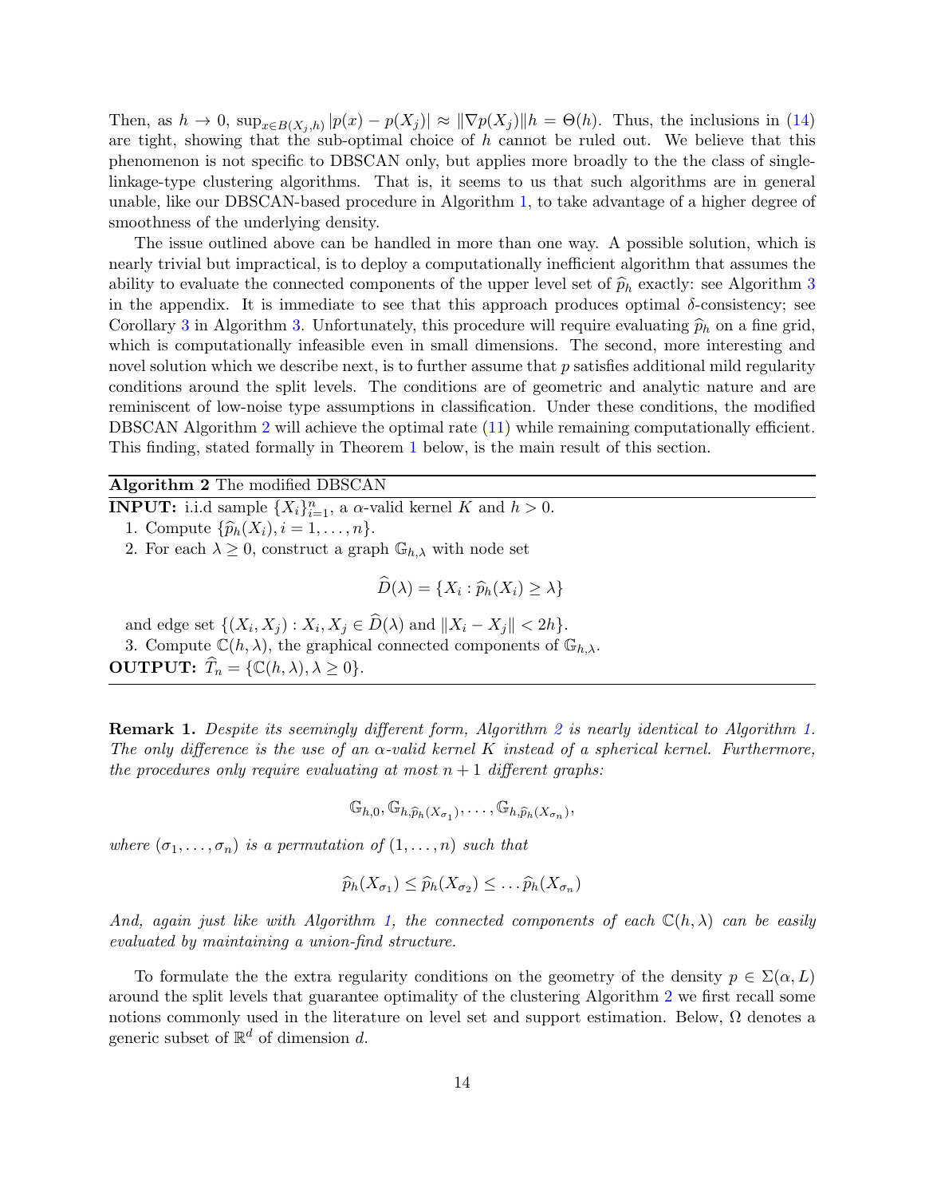Then, as $h \to 0$, $\sup_{x \in B(X_j,h)} |p(x) - p(X_j)| \approx \|\nabla p(X_j)\| h = \Theta(h)$. Thus, the inclusions in (14) are tight, showing that the sub-optimal choice of $h$ cannot be ruled out. We believe that this phenomenon is not specific to DBSCAN only, but applies more broadly to the the class of single-linkage-type clustering algorithms. That is, it seems to us that such algorithms are in general unable, like our DBSCAN-based procedure in Algorithm 1, to take advantage of a higher degree of smoothness of the underlying density.

The issue outlined above can be handled in more than one way. A possible solution, which is nearly trivial but impractical, is to deploy a computationally inefficient algorithm that assumes the ability to evaluate the connected components of the upper level set of $\widehat{p}_h$ exactly: see Algorithm 3 in the appendix. It is immediate to see that this approach produces optimal $\delta$-consistency; see Corollary 3 in Algorithm 3. Unfortunately, this procedure will require evaluating $\widehat{p}_h$ on a fine grid, which is computationally infeasible even in small dimensions. The second, more interesting and novel solution which we describe next, is to further assume that $p$ satisfies additional mild regularity conditions around the split levels. The conditions are of geometric and analytic nature and are reminiscent of low-noise type assumptions in classification. Under these conditions, the modified DBSCAN Algorithm 2 will achieve the optimal rate (11) while remaining computationally efficient. This finding, stated formally in Theorem 1 below, is the main result of this section.

---

**Algorithm 2** The modified DBSCAN

---

**INPUT:** i.i.d sample $\{X_i\}_{i=1}^n$, a $\alpha$-valid kernel $K$ and $h > 0$.

1. Compute $\{\widehat{p}_h(X_i), i = 1, \ldots, n\}$.
2. For each $\lambda \geq 0$, construct a graph $\mathbb{G}_{h,\lambda}$ with node set

$$\widehat{D}(\lambda) = \{X_i : \widehat{p}_h(X_i) \geq \lambda\}$$

   and edge set $\{(X_i, X_j) : X_i, X_j \in \widehat{D}(\lambda) \text{ and } \|X_i - X_j\| < 2h\}$.
3. Compute $\mathbb{C}(h, \lambda)$, the graphical connected components of $\mathbb{G}_{h,\lambda}$.

**OUTPUT:** $\widehat{T}_n = \{\mathbb{C}(h, \lambda), \lambda \geq 0\}$.

---

**Remark 1.** *Despite its seemingly different form, Algorithm 2 is nearly identical to Algorithm 1. The only difference is the use of an $\alpha$-valid kernel $K$ instead of a spherical kernel. Furthermore, the procedures only require evaluating at most $n+1$ different graphs:*

$$\mathbb{G}_{h,0}, \mathbb{G}_{h,\widehat{p}_h(X_{\sigma_1})}, \ldots, \mathbb{G}_{h,\widehat{p}_h(X_{\sigma_n})},$$

*where $(\sigma_1, \ldots, \sigma_n)$ is a permutation of $(1, \ldots, n)$ such that*

$$\widehat{p}_h(X_{\sigma_1}) \leq \widehat{p}_h(X_{\sigma_2}) \leq \ldots \widehat{p}_h(X_{\sigma_n})$$

*And, again just like with Algorithm 1, the connected components of each $\mathbb{C}(h, \lambda)$ can be easily evaluated by maintaining a union-find structure.*

To formulate the the extra regularity conditions on the geometry of the density $p \in \Sigma(\alpha, L)$ around the split levels that guarantee optimality of the clustering Algorithm 2 we first recall some notions commonly used in the literature on level set and support estimation. Below, $\Omega$ denotes a generic subset of $\mathbb{R}^d$ of dimension $d$.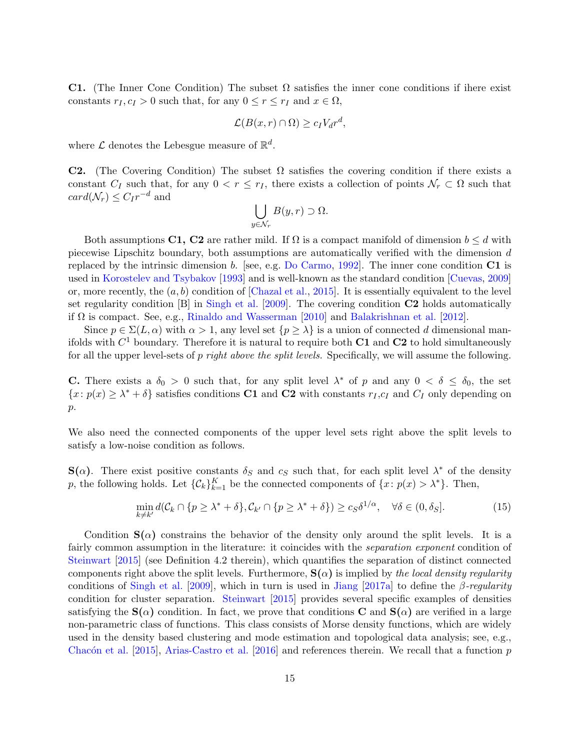**C1.** (The Inner Cone Condition) The subset $\Omega$ satisfies the inner cone conditions if ihere exist constants $r_I, c_I > 0$ such that, for any $0 \le r \le r_I$ and $x \in \Omega$,

$$\mathcal{L}(B(x,r) \cap \Omega) \ge c_I V_d r^d,$$

where $\mathcal{L}$ denotes the Lebesgue measure of $\mathbb{R}^d$.

**C2.** (The Covering Condition) The subset $\Omega$ satisfies the covering condition if there exists a constant $C_I$ such that, for any $0 < r \le r_I$, there exists a collection of points $\mathcal{N}_r \subset \Omega$ such that $card(\mathcal{N}_r) \le C_I r^{-d}$ and

$$\bigcup_{y \in \mathcal{N}_r} B(y,r) \supset \Omega.$$

Both assumptions **C1, C2** are rather mild. If $\Omega$ is a compact manifold of dimension $b \le d$ with piecewise Lipschitz boundary, both assumptions are automatically verified with the dimension $d$ replaced by the intrinsic dimension $b$. [see, e.g. Do Carmo, 1992]. The inner cone condition **C1** is used in Korostelev and Tsybakov [1993] and is well-known as the standard condition [Cuevas, 2009] or, more recently, the $(a,b)$ condition of [Chazal et al., 2015]. It is essentially equivalent to the level set regularity condition [B] in Singh et al. [2009]. The covering condition **C2** holds automatically if $\Omega$ is compact. See, e.g., Rinaldo and Wasserman [2010] and Balakrishnan et al. [2012].

Since $p \in \Sigma(L, \alpha)$ with $\alpha > 1$, any level set $\{p \ge \lambda\}$ is a union of connected $d$ dimensional manifolds with $C^1$ boundary. Therefore it is natural to require both **C1** and **C2** to hold simultaneously for all the upper level-sets of $p$ *right above the split levels*. Specifically, we will assume the following.

**C.** There exists a $\delta_0 > 0$ such that, for any split level $\lambda^*$ of $p$ and any $0 < \delta \le \delta_0$, the set $\{x \colon p(x) \ge \lambda^* + \delta\}$ satisfies conditions **C1** and **C2** with constants $r_I$,$c_I$ and $C_I$ only depending on $p$.

We also need the connected components of the upper level sets right above the split levels to satisfy a low-noise condition as follows.

**S($\alpha$).** There exist positive constants $\delta_S$ and $c_S$ such that, for each split level $\lambda^*$ of the density $p$, the following holds. Let $\{\mathcal{C}_k\}_{k=1}^K$ be the connected components of $\{x \colon p(x) > \lambda^*\}$. Then,

$$\min_{k \neq k'} d(\mathcal{C}_k \cap \{p \ge \lambda^* + \delta\}, \mathcal{C}_{k'} \cap \{p \ge \lambda^* + \delta\}) \ge c_S \delta^{1/\alpha}, \quad \forall \delta \in (0, \delta_S]. \tag{15}$$

Condition **S($\alpha$)** constrains the behavior of the density only around the split levels. It is a fairly common assumption in the literature: it coincides with the *separation exponent* condition of Steinwart [2015] (see Definition 4.2 therein), which quantifies the separation of distinct connected components right above the split levels. Furthermore, **S($\alpha$)** is implied by *the local density regularity* conditions of Singh et al. [2009], which in turn is used in Jiang [2017a] to define the *$\beta$-regularity* condition for cluster separation. Steinwart [2015] provides several specific examples of densities satisfying the **S($\alpha$)** condition. In fact, we prove that conditions **C** and **S($\alpha$)** are verified in a large non-parametric class of functions. This class consists of Morse density functions, which are widely used in the density based clustering and mode estimation and topological data analysis; see, e.g., Chacón et al. [2015], Arias-Castro et al. [2016] and references therein. We recall that a function $p$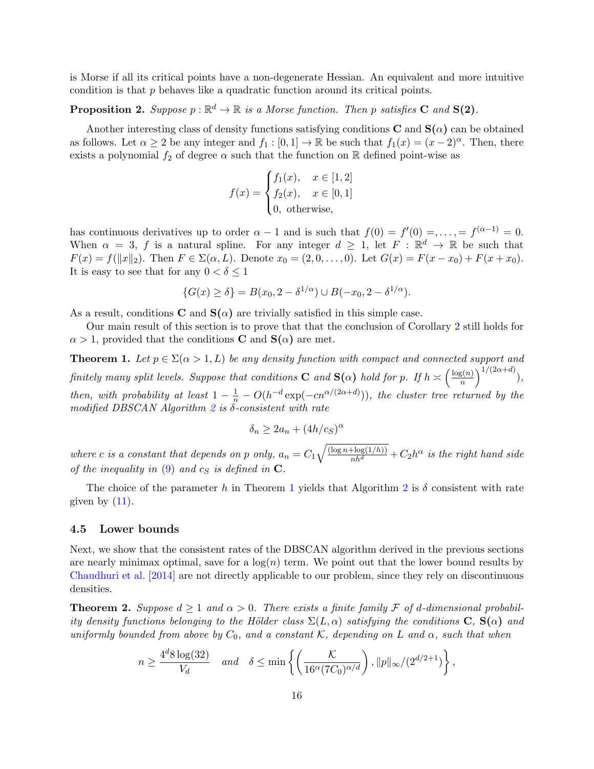is Morse if all its critical points have a non-degenerate Hessian. An equivalent and more intuitive condition is that $p$ behaves like a quadratic function around its critical points.

**Proposition 2.** *Suppose $p : \mathbb{R}^d \to \mathbb{R}$ is a Morse function. Then $p$ satisfies* **C** *and* **S(2)**.

Another interesting class of density functions satisfying conditions **C** and **S**$(\alpha)$ can be obtained as follows. Let $\alpha \geq 2$ be any integer and $f_1 : [0,1] \to \mathbb{R}$ be such that $f_1(x) = (x-2)^\alpha$. Then, there exists a polynomial $f_2$ of degree $\alpha$ such that the function on $\mathbb{R}$ defined point-wise as

$$f(x) = \begin{cases} f_1(x), & x \in [1,2] \\ f_2(x), & x \in [0,1] \\ 0, & \text{otherwise}, \end{cases}$$

has continuous derivatives up to order $\alpha - 1$ and is such that $f(0) = f'(0) =, \ldots, = f^{(\alpha-1)} = 0$. When $\alpha = 3$, $f$ is a natural spline. For any integer $d \geq 1$, let $F : \mathbb{R}^d \to \mathbb{R}$ be such that $F(x) = f(\|x\|_2)$. Then $F \in \Sigma(\alpha, L)$. Denote $x_0 = (2, 0, \ldots, 0)$. Let $G(x) = F(x - x_0) + F(x + x_0)$. It is easy to see that for any $0 < \delta \leq 1$

$$\{G(x) \geq \delta\} = B(x_0, 2 - \delta^{1/\alpha}) \cup B(-x_0, 2 - \delta^{1/\alpha}).$$

As a result, conditions **C** and **S**$(\alpha)$ are trivially satisfied in this simple case.

Our main result of this section is to prove that that the conclusion of Corollary 2 still holds for $\alpha > 1$, provided that the conditions **C** and **S**$(\alpha)$ are met.

**Theorem 1.** *Let $p \in \Sigma(\alpha > 1, L)$ be any density function with compact and connected support and finitely many split levels. Suppose that conditions* **C** *and* **S**$(\alpha)$ *hold for $p$. If $h \asymp \left(\frac{\log(n)}{n}\right)^{1/(2\alpha+d)}$), then, with probability at least $1 - \frac{1}{n} - O(h^{-d}\exp(-cn^{\alpha/(2\alpha+d)}))$, the cluster tree returned by the modified DBSCAN Algorithm 2 is $\delta$-consistent with rate*

$$\delta_n \geq 2a_n + (4h/c_S)^\alpha$$

*where $c$ is a constant that depends on $p$ only, $a_n = C_1\sqrt{\frac{(\log n + \log(1/h))}{nh^d}} + C_2 h^\alpha$ is the right hand side of the inequality in (9) and $c_S$ is defined in* **C**.

The choice of the parameter $h$ in Theorem 1 yields that Algorithm 2 is $\delta$ consistent with rate given by (11).

### 4.5 Lower bounds

Next, we show that the consistent rates of the DBSCAN algorithm derived in the previous sections are nearly minimax optimal, save for a $\log(n)$ term. We point out that the lower bound results by Chaudhuri et al. [2014] are not directly applicable to our problem, since they rely on discontinuous densities.

**Theorem 2.** *Suppose $d \geq 1$ and $\alpha > 0$. There exists a finite family $\mathcal{F}$ of $d$-dimensional probability density functions belonging to the Hölder class $\Sigma(L, \alpha)$ satisfying the conditions* **C**, **S**$(\alpha)$ *and uniformly bounded from above by $C_0$, and a constant $\mathcal{K}$, depending on $L$ and $\alpha$, such that when*

$$n \geq \frac{4^d 8\log(32)}{V_d} \quad \text{and} \quad \delta \leq \min\left\{\left(\frac{\mathcal{K}}{16^\alpha (7C_0)^{\alpha/d}}\right), \|p\|_\infty/(2^{d/2+1})\right\},$$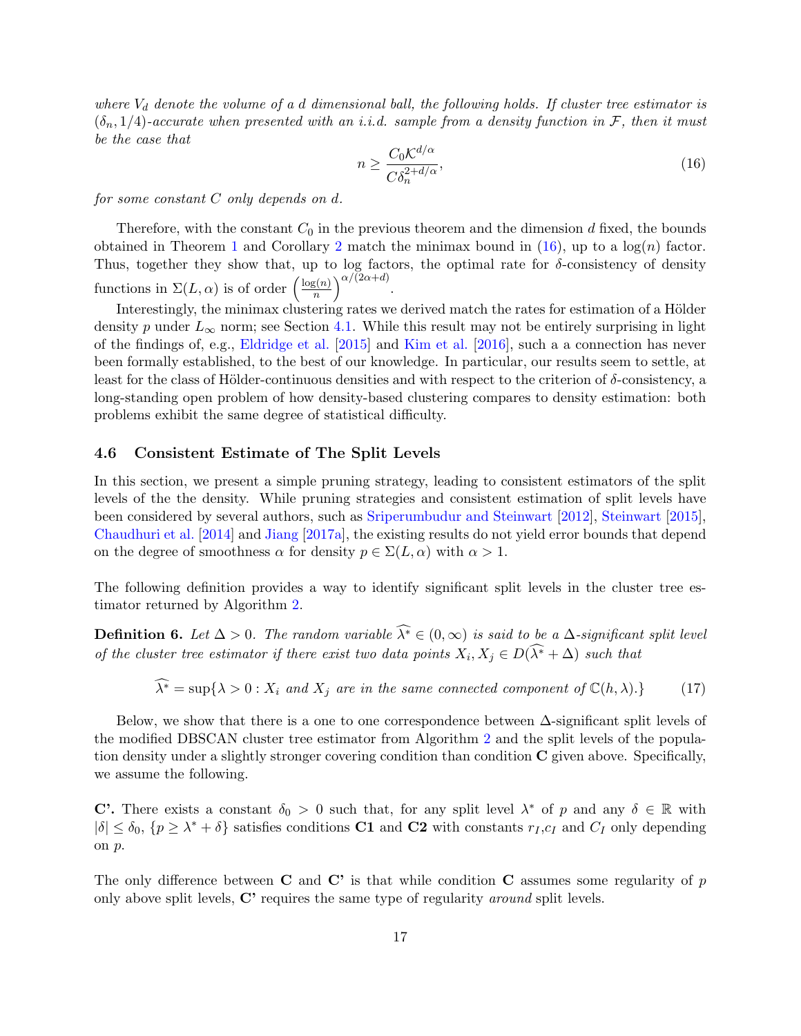*where $V_d$ denote the volume of a $d$ dimensional ball, the following holds. If cluster tree estimator is $(\delta_n, 1/4)$-accurate when presented with an i.i.d. sample from a density function in $\mathcal{F}$, then it must be the case that*

$$n \geq \frac{C_0 \mathcal{K}^{d/\alpha}}{C \delta_n^{2+d/\alpha}}, \tag{16}$$

*for some constant $C$ only depends on $d$.*

Therefore, with the constant $C_0$ in the previous theorem and the dimension $d$ fixed, the bounds obtained in Theorem 1 and Corollary 2 match the minimax bound in (16), up to a $\log(n)$ factor. Thus, together they show that, up to log factors, the optimal rate for $\delta$-consistency of density functions in $\Sigma(L, \alpha)$ is of order $\left(\frac{\log(n)}{n}\right)^{\alpha/(2\alpha+d)}$.

Interestingly, the minimax clustering rates we derived match the rates for estimation of a Hölder density $p$ under $L_\infty$ norm; see Section 4.1. While this result may not be entirely surprising in light of the findings of, e.g., Eldridge et al. [2015] and Kim et al. [2016], such a a connection has never been formally established, to the best of our knowledge. In particular, our results seem to settle, at least for the class of Hölder-continuous densities and with respect to the criterion of $\delta$-consistency, a long-standing open problem of how density-based clustering compares to density estimation: both problems exhibit the same degree of statistical difficulty.

### 4.6 Consistent Estimate of The Split Levels

In this section, we present a simple pruning strategy, leading to consistent estimators of the split levels of the the density. While pruning strategies and consistent estimation of split levels have been considered by several authors, such as Sriperumbudur and Steinwart [2012], Steinwart [2015], Chaudhuri et al. [2014] and Jiang [2017a], the existing results do not yield error bounds that depend on the degree of smoothness $\alpha$ for density $p \in \Sigma(L, \alpha)$ with $\alpha > 1$.

The following definition provides a way to identify significant split levels in the cluster tree estimator returned by Algorithm 2.

**Definition 6.** *Let $\Delta > 0$. The random variable $\widehat{\lambda^*} \in (0, \infty)$ is said to be a $\Delta$-significant split level of the cluster tree estimator if there exist two data points $X_i, X_j \in D(\widehat{\lambda^*} + \Delta)$ such that*

$$\widehat{\lambda^*} = \sup\{\lambda > 0 : X_i \text{ and } X_j \text{ are in the same connected component of } \mathbb{C}(h, \lambda).\} \tag{17}$$

Below, we show that there is a one to one correspondence between $\Delta$-significant split levels of the modified DBSCAN cluster tree estimator from Algorithm 2 and the split levels of the population density under a slightly stronger covering condition than condition **C** given above. Specifically, we assume the following.

**C'.** There exists a constant $\delta_0 > 0$ such that, for any split level $\lambda^*$ of $p$ and any $\delta \in \mathbb{R}$ with $|\delta| \leq \delta_0$, $\{p \geq \lambda^* + \delta\}$ satisfies conditions **C1** and **C2** with constants $r_I$,$c_I$ and $C_I$ only depending on $p$.

The only difference between **C** and **C'** is that while condition **C** assumes some regularity of $p$ only above split levels, **C'** requires the same type of regularity *around* split levels.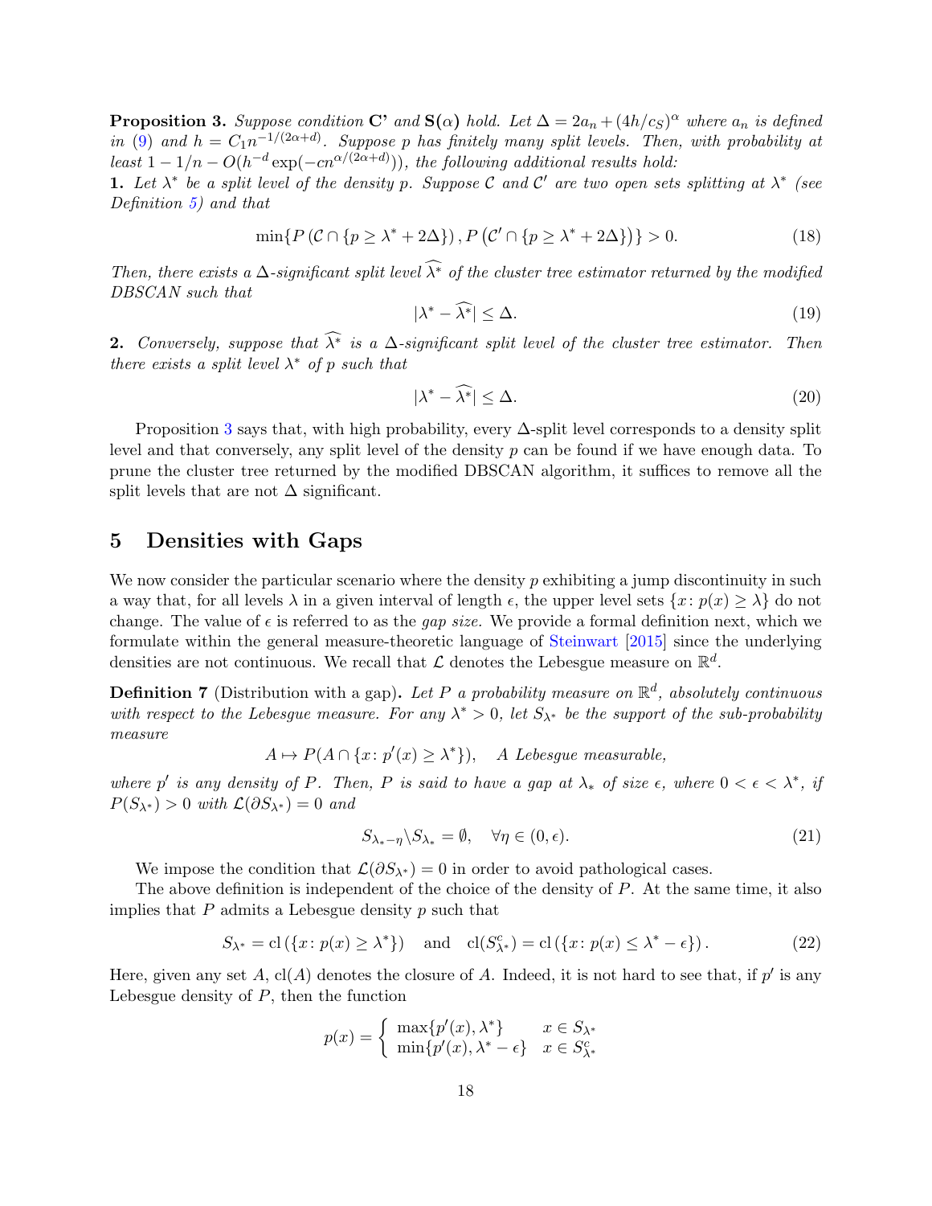**Proposition 3.** *Suppose condition* **C'** *and* **S(**$\alpha$**)** *hold. Let* $\Delta = 2a_n + (4h/c_S)^\alpha$ *where* $a_n$ *is defined in* (9) *and* $h = C_1 n^{-1/(2\alpha+d)}$. *Suppose* $p$ *has finitely many split levels. Then, with probability at least* $1 - 1/n - O(h^{-d}\exp(-cn^{\alpha/(2\alpha+d)}))$, *the following additional results hold:*

**1.** *Let* $\lambda^*$ *be a split level of the density* $p$. *Suppose* $\mathcal{C}$ *and* $\mathcal{C}'$ *are two open sets splitting at* $\lambda^*$ *(see Definition 5) and that*

$$\min\{P\left(\mathcal{C} \cap \{p \geq \lambda^* + 2\Delta\}\right), P\left(\mathcal{C}' \cap \{p \geq \lambda^* + 2\Delta\}\right)\} > 0. \tag{18}$$

*Then, there exists a* $\Delta$*-significant split level* $\widehat{\lambda^*}$ *of the cluster tree estimator returned by the modified DBSCAN such that*

$$|\lambda^* - \widehat{\lambda^*}| \leq \Delta. \tag{19}$$

**2.** *Conversely, suppose that* $\widehat{\lambda^*}$ *is a* $\Delta$*-significant split level of the cluster tree estimator. Then there exists a split level* $\lambda^*$ *of* $p$ *such that*

$$|\lambda^* - \widehat{\lambda^*}| \leq \Delta. \tag{20}$$

Proposition 3 says that, with high probability, every $\Delta$-split level corresponds to a density split level and that conversely, any split level of the density $p$ can be found if we have enough data. To prune the cluster tree returned by the modified DBSCAN algorithm, it suffices to remove all the split levels that are not $\Delta$ significant.

# 5 Densities with Gaps

We now consider the particular scenario where the density $p$ exhibiting a jump discontinuity in such a way that, for all levels $\lambda$ in a given interval of length $\epsilon$, the upper level sets $\{x\colon p(x) \geq \lambda\}$ do not change. The value of $\epsilon$ is referred to as the *gap size.* We provide a formal definition next, which we formulate within the general measure-theoretic language of Steinwart [2015] since the underlying densities are not continuous. We recall that $\mathcal{L}$ denotes the Lebesgue measure on $\mathbb{R}^d$.

**Definition 7** (Distribution with a gap)**.** *Let* $P$ *a probability measure on* $\mathbb{R}^d$, *absolutely continuous with respect to the Lebesgue measure. For any* $\lambda^* > 0$, *let* $S_{\lambda^*}$ *be the support of the sub-probability measure*

$$A \mapsto P(A \cap \{x\colon p'(x) \geq \lambda^*\}), \quad A \text{ Lebesgue measurable,}$$

*where* $p'$ *is any density of* $P$. *Then,* $P$ *is said to have a gap at* $\lambda_*$ *of size* $\epsilon$, *where* $0 < \epsilon < \lambda^*$, *if* $P(S_{\lambda^*}) > 0$ *with* $\mathcal{L}(\partial S_{\lambda^*}) = 0$ *and*

$$S_{\lambda_* - \eta} \backslash S_{\lambda_*} = \emptyset, \quad \forall \eta \in (0, \epsilon). \tag{21}$$

We impose the condition that $\mathcal{L}(\partial S_{\lambda^*}) = 0$ in order to avoid pathological cases.

The above definition is independent of the choice of the density of $P$. At the same time, it also implies that $P$ admits a Lebesgue density $p$ such that

$$S_{\lambda^*} = \mathrm{cl}\left(\{x\colon p(x) \geq \lambda^*\}\right) \quad \text{and} \quad \mathrm{cl}(S^c_{\lambda^*}) = \mathrm{cl}\left(\{x\colon p(x) \leq \lambda^* - \epsilon\}\right). \tag{22}$$

Here, given any set $A$, $\mathrm{cl}(A)$ denotes the closure of $A$. Indeed, it is not hard to see that, if $p'$ is any Lebesgue density of $P$, then the function

$$p(x) = \begin{cases} \max\{p'(x), \lambda^*\} & x \in S_{\lambda^*} \\ \min\{p'(x), \lambda^* - \epsilon\} & x \in S^c_{\lambda^*} \end{cases}$$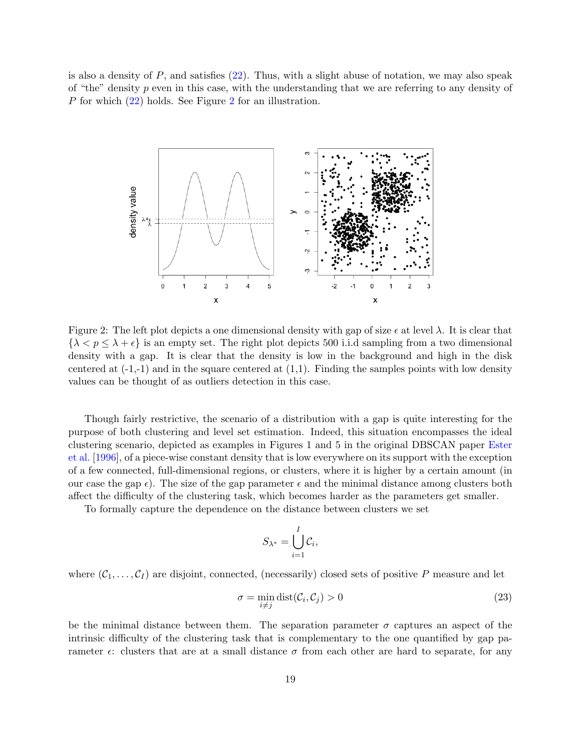is also a density of $P$, and satisfies (22). Thus, with a slight abuse of notation, we may also speak of "the" density $p$ even in this case, with the understanding that we are referring to any density of $P$ for which (22) holds. See Figure 2 for an illustration.

Figure 2: The left plot depicts a one dimensional density with gap of size $\epsilon$ at level $\lambda$. It is clear that $\{\lambda < p \leq \lambda + \epsilon\}$ is an empty set. The right plot depicts 500 i.i.d sampling from a two dimensional density with a gap. It is clear that the density is low in the background and high in the disk centered at (-1,-1) and in the square centered at (1,1). Finding the samples points with low density values can be thought of as outliers detection in this case.

Though fairly restrictive, the scenario of a distribution with a gap is quite interesting for the purpose of both clustering and level set estimation. Indeed, this situation encompasses the ideal clustering scenario, depicted as examples in Figures 1 and 5 in the original DBSCAN paper Ester et al. [1996], of a piece-wise constant density that is low everywhere on its support with the exception of a few connected, full-dimensional regions, or clusters, where it is higher by a certain amount (in our case the gap $\epsilon$). The size of the gap parameter $\epsilon$ and the minimal distance among clusters both affect the difficulty of the clustering task, which becomes harder as the parameters get smaller.

To formally capture the dependence on the distance between clusters we set

$$S_{\lambda^*} = \bigcup_{i=1}^{I} \mathcal{C}_i,$$

where $(\mathcal{C}_1, \ldots, \mathcal{C}_I)$ are disjoint, connected, (necessarily) closed sets of positive $P$ measure and let

$$\sigma = \min_{i \neq j} \operatorname{dist}(\mathcal{C}_i, \mathcal{C}_j) > 0 \tag{23}$$

be the minimal distance between them. The separation parameter $\sigma$ captures an aspect of the intrinsic difficulty of the clustering task that is complementary to the one quantified by gap parameter $\epsilon$: clusters that are at a small distance $\sigma$ from each other are hard to separate, for any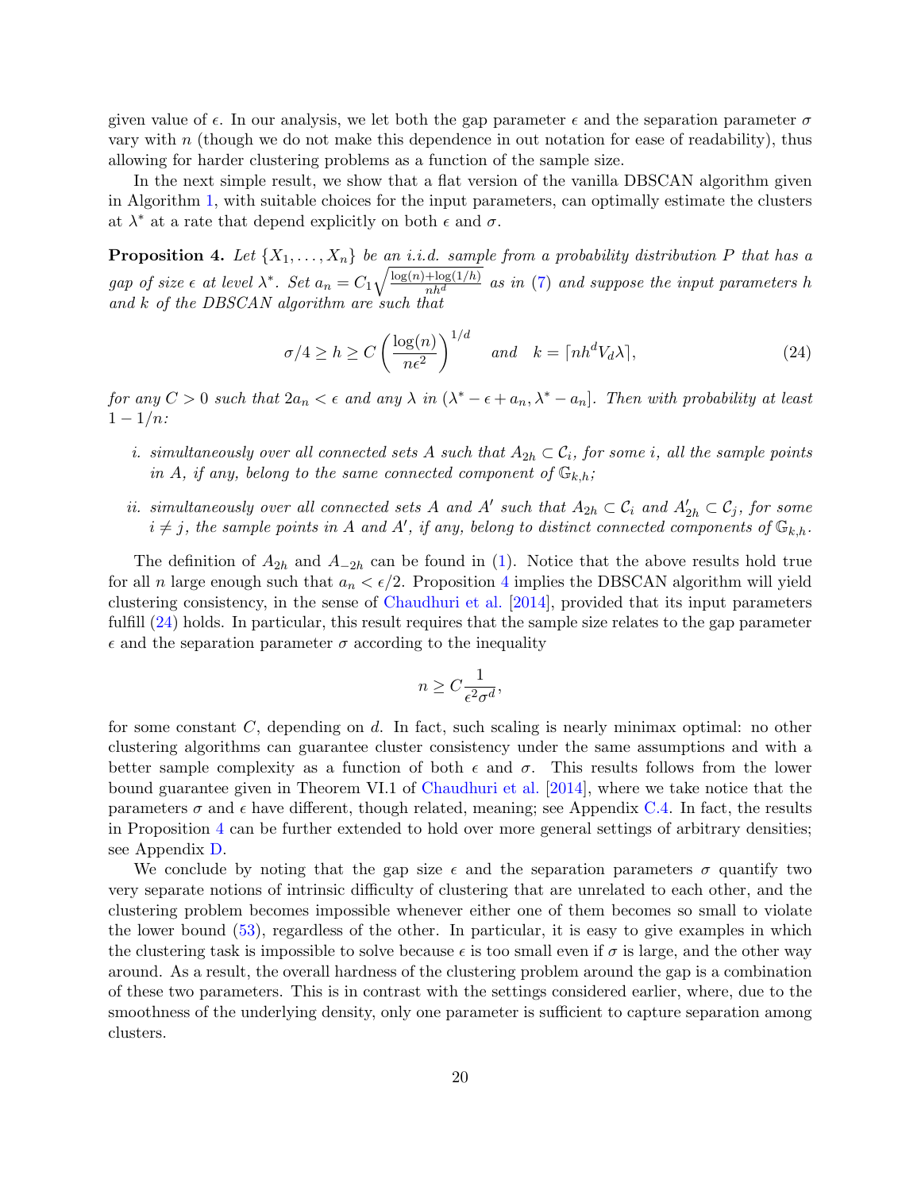given value of $\epsilon$. In our analysis, we let both the gap parameter $\epsilon$ and the separation parameter $\sigma$ vary with $n$ (though we do not make this dependence in out notation for ease of readability), thus allowing for harder clustering problems as a function of the sample size.

In the next simple result, we show that a flat version of the vanilla DBSCAN algorithm given in Algorithm 1, with suitable choices for the input parameters, can optimally estimate the clusters at $\lambda^*$ at a rate that depend explicitly on both $\epsilon$ and $\sigma$.

**Proposition 4.** *Let $\{X_1, \ldots, X_n\}$ be an i.i.d. sample from a probability distribution $P$ that has a gap of size $\epsilon$ at level $\lambda^*$. Set $a_n = C_1 \sqrt{\frac{\log(n)+\log(1/h)}{nh^d}}$ as in (7) and suppose the input parameters $h$ and $k$ of the DBSCAN algorithm are such that*

$$\sigma/4 \geq h \geq C \left( \frac{\log(n)}{n\epsilon^2} \right)^{1/d} \quad \text{and} \quad k = \lceil nh^d V_d \lambda \rceil, \tag{24}$$

*for any $C > 0$ such that $2a_n < \epsilon$ and any $\lambda$ in $(\lambda^* - \epsilon + a_n, \lambda^* - a_n]$. Then with probability at least $1 - 1/n$:*

*i. simultaneously over all connected sets $A$ such that $A_{2h} \subset \mathcal{C}_i$, for some $i$, all the sample points in $A$, if any, belong to the same connected component of $\mathbb{G}_{k,h}$;*

*ii. simultaneously over all connected sets $A$ and $A'$ such that $A_{2h} \subset \mathcal{C}_i$ and $A'_{2h} \subset \mathcal{C}_j$, for some $i \neq j$, the sample points in $A$ and $A'$, if any, belong to distinct connected components of $\mathbb{G}_{k,h}$.*

The definition of $A_{2h}$ and $A_{-2h}$ can be found in (1). Notice that the above results hold true for all $n$ large enough such that $a_n < \epsilon/2$. Proposition 4 implies the DBSCAN algorithm will yield clustering consistency, in the sense of Chaudhuri et al. [2014], provided that its input parameters fulfill (24) holds. In particular, this result requires that the sample size relates to the gap parameter $\epsilon$ and the separation parameter $\sigma$ according to the inequality

$$n \geq C \frac{1}{\epsilon^2 \sigma^d},$$

for some constant $C$, depending on $d$. In fact, such scaling is nearly minimax optimal: no other clustering algorithms can guarantee cluster consistency under the same assumptions and with a better sample complexity as a function of both $\epsilon$ and $\sigma$. This results follows from the lower bound guarantee given in Theorem VI.1 of Chaudhuri et al. [2014], where we take notice that the parameters $\sigma$ and $\epsilon$ have different, though related, meaning; see Appendix C.4. In fact, the results in Proposition 4 can be further extended to hold over more general settings of arbitrary densities; see Appendix D.

We conclude by noting that the gap size $\epsilon$ and the separation parameters $\sigma$ quantify two very separate notions of intrinsic difficulty of clustering that are unrelated to each other, and the clustering problem becomes impossible whenever either one of them becomes so small to violate the lower bound (53), regardless of the other. In particular, it is easy to give examples in which the clustering task is impossible to solve because $\epsilon$ is too small even if $\sigma$ is large, and the other way around. As a result, the overall hardness of the clustering problem around the gap is a combination of these two parameters. This is in contrast with the settings considered earlier, where, due to the smoothness of the underlying density, only one parameter is sufficient to capture separation among clusters.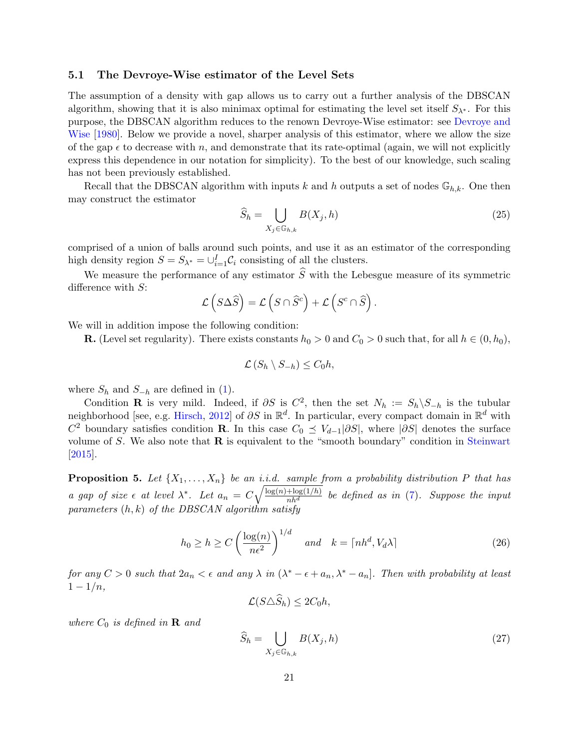### 5.1 The Devroye-Wise estimator of the Level Sets

The assumption of a density with gap allows us to carry out a further analysis of the DBSCAN algorithm, showing that it is also minimax optimal for estimating the level set itself $S_{\lambda^*}$. For this purpose, the DBSCAN algorithm reduces to the renown Devroye-Wise estimator: see Devroye and Wise [1980]. Below we provide a novel, sharper analysis of this estimator, where we allow the size of the gap $\epsilon$ to decrease with $n$, and demonstrate that its rate-optimal (again, we will not explicitly express this dependence in our notation for simplicity). To the best of our knowledge, such scaling has not been previously established.

Recall that the DBSCAN algorithm with inputs $k$ and $h$ outputs a set of nodes $\mathbb{G}_{h,k}$. One then may construct the estimator

$$\widehat{S}_h = \bigcup_{X_j \in \mathbb{G}_{h,k}} B(X_j, h) \tag{25}$$

comprised of a union of balls around such points, and use it as an estimator of the corresponding high density region $S = S_{\lambda^*} = \cup_{i=1}^{I} \mathcal{C}_i$ consisting of all the clusters.

We measure the performance of any estimator $\widehat{S}$ with the Lebesgue measure of its symmetric difference with $S$:

$$\mathcal{L}\left(S \Delta \widehat{S}\right) = \mathcal{L}\left(S \cap \widehat{S}^c\right) + \mathcal{L}\left(S^c \cap \widehat{S}\right).$$

We will in addition impose the following condition:

**R.** (Level set regularity). There exists constants $h_0 > 0$ and $C_0 > 0$ such that, for all $h \in (0, h_0)$,

$$\mathcal{L}\left(S_h \setminus S_{-h}\right) \leq C_0 h,$$

where $S_h$ and $S_{-h}$ are defined in (1).

Condition **R** is very mild. Indeed, if $\partial S$ is $C^2$, then the set $N_h := S_h \setminus S_{-h}$ is the tubular neighborhood [see, e.g. Hirsch, 2012] of $\partial S$ in $\mathbb{R}^d$. In particular, every compact domain in $\mathbb{R}^d$ with $C^2$ boundary satisfies condition **R**. In this case $C_0 \preceq V_{d-1}|\partial S|$, where $|\partial S|$ denotes the surface volume of $S$. We also note that **R** is equivalent to the "smooth boundary" condition in Steinwart [2015].

**Proposition 5.** *Let $\{X_1, \ldots, X_n\}$ be an i.i.d. sample from a probability distribution $P$ that has a gap of size $\epsilon$ at level $\lambda^*$. Let $a_n = C\sqrt{\frac{\log(n)+\log(1/h)}{nh^d}}$ be defined as in (7). Suppose the input parameters $(h, k)$ of the DBSCAN algorithm satisfy*

$$h_0 \geq h \geq C\left(\frac{\log(n)}{n\epsilon^2}\right)^{1/d} \quad \text{and} \quad k = \lceil nh^d, V_d\lambda \rceil \tag{26}$$

*for any $C > 0$ such that $2a_n < \epsilon$ and any $\lambda$ in $(\lambda^* - \epsilon + a_n, \lambda^* - a_n]$. Then with probability at least $1 - 1/n$,*

$$\mathcal{L}(S \triangle \widehat{S}_h) \leq 2C_0 h,$$

*where $C_0$ is defined in **R** and*

$$\widehat{S}_h = \bigcup_{X_j \in \mathbb{G}_{h,k}} B(X_j, h) \tag{27}$$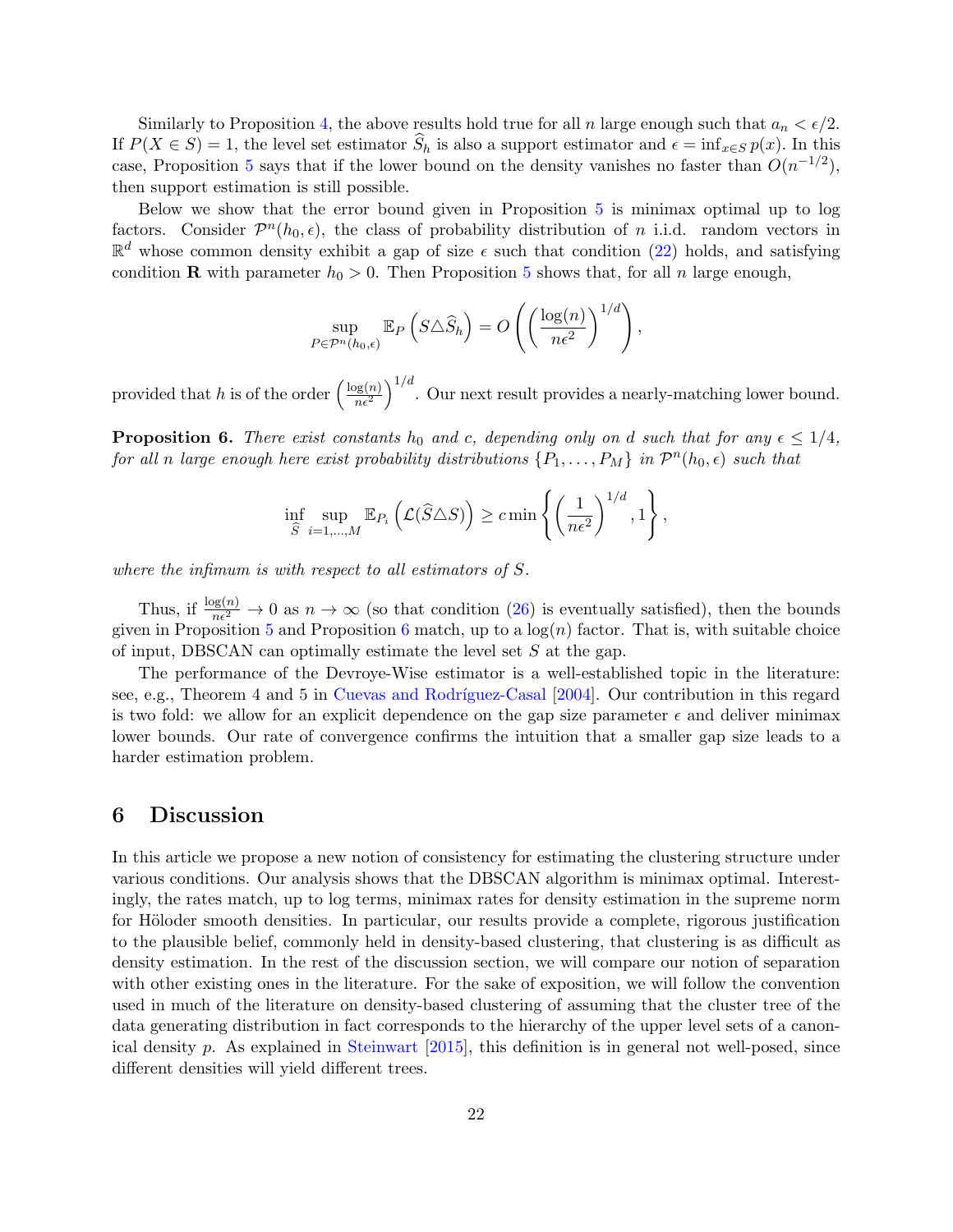Similarly to Proposition 4, the above results hold true for all $n$ large enough such that $a_n < \epsilon/2$. If $P(X \in S) = 1$, the level set estimator $\widehat{S}_h$ is also a support estimator and $\epsilon = \inf_{x \in S} p(x)$. In this case, Proposition 5 says that if the lower bound on the density vanishes no faster than $O(n^{-1/2})$, then support estimation is still possible.

Below we show that the error bound given in Proposition 5 is minimax optimal up to log factors. Consider $\mathcal{P}^n(h_0, \epsilon)$, the class of probability distribution of $n$ i.i.d. random vectors in $\mathbb{R}^d$ whose common density exhibit a gap of size $\epsilon$ such that condition (22) holds, and satisfying condition **R** with parameter $h_0 > 0$. Then Proposition 5 shows that, for all $n$ large enough,

$$\sup_{P \in \mathcal{P}^n(h_0, \epsilon)} \mathbb{E}_P \left( S \triangle \widehat{S}_h \right) = O\left( \left( \frac{\log(n)}{n\epsilon^2} \right)^{1/d} \right),$$

provided that $h$ is of the order $\left( \frac{\log(n)}{n\epsilon^2} \right)^{1/d}$. Our next result provides a nearly-matching lower bound.

**Proposition 6.** *There exist constants $h_0$ and $c$, depending only on $d$ such that for any $\epsilon \leq 1/4$, for all $n$ large enough here exist probability distributions $\{P_1, \ldots, P_M\}$ in $\mathcal{P}^n(h_0, \epsilon)$ such that*

$$\inf_{\widehat{S}} \sup_{i=1,\ldots,M} \mathbb{E}_{P_i} \left( \mathcal{L}(\widehat{S} \triangle S) \right) \geq c \min \left\{ \left( \frac{1}{n\epsilon^2} \right)^{1/d}, 1 \right\},$$

*where the infimum is with respect to all estimators of $S$.*

Thus, if $\frac{\log(n)}{n\epsilon^2} \to 0$ as $n \to \infty$ (so that condition (26) is eventually satisfied), then the bounds given in Proposition 5 and Proposition 6 match, up to a $\log(n)$ factor. That is, with suitable choice of input, DBSCAN can optimally estimate the level set $S$ at the gap.

The performance of the Devroye-Wise estimator is a well-established topic in the literature: see, e.g., Theorem 4 and 5 in Cuevas and Rodríguez-Casal [2004]. Our contribution in this regard is two fold: we allow for an explicit dependence on the gap size parameter $\epsilon$ and deliver minimax lower bounds. Our rate of convergence confirms the intuition that a smaller gap size leads to a harder estimation problem.

## 6 Discussion

In this article we propose a new notion of consistency for estimating the clustering structure under various conditions. Our analysis shows that the DBSCAN algorithm is minimax optimal. Interestingly, the rates match, up to log terms, minimax rates for density estimation in the supreme norm for Höloder smooth densities. In particular, our results provide a complete, rigorous justification to the plausible belief, commonly held in density-based clustering, that clustering is as difficult as density estimation. In the rest of the discussion section, we will compare our notion of separation with other existing ones in the literature. For the sake of exposition, we will follow the convention used in much of the literature on density-based clustering of assuming that the cluster tree of the data generating distribution in fact corresponds to the hierarchy of the upper level sets of a canonical density $p$. As explained in Steinwart [2015], this definition is in general not well-posed, since different densities will yield different trees.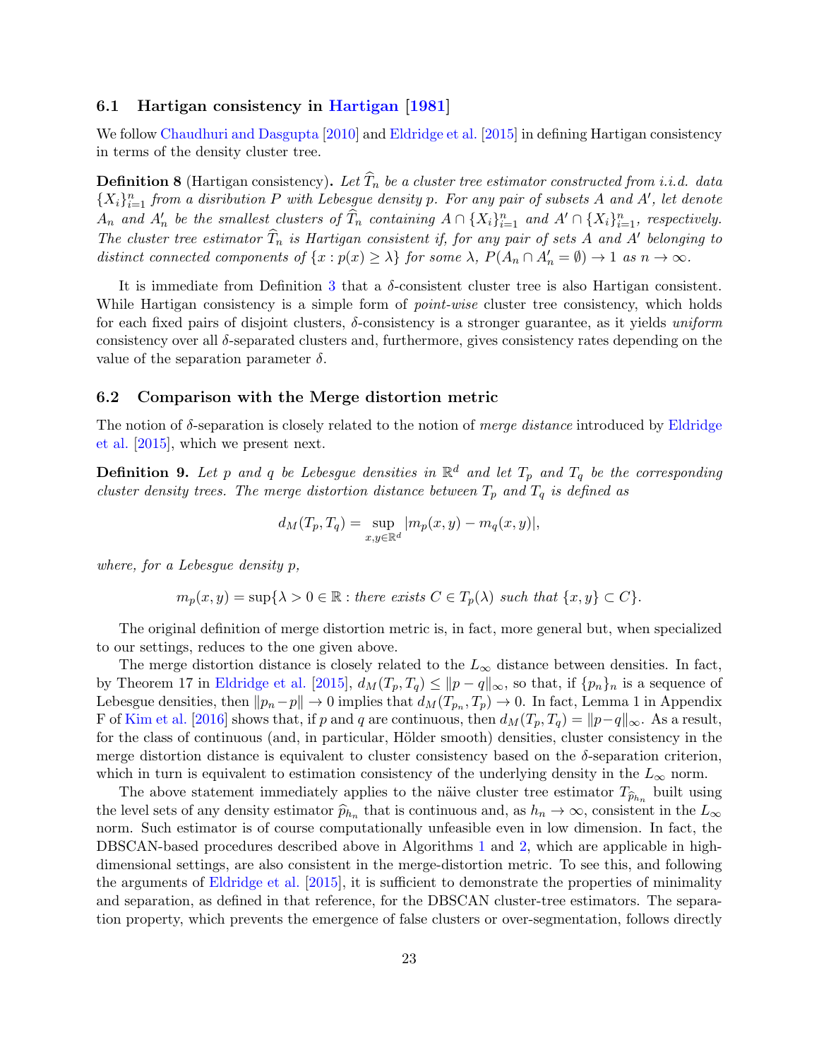### 6.1 Hartigan consistency in Hartigan [1981]

We follow Chaudhuri and Dasgupta [2010] and Eldridge et al. [2015] in defining Hartigan consistency in terms of the density cluster tree.

**Definition 8** (Hartigan consistency)**.** *Let $\widehat{T}_n$ be a cluster tree estimator constructed from i.i.d. data $\{X_i\}_{i=1}^n$ from a disribution $P$ with Lebesgue density $p$. For any pair of subsets $A$ and $A'$, let denote $A_n$ and $A'_n$ be the smallest clusters of $\widehat{T}_n$ containing $A \cap \{X_i\}_{i=1}^n$ and $A' \cap \{X_i\}_{i=1}^n$, respectively. The cluster tree estimator $\widehat{T}_n$ is Hartigan consistent if, for any pair of sets $A$ and $A'$ belonging to distinct connected components of $\{x : p(x) \geq \lambda\}$ for some $\lambda$, $P(A_n \cap A'_n = \emptyset) \to 1$ as $n \to \infty$.*

It is immediate from Definition 3 that a $\delta$-consistent cluster tree is also Hartigan consistent. While Hartigan consistency is a simple form of *point-wise* cluster tree consistency, which holds for each fixed pairs of disjoint clusters, $\delta$-consistency is a stronger guarantee, as it yields *uniform* consistency over all $\delta$-separated clusters and, furthermore, gives consistency rates depending on the value of the separation parameter $\delta$.

### 6.2 Comparison with the Merge distortion metric

The notion of $\delta$-separation is closely related to the notion of *merge distance* introduced by Eldridge et al. [2015], which we present next.

**Definition 9.** *Let $p$ and $q$ be Lebesgue densities in $\mathbb{R}^d$ and let $T_p$ and $T_q$ be the corresponding cluster density trees. The merge distortion distance between $T_p$ and $T_q$ is defined as*

$$d_M(T_p, T_q) = \sup_{x,y \in \mathbb{R}^d} |m_p(x,y) - m_q(x,y)|,$$

*where, for a Lebesgue density $p$,*

$$m_p(x,y) = \sup\{\lambda > 0 \in \mathbb{R} : \text{there exists } C \in T_p(\lambda) \text{ such that } \{x,y\} \subset C\}.$$

The original definition of merge distortion metric is, in fact, more general but, when specialized to our settings, reduces to the one given above.

The merge distortion distance is closely related to the $L_\infty$ distance between densities. In fact, by Theorem 17 in Eldridge et al. [2015], $d_M(T_p, T_q) \leq \|p - q\|_\infty$, so that, if $\{p_n\}_n$ is a sequence of Lebesgue densities, then $\|p_n - p\| \to 0$ implies that $d_M(T_{p_n}, T_p) \to 0$. In fact, Lemma 1 in Appendix F of Kim et al. [2016] shows that, if $p$ and $q$ are continuous, then $d_M(T_p, T_q) = \|p - q\|_\infty$. As a result, for the class of continuous (and, in particular, Hölder smooth) densities, cluster consistency in the merge distortion distance is equivalent to cluster consistency based on the $\delta$-separation criterion, which in turn is equivalent to estimation consistency of the underlying density in the $L_\infty$ norm.

The above statement immediately applies to the näive cluster tree estimator $T_{\widehat{p}_{h_n}}$ built using the level sets of any density estimator $\widehat{p}_{h_n}$ that is continuous and, as $h_n \to \infty$, consistent in the $L_\infty$ norm. Such estimator is of course computationally unfeasible even in low dimension. In fact, the DBSCAN-based procedures described above in Algorithms 1 and 2, which are applicable in high-dimensional settings, are also consistent in the merge-distortion metric. To see this, and following the arguments of Eldridge et al. [2015], it is sufficient to demonstrate the properties of minimality and separation, as defined in that reference, for the DBSCAN cluster-tree estimators. The separation property, which prevents the emergence of false clusters or over-segmentation, follows directly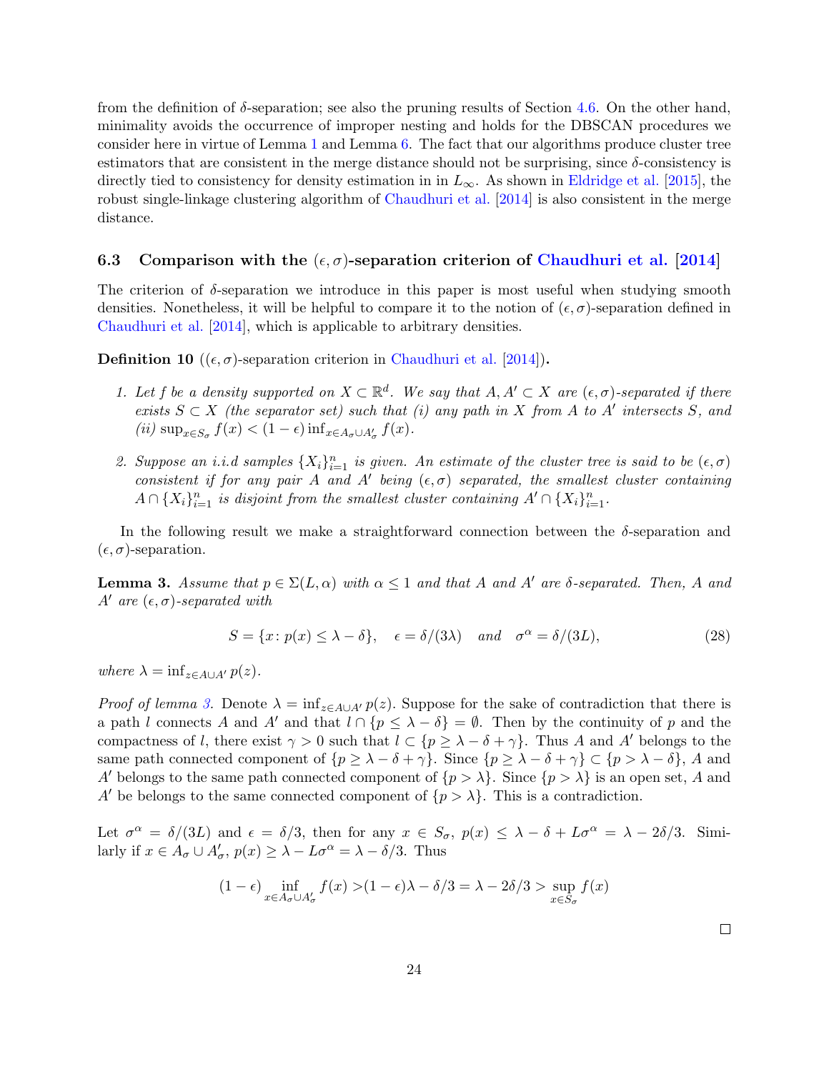from the definition of $\delta$-separation; see also the pruning results of Section 4.6. On the other hand, minimality avoids the occurrence of improper nesting and holds for the DBSCAN procedures we consider here in virtue of Lemma 1 and Lemma 6. The fact that our algorithms produce cluster tree estimators that are consistent in the merge distance should not be surprising, since $\delta$-consistency is directly tied to consistency for density estimation in in $L_\infty$. As shown in Eldridge et al. [2015], the robust single-linkage clustering algorithm of Chaudhuri et al. [2014] is also consistent in the merge distance.

### 6.3 Comparison with the $(\epsilon, \sigma)$-separation criterion of Chaudhuri et al. [2014]

The criterion of $\delta$-separation we introduce in this paper is most useful when studying smooth densities. Nonetheless, it will be helpful to compare it to the notion of $(\epsilon, \sigma)$-separation defined in Chaudhuri et al. [2014], which is applicable to arbitrary densities.

**Definition 10** (($\epsilon, \sigma$)-separation criterion in Chaudhuri et al. [2014])**.**

1. *Let $f$ be a density supported on $X \subset \mathbb{R}^d$. We say that $A, A' \subset X$ are $(\epsilon, \sigma)$-separated if there exists $S \subset X$ (the separator set) such that (i) any path in $X$ from $A$ to $A'$ intersects $S$, and (ii) $\sup_{x \in S_\sigma} f(x) < (1 - \epsilon) \inf_{x \in A_\sigma \cup A'_\sigma} f(x)$.*
2. *Suppose an i.i.d samples $\{X_i\}_{i=1}^n$ is given. An estimate of the cluster tree is said to be $(\epsilon, \sigma)$ consistent if for any pair $A$ and $A'$ being $(\epsilon, \sigma)$ separated, the smallest cluster containing $A \cap \{X_i\}_{i=1}^n$ is disjoint from the smallest cluster containing $A' \cap \{X_i\}_{i=1}^n$.*

In the following result we make a straightforward connection between the $\delta$-separation and $(\epsilon, \sigma)$-separation.

**Lemma 3.** *Assume that $p \in \Sigma(L, \alpha)$ with $\alpha \leq 1$ and that $A$ and $A'$ are $\delta$-separated. Then, $A$ and $A'$ are $(\epsilon, \sigma)$-separated with*

$$S = \{x \colon p(x) \leq \lambda - \delta\}, \quad \epsilon = \delta/(3\lambda) \quad \textit{and} \quad \sigma^\alpha = \delta/(3L), \tag{28}$$

*where $\lambda = \inf_{z \in A \cup A'} p(z)$.*

*Proof of lemma 3.* Denote $\lambda = \inf_{z \in A \cup A'} p(z)$. Suppose for the sake of contradiction that there is a path $l$ connects $A$ and $A'$ and that $l \cap \{p \leq \lambda - \delta\} = \emptyset$. Then by the continuity of $p$ and the compactness of $l$, there exist $\gamma > 0$ such that $l \subset \{p \geq \lambda - \delta + \gamma\}$. Thus $A$ and $A'$ belongs to the same path connected component of $\{p \geq \lambda - \delta + \gamma\}$. Since $\{p \geq \lambda - \delta + \gamma\} \subset \{p > \lambda - \delta\}$, $A$ and $A'$ belongs to the same path connected component of $\{p > \lambda\}$. Since $\{p > \lambda\}$ is an open set, $A$ and $A'$ be belongs to the same connected component of $\{p > \lambda\}$. This is a contradiction.

Let $\sigma^\alpha = \delta/(3L)$ and $\epsilon = \delta/3$, then for any $x \in S_\sigma$, $p(x) \leq \lambda - \delta + L\sigma^\alpha = \lambda - 2\delta/3$. Similarly if $x \in A_\sigma \cup A'_\sigma$, $p(x) \geq \lambda - L\sigma^\alpha = \lambda - \delta/3$. Thus

$$(1 - \epsilon) \inf_{x \in A_\sigma \cup A'_\sigma} f(x) > (1 - \epsilon)\lambda - \delta/3 = \lambda - 2\delta/3 > \sup_{x \in S_\sigma} f(x)$$

□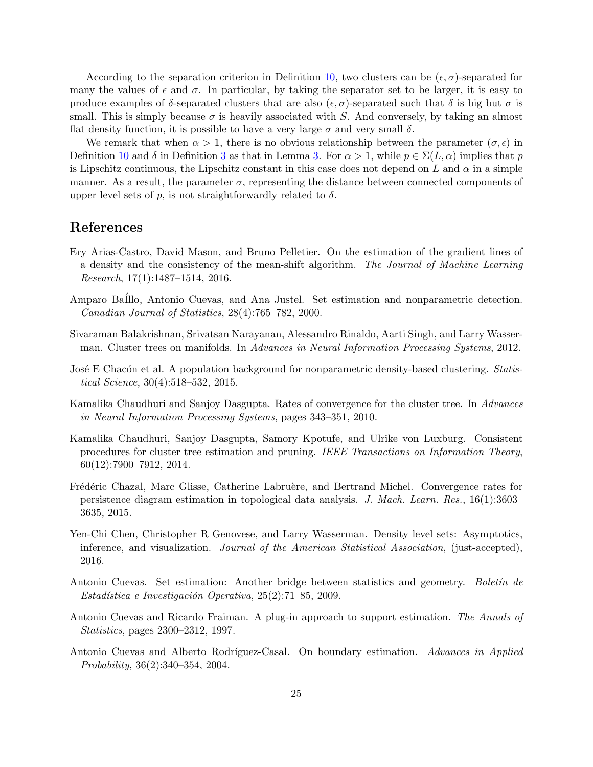According to the separation criterion in Definition 10, two clusters can be $(\epsilon, \sigma)$-separated for many the values of $\epsilon$ and $\sigma$. In particular, by taking the separator set to be larger, it is easy to produce examples of $\delta$-separated clusters that are also $(\epsilon, \sigma)$-separated such that $\delta$ is big but $\sigma$ is small. This is simply because $\sigma$ is heavily associated with $S$. And conversely, by taking an almost flat density function, it is possible to have a very large $\sigma$ and very small $\delta$.

We remark that when $\alpha > 1$, there is no obvious relationship between the parameter $(\sigma, \epsilon)$ in Definition 10 and $\delta$ in Definition 3 as that in Lemma 3. For $\alpha > 1$, while $p \in \Sigma(L, \alpha)$ implies that $p$ is Lipschitz continuous, the Lipschitz constant in this case does not depend on $L$ and $\alpha$ in a simple manner. As a result, the parameter $\sigma$, representing the distance between connected components of upper level sets of $p$, is not straightforwardly related to $\delta$.

## References

Ery Arias-Castro, David Mason, and Bruno Pelletier. On the estimation of the gradient lines of a density and the consistency of the mean-shift algorithm. *The Journal of Machine Learning Research*, 17(1):1487–1514, 2016.

Amparo BaÍllo, Antonio Cuevas, and Ana Justel. Set estimation and nonparametric detection. *Canadian Journal of Statistics*, 28(4):765–782, 2000.

Sivaraman Balakrishnan, Srivatsan Narayanan, Alessandro Rinaldo, Aarti Singh, and Larry Wasserman. Cluster trees on manifolds. In *Advances in Neural Information Processing Systems*, 2012.

José E Chacón et al. A population background for nonparametric density-based clustering. *Statistical Science*, 30(4):518–532, 2015.

Kamalika Chaudhuri and Sanjoy Dasgupta. Rates of convergence for the cluster tree. In *Advances in Neural Information Processing Systems*, pages 343–351, 2010.

Kamalika Chaudhuri, Sanjoy Dasgupta, Samory Kpotufe, and Ulrike von Luxburg. Consistent procedures for cluster tree estimation and pruning. *IEEE Transactions on Information Theory*, 60(12):7900–7912, 2014.

Frédéric Chazal, Marc Glisse, Catherine Labruère, and Bertrand Michel. Convergence rates for persistence diagram estimation in topological data analysis. *J. Mach. Learn. Res.*, 16(1):3603–3635, 2015.

Yen-Chi Chen, Christopher R Genovese, and Larry Wasserman. Density level sets: Asymptotics, inference, and visualization. *Journal of the American Statistical Association*, (just-accepted), 2016.

Antonio Cuevas. Set estimation: Another bridge between statistics and geometry. *Boletín de Estadística e Investigación Operativa*, 25(2):71–85, 2009.

Antonio Cuevas and Ricardo Fraiman. A plug-in approach to support estimation. *The Annals of Statistics*, pages 2300–2312, 1997.

Antonio Cuevas and Alberto Rodríguez-Casal. On boundary estimation. *Advances in Applied Probability*, 36(2):340–354, 2004.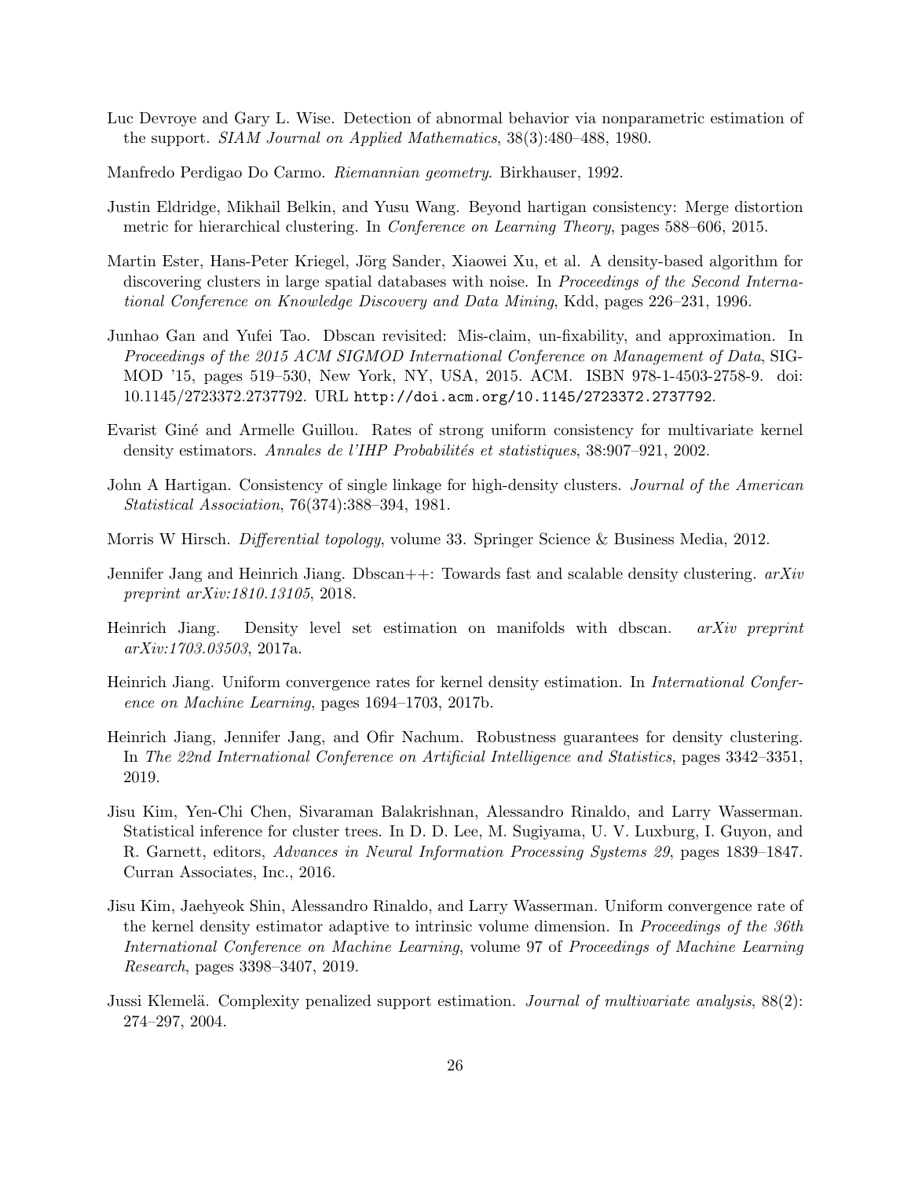Luc Devroye and Gary L. Wise. Detection of abnormal behavior via nonparametric estimation of the support. *SIAM Journal on Applied Mathematics*, 38(3):480–488, 1980.

Manfredo Perdigao Do Carmo. *Riemannian geometry*. Birkhauser, 1992.

Justin Eldridge, Mikhail Belkin, and Yusu Wang. Beyond hartigan consistency: Merge distortion metric for hierarchical clustering. In *Conference on Learning Theory*, pages 588–606, 2015.

Martin Ester, Hans-Peter Kriegel, Jörg Sander, Xiaowei Xu, et al. A density-based algorithm for discovering clusters in large spatial databases with noise. In *Proceedings of the Second International Conference on Knowledge Discovery and Data Mining*, Kdd, pages 226–231, 1996.

Junhao Gan and Yufei Tao. Dbscan revisited: Mis-claim, un-fixability, and approximation. In *Proceedings of the 2015 ACM SIGMOD International Conference on Management of Data*, SIGMOD '15, pages 519–530, New York, NY, USA, 2015. ACM. ISBN 978-1-4503-2758-9. doi: 10.1145/2723372.2737792. URL `http://doi.acm.org/10.1145/2723372.2737792`.

Evarist Giné and Armelle Guillou. Rates of strong uniform consistency for multivariate kernel density estimators. *Annales de l'IHP Probabilités et statistiques*, 38:907–921, 2002.

John A Hartigan. Consistency of single linkage for high-density clusters. *Journal of the American Statistical Association*, 76(374):388–394, 1981.

Morris W Hirsch. *Differential topology*, volume 33. Springer Science & Business Media, 2012.

Jennifer Jang and Heinrich Jiang. Dbscan++: Towards fast and scalable density clustering. *arXiv preprint arXiv:1810.13105*, 2018.

Heinrich Jiang. Density level set estimation on manifolds with dbscan. *arXiv preprint arXiv:1703.03503*, 2017a.

Heinrich Jiang. Uniform convergence rates for kernel density estimation. In *International Conference on Machine Learning*, pages 1694–1703, 2017b.

Heinrich Jiang, Jennifer Jang, and Ofir Nachum. Robustness guarantees for density clustering. In *The 22nd International Conference on Artificial Intelligence and Statistics*, pages 3342–3351, 2019.

Jisu Kim, Yen-Chi Chen, Sivaraman Balakrishnan, Alessandro Rinaldo, and Larry Wasserman. Statistical inference for cluster trees. In D. D. Lee, M. Sugiyama, U. V. Luxburg, I. Guyon, and R. Garnett, editors, *Advances in Neural Information Processing Systems 29*, pages 1839–1847. Curran Associates, Inc., 2016.

Jisu Kim, Jaehyeok Shin, Alessandro Rinaldo, and Larry Wasserman. Uniform convergence rate of the kernel density estimator adaptive to intrinsic volume dimension. In *Proceedings of the 36th International Conference on Machine Learning*, volume 97 of *Proceedings of Machine Learning Research*, pages 3398–3407, 2019.

Jussi Klemelä. Complexity penalized support estimation. *Journal of multivariate analysis*, 88(2): 274–297, 2004.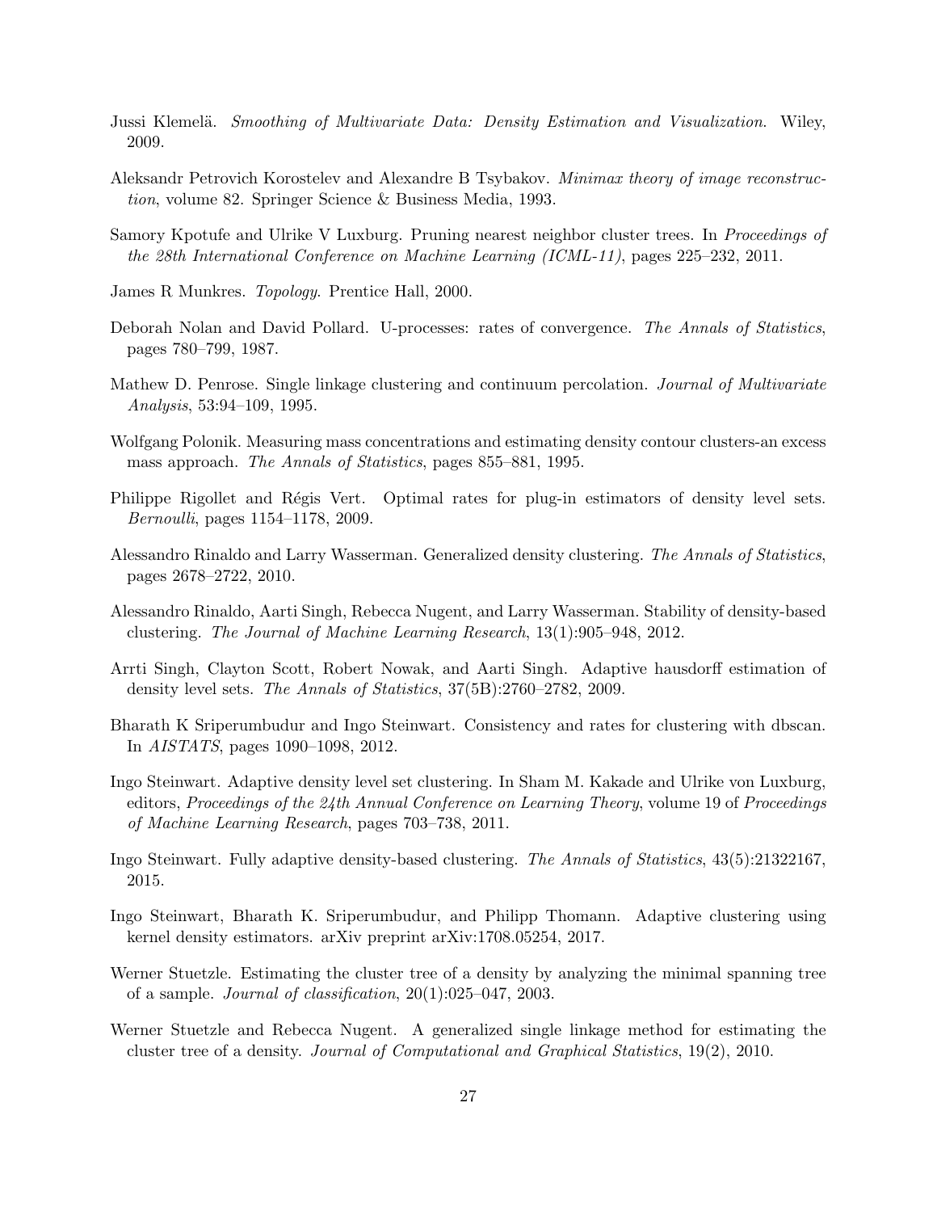Jussi Klemelä. *Smoothing of Multivariate Data: Density Estimation and Visualization*. Wiley, 2009.

Aleksandr Petrovich Korostelev and Alexandre B Tsybakov. *Minimax theory of image reconstruction*, volume 82. Springer Science & Business Media, 1993.

Samory Kpotufe and Ulrike V Luxburg. Pruning nearest neighbor cluster trees. In *Proceedings of the 28th International Conference on Machine Learning (ICML-11)*, pages 225–232, 2011.

James R Munkres. *Topology*. Prentice Hall, 2000.

Deborah Nolan and David Pollard. U-processes: rates of convergence. *The Annals of Statistics*, pages 780–799, 1987.

Mathew D. Penrose. Single linkage clustering and continuum percolation. *Journal of Multivariate Analysis*, 53:94–109, 1995.

Wolfgang Polonik. Measuring mass concentrations and estimating density contour clusters-an excess mass approach. *The Annals of Statistics*, pages 855–881, 1995.

Philippe Rigollet and Régis Vert. Optimal rates for plug-in estimators of density level sets. *Bernoulli*, pages 1154–1178, 2009.

Alessandro Rinaldo and Larry Wasserman. Generalized density clustering. *The Annals of Statistics*, pages 2678–2722, 2010.

Alessandro Rinaldo, Aarti Singh, Rebecca Nugent, and Larry Wasserman. Stability of density-based clustering. *The Journal of Machine Learning Research*, 13(1):905–948, 2012.

Arrti Singh, Clayton Scott, Robert Nowak, and Aarti Singh. Adaptive hausdorff estimation of density level sets. *The Annals of Statistics*, 37(5B):2760–2782, 2009.

Bharath K Sriperumbudur and Ingo Steinwart. Consistency and rates for clustering with dbscan. In *AISTATS*, pages 1090–1098, 2012.

Ingo Steinwart. Adaptive density level set clustering. In Sham M. Kakade and Ulrike von Luxburg, editors, *Proceedings of the 24th Annual Conference on Learning Theory*, volume 19 of *Proceedings of Machine Learning Research*, pages 703–738, 2011.

Ingo Steinwart. Fully adaptive density-based clustering. *The Annals of Statistics*, 43(5):21322167, 2015.

Ingo Steinwart, Bharath K. Sriperumbudur, and Philipp Thomann. Adaptive clustering using kernel density estimators. arXiv preprint arXiv:1708.05254, 2017.

Werner Stuetzle. Estimating the cluster tree of a density by analyzing the minimal spanning tree of a sample. *Journal of classification*, 20(1):025–047, 2003.

Werner Stuetzle and Rebecca Nugent. A generalized single linkage method for estimating the cluster tree of a density. *Journal of Computational and Graphical Statistics*, 19(2), 2010.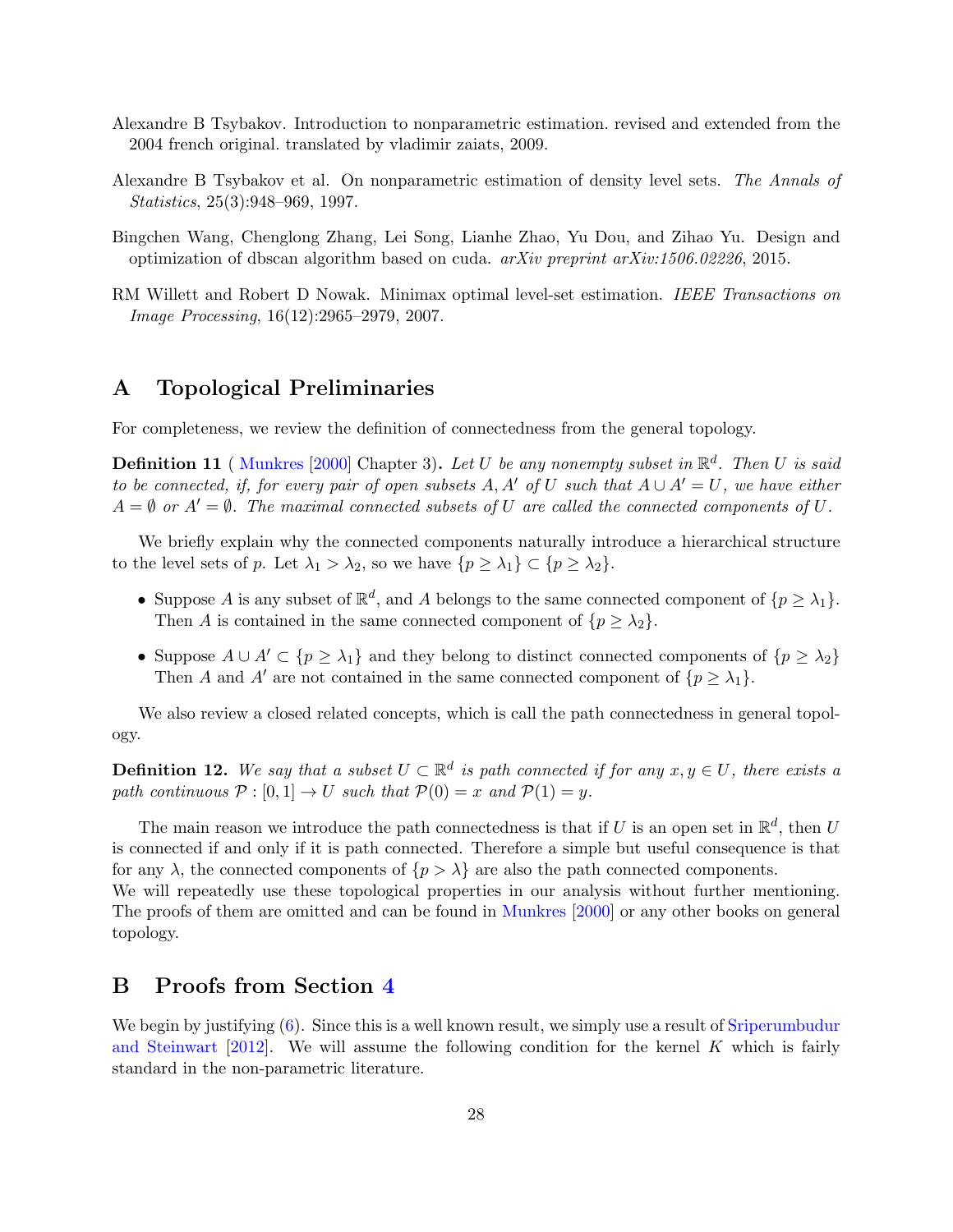Alexandre B Tsybakov. Introduction to nonparametric estimation. revised and extended from the 2004 french original. translated by vladimir zaiats, 2009.

Alexandre B Tsybakov et al. On nonparametric estimation of density level sets. *The Annals of Statistics*, 25(3):948–969, 1997.

Bingchen Wang, Chenglong Zhang, Lei Song, Lianhe Zhao, Yu Dou, and Zihao Yu. Design and optimization of dbscan algorithm based on cuda. *arXiv preprint arXiv:1506.02226*, 2015.

RM Willett and Robert D Nowak. Minimax optimal level-set estimation. *IEEE Transactions on Image Processing*, 16(12):2965–2979, 2007.

# A Topological Preliminaries

For completeness, we review the definition of connectedness from the general topology.

**Definition 11** ( Munkres [2000] Chapter 3)**.** *Let $U$ be any nonempty subset in $\mathbb{R}^d$. Then $U$ is said to be connected, if, for every pair of open subsets $A, A'$ of $U$ such that $A \cup A' = U$, we have either $A = \emptyset$ or $A' = \emptyset$. The maximal connected subsets of $U$ are called the connected components of $U$.*

We briefly explain why the connected components naturally introduce a hierarchical structure to the level sets of $p$. Let $\lambda_1 > \lambda_2$, so we have $\{p \geq \lambda_1\} \subset \{p \geq \lambda_2\}$.

- Suppose $A$ is any subset of $\mathbb{R}^d$, and $A$ belongs to the same connected component of $\{p \geq \lambda_1\}$. Then $A$ is contained in the same connected component of $\{p \geq \lambda_2\}$.
- Suppose $A \cup A' \subset \{p \geq \lambda_1\}$ and they belong to distinct connected components of $\{p \geq \lambda_2\}$ Then $A$ and $A'$ are not contained in the same connected component of $\{p \geq \lambda_1\}$.

We also review a closed related concepts, which is call the path connectedness in general topology.

**Definition 12.** *We say that a subset $U \subset \mathbb{R}^d$ is path connected if for any $x, y \in U$, there exists a path continuous $\mathcal{P} : [0, 1] \to U$ such that $\mathcal{P}(0) = x$ and $\mathcal{P}(1) = y$.*

The main reason we introduce the path connectedness is that if $U$ is an open set in $\mathbb{R}^d$, then $U$ is connected if and only if it is path connected. Therefore a simple but useful consequence is that for any $\lambda$, the connected components of $\{p > \lambda\}$ are also the path connected components.
We will repeatedly use these topological properties in our analysis without further mentioning. The proofs of them are omitted and can be found in Munkres [2000] or any other books on general topology.

# B Proofs from Section 4

We begin by justifying (6). Since this is a well known result, we simply use a result of Sriperumbudur and Steinwart [2012]. We will assume the following condition for the kernel $K$ which is fairly standard in the non-parametric literature.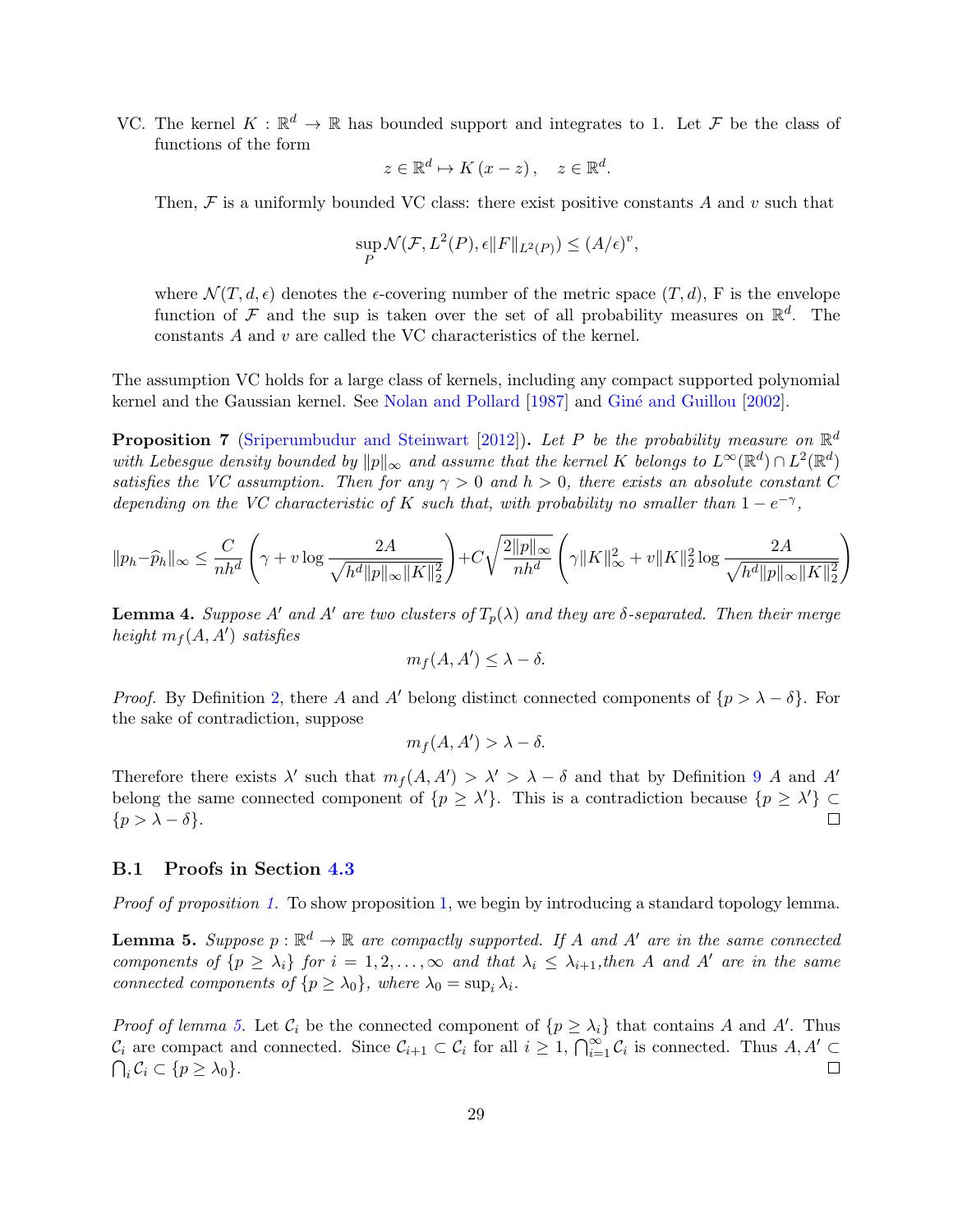VC. The kernel $K : \mathbb{R}^d \to \mathbb{R}$ has bounded support and integrates to 1. Let $\mathcal{F}$ be the class of functions of the form

$$z \in \mathbb{R}^d \mapsto K(x - z), \quad z \in \mathbb{R}^d.$$

Then, $\mathcal{F}$ is a uniformly bounded VC class: there exist positive constants $A$ and $v$ such that

$$\sup_P \mathcal{N}(\mathcal{F}, L^2(P), \epsilon \|F\|_{L^2(P)}) \leq (A/\epsilon)^v,$$

where $\mathcal{N}(T, d, \epsilon)$ denotes the $\epsilon$-covering number of the metric space $(T, d)$, F is the envelope function of $\mathcal{F}$ and the sup is taken over the set of all probability measures on $\mathbb{R}^d$. The constants $A$ and $v$ are called the VC characteristics of the kernel.

The assumption VC holds for a large class of kernels, including any compact supported polynomial kernel and the Gaussian kernel. See Nolan and Pollard [1987] and Giné and Guillou [2002].

**Proposition 7** (Sriperumbudur and Steinwart [2012]). *Let $P$ be the probability measure on $\mathbb{R}^d$ with Lebesgue density bounded by $\|p\|_\infty$ and assume that the kernel $K$ belongs to $L^\infty(\mathbb{R}^d) \cap L^2(\mathbb{R}^d)$ satisfies the VC assumption. Then for any $\gamma > 0$ and $h > 0$, there exists an absolute constant $C$ depending on the VC characteristic of $K$ such that, with probability no smaller than $1 - e^{-\gamma}$,*

$$\|p_h - \widehat{p}_h\|_\infty \leq \frac{C}{nh^d}\left(\gamma + v \log \frac{2A}{\sqrt{h^d \|p\|_\infty \|K\|_2^2}}\right) + C\sqrt{\frac{2\|p\|_\infty}{nh^d}}\left(\gamma \|K\|_\infty^2 + v\|K\|_2^2 \log \frac{2A}{\sqrt{h^d \|p\|_\infty \|K\|_2^2}}\right)$$

**Lemma 4.** *Suppose $A'$ and $A'$ are two clusters of $T_p(\lambda)$ and they are $\delta$-separated. Then their merge height $m_f(A, A')$ satisfies*

$$m_f(A, A') \leq \lambda - \delta.$$

*Proof.* By Definition 2, there $A$ and $A'$ belong distinct connected components of $\{p > \lambda - \delta\}$. For the sake of contradiction, suppose

$$m_f(A, A') > \lambda - \delta.$$

Therefore there exists $\lambda'$ such that $m_f(A, A') > \lambda' > \lambda - \delta$ and that by Definition 9 $A$ and $A'$ belong the same connected component of $\{p \geq \lambda'\}$. This is a contradiction because $\{p \geq \lambda'\} \subset \{p > \lambda - \delta\}$. $\square$

### B.1 Proofs in Section 4.3

*Proof of proposition 1.* To show proposition 1, we begin by introducing a standard topology lemma.

**Lemma 5.** *Suppose $p : \mathbb{R}^d \to \mathbb{R}$ are compactly supported. If $A$ and $A'$ are in the same connected components of $\{p \geq \lambda_i\}$ for $i = 1, 2, \ldots, \infty$ and that $\lambda_i \leq \lambda_{i+1}$, then $A$ and $A'$ are in the same connected components of $\{p \geq \lambda_0\}$, where $\lambda_0 = \sup_i \lambda_i$.*

*Proof of lemma 5.* Let $\mathcal{C}_i$ be the connected component of $\{p \geq \lambda_i\}$ that contains $A$ and $A'$. Thus $\mathcal{C}_i$ are compact and connected. Since $\mathcal{C}_{i+1} \subset \mathcal{C}_i$ for all $i \geq 1$, $\bigcap_{i=1}^\infty \mathcal{C}_i$ is connected. Thus $A, A' \subset \bigcap_i \mathcal{C}_i \subset \{p \geq \lambda_0\}$. $\square$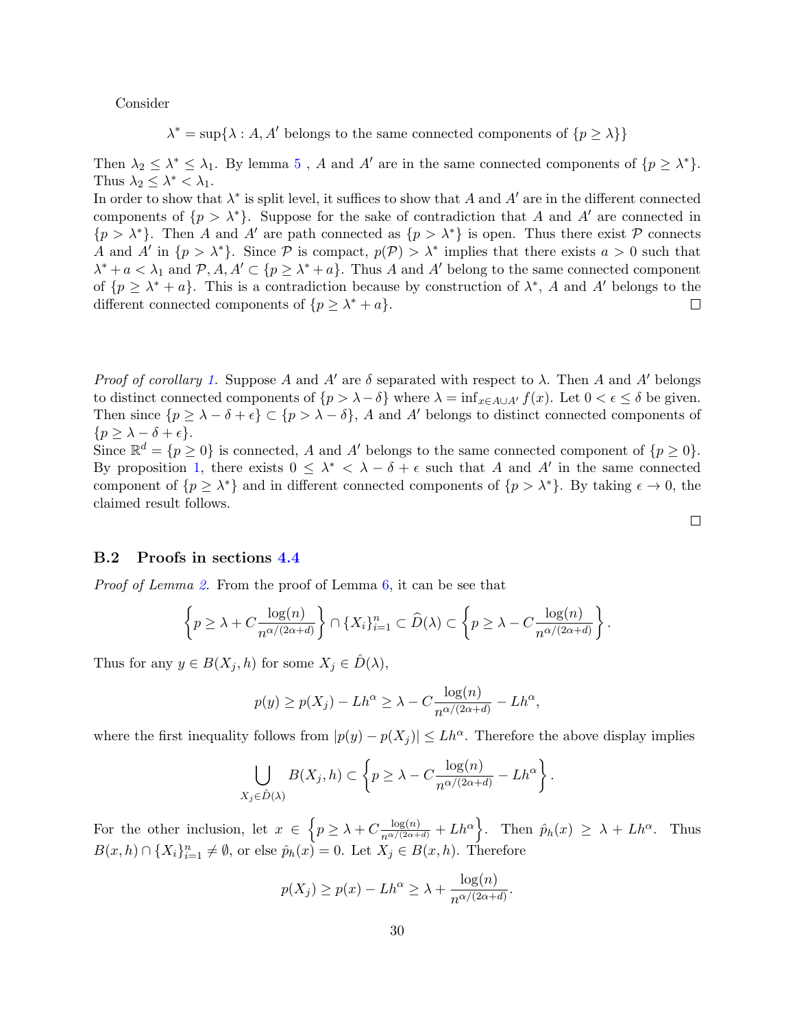Consider

$$\lambda^* = \sup\{\lambda : A, A' \text{ belongs to the same connected components of } \{p \geq \lambda\}\}$$

Then $\lambda_2 \leq \lambda^* \leq \lambda_1$. By lemma 5 , $A$ and $A'$ are in the same connected components of $\{p \geq \lambda^*\}$. Thus $\lambda_2 \leq \lambda^* < \lambda_1$.

In order to show that $\lambda^*$ is split level, it suffices to show that $A$ and $A'$ are in the different connected components of $\{p > \lambda^*\}$. Suppose for the sake of contradiction that $A$ and $A'$ are connected in $\{p > \lambda^*\}$. Then $A$ and $A'$ are path connected as $\{p > \lambda^*\}$ is open. Thus there exist $\mathcal{P}$ connects $A$ and $A'$ in $\{p > \lambda^*\}$. Since $\mathcal{P}$ is compact, $p(\mathcal{P}) > \lambda^*$ implies that there exists $a > 0$ such that $\lambda^* + a < \lambda_1$ and $\mathcal{P}, A, A' \subset \{p \geq \lambda^* + a\}$. Thus $A$ and $A'$ belong to the same connected component of $\{p \geq \lambda^* + a\}$. This is a contradiction because by construction of $\lambda^*$, $A$ and $A'$ belongs to the different connected components of $\{p \geq \lambda^* + a\}$. □

*Proof of corollary 1.* Suppose $A$ and $A'$ are $\delta$ separated with respect to $\lambda$. Then $A$ and $A'$ belongs to distinct connected components of $\{p > \lambda - \delta\}$ where $\lambda = \inf_{x \in A \cup A'} f(x)$. Let $0 < \epsilon \leq \delta$ be given. Then since $\{p \geq \lambda - \delta + \epsilon\} \subset \{p > \lambda - \delta\}$, $A$ and $A'$ belongs to distinct connected components of $\{p \geq \lambda - \delta + \epsilon\}$.

Since $\mathbb{R}^d = \{p \geq 0\}$ is connected, $A$ and $A'$ belongs to the same connected component of $\{p \geq 0\}$. By proposition 1, there exists $0 \leq \lambda^* < \lambda - \delta + \epsilon$ such that $A$ and $A'$ in the same connected component of $\{p \geq \lambda^*\}$ and in different connected components of $\{p > \lambda^*\}$. By taking $\epsilon \to 0$, the claimed result follows.

□

### B.2 Proofs in sections 4.4

*Proof of Lemma 2.* From the proof of Lemma 6, it can be see that

$$\left\{p \geq \lambda + C\frac{\log(n)}{n^{\alpha/(2\alpha+d)}}\right\} \cap \{X_i\}_{i=1}^n \subset \widehat{D}(\lambda) \subset \left\{p \geq \lambda - C\frac{\log(n)}{n^{\alpha/(2\alpha+d)}}\right\}.$$

Thus for any $y \in B(X_j, h)$ for some $X_j \in \hat{D}(\lambda)$,

$$p(y) \geq p(X_j) - Lh^\alpha \geq \lambda - C\frac{\log(n)}{n^{\alpha/(2\alpha+d)}} - Lh^\alpha,$$

where the first inequality follows from $|p(y) - p(X_j)| \leq Lh^\alpha$. Therefore the above display implies

$$\bigcup_{X_j \in \hat{D}(\lambda)} B(X_j, h) \subset \left\{p \geq \lambda - C\frac{\log(n)}{n^{\alpha/(2\alpha+d)}} - Lh^\alpha\right\}.$$

For the other inclusion, let $x \in \left\{p \geq \lambda + C\frac{\log(n)}{n^{\alpha/(2\alpha+d)}} + Lh^\alpha\right\}$. Then $\hat{p}_h(x) \geq \lambda + Lh^\alpha$. Thus $B(x, h) \cap \{X_i\}_{i=1}^n \neq \emptyset$, or else $\hat{p}_h(x) = 0$. Let $X_j \in B(x, h)$. Therefore

$$p(X_j) \geq p(x) - Lh^\alpha \geq \lambda + \frac{\log(n)}{n^{\alpha/(2\alpha+d)}}.$$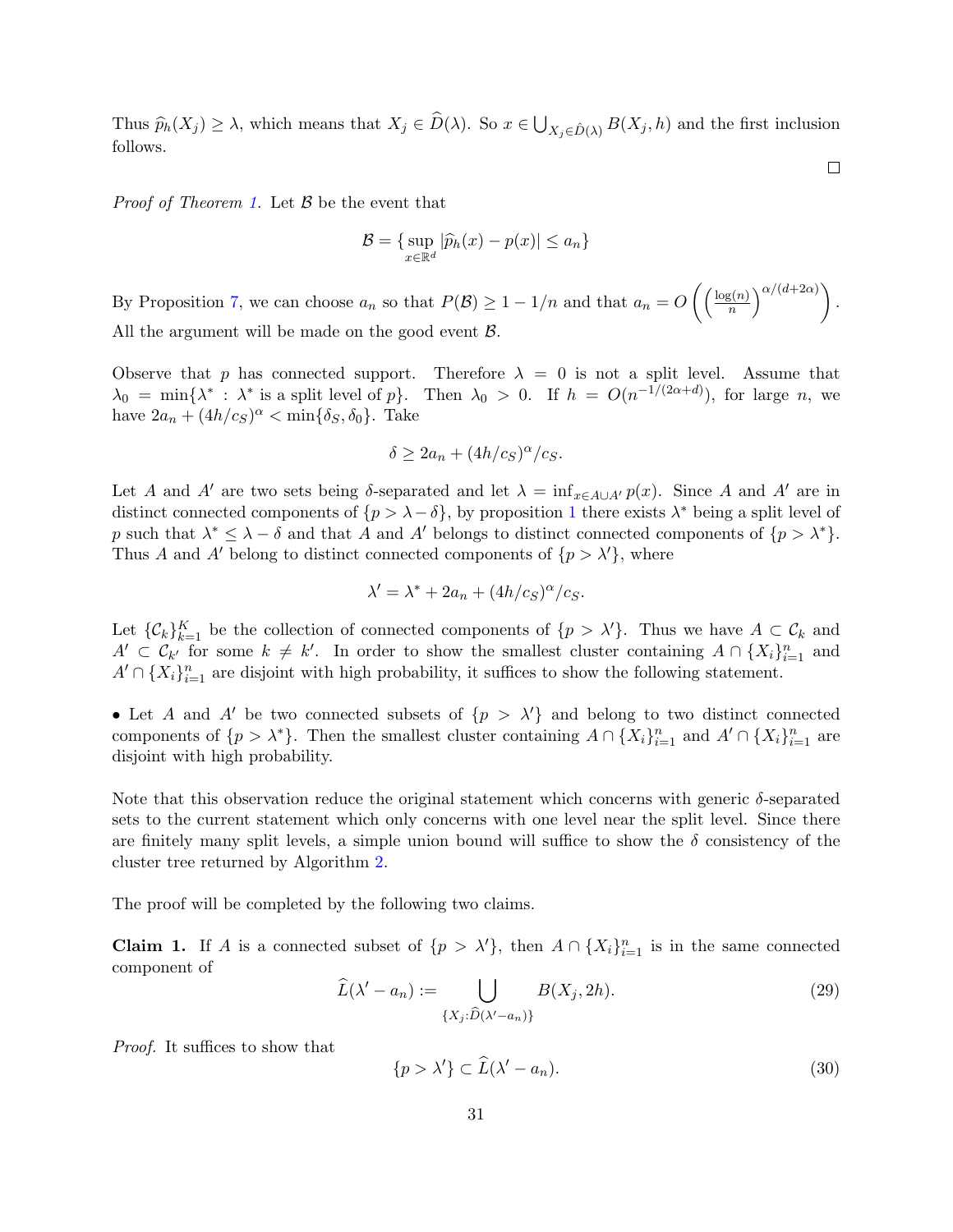Thus $\widehat{p}_h(X_j) \geq \lambda$, which means that $X_j \in \widehat{D}(\lambda)$. So $x \in \bigcup_{X_j \in \hat{D}(\lambda)} B(X_j, h)$ and the first inclusion follows.

$\square$

*Proof of Theorem 1.* Let $\mathcal{B}$ be the event that

$$\mathcal{B} = \{\sup_{x \in \mathbb{R}^d} |\widehat{p}_h(x) - p(x)| \leq a_n\}$$

By Proposition 7, we can choose $a_n$ so that $P(\mathcal{B}) \geq 1 - 1/n$ and that $a_n = O\left(\left(\frac{\log(n)}{n}\right)^{\alpha/(d+2\alpha)}\right)$. All the argument will be made on the good event $\mathcal{B}$.

Observe that $p$ has connected support. Therefore $\lambda = 0$ is not a split level. Assume that $\lambda_0 = \min\{\lambda^* : \lambda^* \text{ is a split level of } p\}$. Then $\lambda_0 > 0$. If $h = O(n^{-1/(2\alpha+d)})$, for large $n$, we have $2a_n + (4h/c_S)^\alpha < \min\{\delta_S, \delta_0\}$. Take

$$\delta \geq 2a_n + (4h/c_S)^\alpha / c_S.$$

Let $A$ and $A'$ are two sets being $\delta$-separated and let $\lambda = \inf_{x \in A \cup A'} p(x)$. Since $A$ and $A'$ are in distinct connected components of $\{p > \lambda - \delta\}$, by proposition 1 there exists $\lambda^*$ being a split level of $p$ such that $\lambda^* \leq \lambda - \delta$ and that $A$ and $A'$ belongs to distinct connected components of $\{p > \lambda^*\}$. Thus $A$ and $A'$ belong to distinct connected components of $\{p > \lambda'\}$, where

$$\lambda' = \lambda^* + 2a_n + (4h/c_S)^\alpha / c_S.$$

Let $\{\mathcal{C}_k\}_{k=1}^K$ be the collection of connected components of $\{p > \lambda'\}$. Thus we have $A \subset \mathcal{C}_k$ and $A' \subset \mathcal{C}_{k'}$ for some $k \neq k'$. In order to show the smallest cluster containing $A \cap \{X_i\}_{i=1}^n$ and $A' \cap \{X_i\}_{i=1}^n$ are disjoint with high probability, it suffices to show the following statement.

• Let $A$ and $A'$ be two connected subsets of $\{p > \lambda'\}$ and belong to two distinct connected components of $\{p > \lambda^*\}$. Then the smallest cluster containing $A \cap \{X_i\}_{i=1}^n$ and $A' \cap \{X_i\}_{i=1}^n$ are disjoint with high probability.

Note that this observation reduce the original statement which concerns with generic $\delta$-separated sets to the current statement which only concerns with one level near the split level. Since there are finitely many split levels, a simple union bound will suffice to show the $\delta$ consistency of the cluster tree returned by Algorithm 2.

The proof will be completed by the following two claims.

**Claim 1.** If $A$ is a connected subset of $\{p > \lambda'\}$, then $A \cap \{X_i\}_{i=1}^n$ is in the same connected component of

$$\widehat{L}(\lambda' - a_n) := \bigcup_{\{X_j : \widehat{D}(\lambda' - a_n)\}} B(X_j, 2h). \tag{29}$$

*Proof.* It suffices to show that

$$\{p > \lambda'\} \subset \widehat{L}(\lambda' - a_n). \tag{30}$$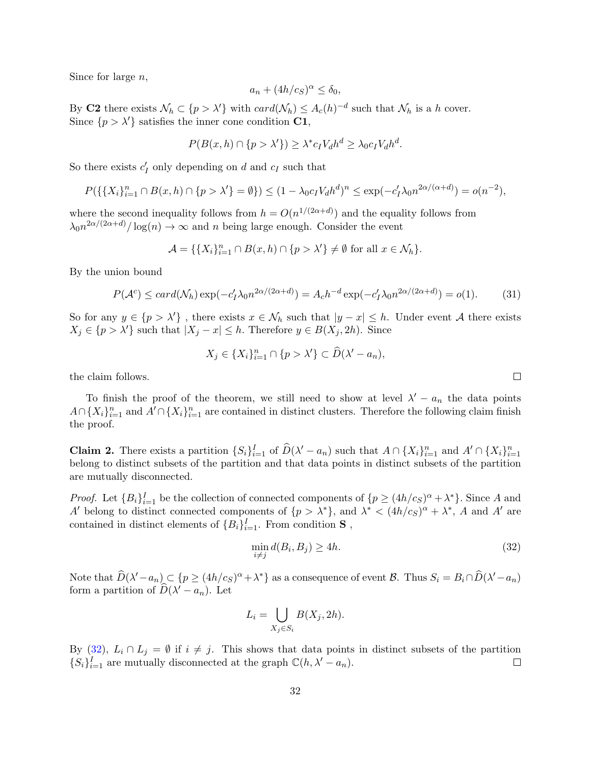Since for large $n$,

$$a_n + (4h/c_S)^\alpha \leq \delta_0,$$

By **C2** there exists $\mathcal{N}_h \subset \{p > \lambda'\}$ with $card(\mathcal{N}_h) \leq A_c(h)^{-d}$ such that $\mathcal{N}_h$ is a $h$ cover. Since $\{p > \lambda'\}$ satisfies the inner cone condition **C1**,

$$P(B(x,h) \cap \{p > \lambda'\}) \geq \lambda^* c_I V_d h^d \geq \lambda_0 c_I V_d h^d.$$

So there exists $c_I'$ only depending on $d$ and $c_I$ such that

$$P(\{\{X_i\}_{i=1}^n \cap B(x,h) \cap \{p > \lambda'\} = \emptyset\}) \leq (1 - \lambda_0 c_I V_d h^d)^n \leq \exp(-c_I' \lambda_0 n^{2\alpha/(\alpha+d)}) = o(n^{-2}),$$

where the second inequality follows from $h = O(n^{1/(2\alpha+d)})$ and the equality follows from $\lambda_0 n^{2\alpha/(2\alpha+d)}/\log(n) \to \infty$ and $n$ being large enough. Consider the event

$$\mathcal{A} = \{\{X_i\}_{i=1}^n \cap B(x,h) \cap \{p > \lambda'\} \neq \emptyset \text{ for all } x \in \mathcal{N}_h\}.$$

By the union bound

$$P(\mathcal{A}^c) \leq card(\mathcal{N}_h)\exp(-c_I' \lambda_0 n^{2\alpha/(2\alpha+d)}) = A_c h^{-d} \exp(-c_I' \lambda_0 n^{2\alpha/(2\alpha+d)}) = o(1). \tag{31}$$

So for any $y \in \{p > \lambda'\}$ , there exists $x \in \mathcal{N}_h$ such that $|y - x| \leq h$. Under event $\mathcal{A}$ there exists $X_j \in \{p > \lambda'\}$ such that $|X_j - x| \leq h$. Therefore $y \in B(X_j, 2h)$. Since

$$X_j \in \{X_i\}_{i=1}^n \cap \{p > \lambda'\} \subset \widehat{D}(\lambda' - a_n),$$

the claim follows. $\square$

To finish the proof of the theorem, we still need to show at level $\lambda' - a_n$ the data points $A \cap \{X_i\}_{i=1}^n$ and $A' \cap \{X_i\}_{i=1}^n$ are contained in distinct clusters. Therefore the following claim finish the proof.

**Claim 2.** There exists a partition $\{S_i\}_{i=1}^I$ of $\widehat{D}(\lambda' - a_n)$ such that $A \cap \{X_i\}_{i=1}^n$ and $A' \cap \{X_i\}_{i=1}^n$ belong to distinct subsets of the partition and that data points in distinct subsets of the partition are mutually disconnected.

*Proof.* Let $\{B_i\}_{i=1}^I$ be the collection of connected components of $\{p \geq (4h/c_S)^\alpha + \lambda^*\}$. Since $A$ and $A'$ belong to distinct connected components of $\{p > \lambda^*\}$, and $\lambda^* < (4h/c_S)^\alpha + \lambda^*$, $A$ and $A'$ are contained in distinct elements of $\{B_i\}_{i=1}^I$. From condition **S** ,

$$\min_{i \neq j} d(B_i, B_j) \geq 4h. \tag{32}$$

Note that $\widehat{D}(\lambda' - a_n) \subset \{p \geq (4h/c_S)^\alpha + \lambda^*\}$ as a consequence of event $\mathcal{B}$. Thus $S_i = B_i \cap \widehat{D}(\lambda' - a_n)$ form a partition of $\widehat{D}(\lambda' - a_n)$. Let

$$L_i = \bigcup_{X_j \in S_i} B(X_j, 2h).$$

By (32), $L_i \cap L_j = \emptyset$ if $i \neq j$. This shows that data points in distinct subsets of the partition $\{S_i\}_{i=1}^I$ are mutually disconnected at the graph $\mathbb{C}(h, \lambda' - a_n)$. $\square$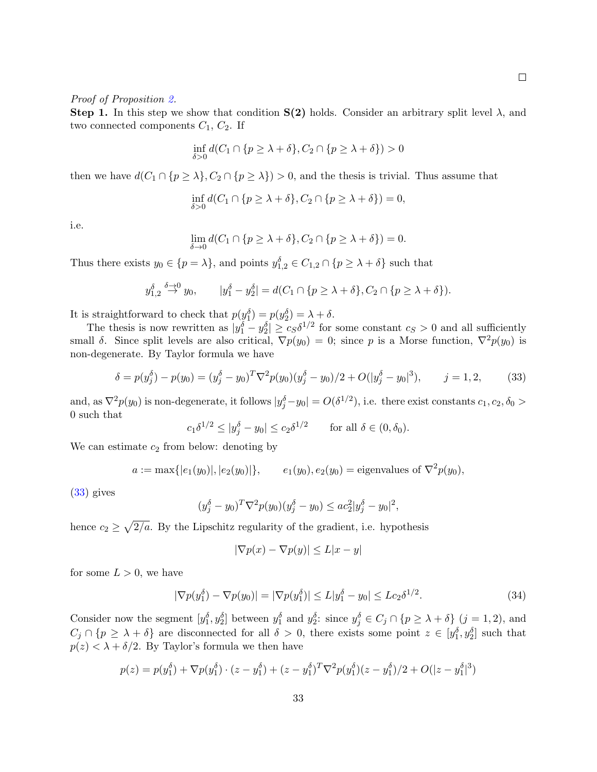□

*Proof of Proposition 2.*

**Step 1.** In this step we show that condition **S(2)** holds. Consider an arbitrary split level $\lambda$, and two connected components $C_1$, $C_2$. If

$$\inf_{\delta>0} d(C_1 \cap \{p \geq \lambda + \delta\}, C_2 \cap \{p \geq \lambda + \delta\}) > 0$$

then we have $d(C_1 \cap \{p \geq \lambda\}, C_2 \cap \{p \geq \lambda\}) > 0$, and the thesis is trivial. Thus assume that

$$\inf_{\delta>0} d(C_1 \cap \{p \geq \lambda + \delta\}, C_2 \cap \{p \geq \lambda + \delta\}) = 0,$$

i.e.

$$\lim_{\delta\to 0} d(C_1 \cap \{p \geq \lambda + \delta\}, C_2 \cap \{p \geq \lambda + \delta\}) = 0.$$

Thus there exists $y_0 \in \{p = \lambda\}$, and points $y_{1,2}^\delta \in C_{1,2} \cap \{p \geq \lambda + \delta\}$ such that

$$y_{1,2}^\delta \overset{\delta\to 0}{\to} y_0, \qquad |y_1^\delta - y_2^\delta| = d(C_1 \cap \{p \geq \lambda + \delta\}, C_2 \cap \{p \geq \lambda + \delta\}).$$

It is straightforward to check that $p(y_1^\delta) = p(y_2^\delta) = \lambda + \delta$.

The thesis is now rewritten as $|y_1^\delta - y_2^\delta| \geq c_S \delta^{1/2}$ for some constant $c_S > 0$ and all sufficiently small $\delta$. Since split levels are also critical, $\nabla p(y_0) = 0$; since $p$ is a Morse function, $\nabla^2 p(y_0)$ is non-degenerate. By Taylor formula we have

$$\delta = p(y_j^\delta) - p(y_0) = (y_j^\delta - y_0)^T \nabla^2 p(y_0)(y_j^\delta - y_0)/2 + O(|y_j^\delta - y_0|^3), \qquad j = 1, 2, \tag{33}$$

and, as $\nabla^2 p(y_0)$ is non-degenerate, it follows $|y_j^\delta - y_0| = O(\delta^{1/2})$, i.e. there exist constants $c_1, c_2, \delta_0 > 0$ such that

$$c_1 \delta^{1/2} \leq |y_j^\delta - y_0| \leq c_2 \delta^{1/2} \qquad \text{for all } \delta \in (0, \delta_0).$$

We can estimate $c_2$ from below: denoting by

$$a := \max\{|e_1(y_0)|, |e_2(y_0)|\}, \qquad e_1(y_0), e_2(y_0) = \text{eigenvalues of } \nabla^2 p(y_0),$$

(33) gives

$$(y_j^\delta - y_0)^T \nabla^2 p(y_0)(y_j^\delta - y_0) \leq a c_2^2 |y_j^\delta - y_0|^2,$$

hence $c_2 \geq \sqrt{2/a}$. By the Lipschitz regularity of the gradient, i.e. hypothesis

$$|\nabla p(x) - \nabla p(y)| \leq L|x - y|$$

for some $L > 0$, we have

$$|\nabla p(y_1^\delta) - \nabla p(y_0)| = |\nabla p(y_1^\delta)| \leq L|y_1^\delta - y_0| \leq L c_2 \delta^{1/2}. \tag{34}$$

Consider now the segment $[y_1^\delta, y_2^\delta]$ between $y_1^\delta$ and $y_2^\delta$: since $y_j^\delta \in C_j \cap \{p \geq \lambda + \delta\}$ $(j = 1, 2)$, and $C_j \cap \{p \geq \lambda + \delta\}$ are disconnected for all $\delta > 0$, there exists some point $z \in [y_1^\delta, y_2^\delta]$ such that $p(z) < \lambda + \delta/2$. By Taylor's formula we then have

$$p(z) = p(y_1^\delta) + \nabla p(y_1^\delta) \cdot (z - y_1^\delta) + (z - y_1^\delta)^T \nabla^2 p(y_1^\delta)(z - y_1^\delta)/2 + O(|z - y_1^\delta|^3)$$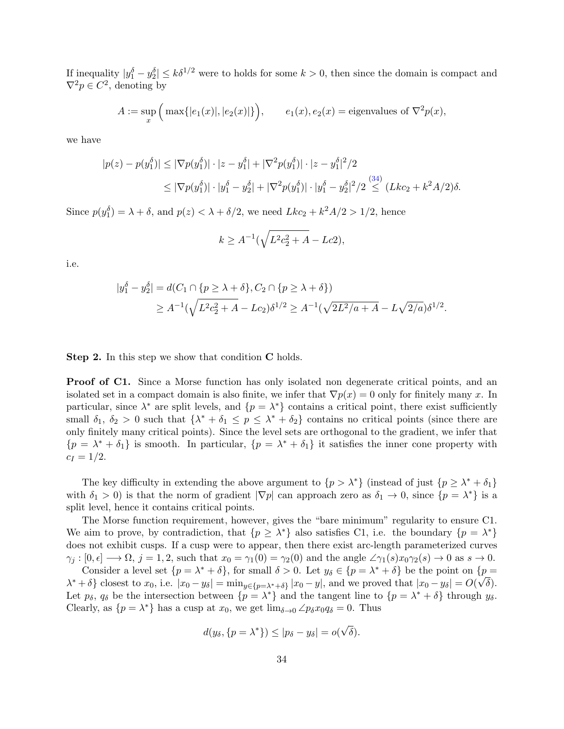If inequality $|y_1^\delta - y_2^\delta| \leq k\delta^{1/2}$ were to holds for some $k > 0$, then since the domain is compact and $\nabla^2 p \in C^2$, denoting by

$$A := \sup_x \Big( \max\{|e_1(x)|, |e_2(x)|\}\Big), \qquad e_1(x), e_2(x) = \text{eigenvalues of } \nabla^2 p(x),$$

we have

$$\begin{aligned}|p(z) - p(y_1^\delta)| &\leq |\nabla p(y_1^\delta)| \cdot |z - y_1^\delta| + |\nabla^2 p(y_1^\delta)| \cdot |z - y_1^\delta|^2/2 \\ &\leq |\nabla p(y_1^\delta)| \cdot |y_1^\delta - y_2^\delta| + |\nabla^2 p(y_1^\delta)| \cdot |y_1^\delta - y_2^\delta|^2/2 \overset{(34)}{\leq} (Lkc_2 + k^2 A/2)\delta.\end{aligned}$$

Since $p(y_1^\delta) = \lambda + \delta$, and $p(z) < \lambda + \delta/2$, we need $Lkc_2 + k^2 A/2 > 1/2$, hence

$$k \geq A^{-1}(\sqrt{L^2 c_2^2 + A} - Lc2),$$

i.e.

$$\begin{aligned}|y_1^\delta - y_2^\delta| &= d(C_1 \cap \{p \geq \lambda + \delta\}, C_2 \cap \{p \geq \lambda + \delta\}) \\ &\geq A^{-1}(\sqrt{L^2 c_2^2 + A} - Lc_2)\delta^{1/2} \geq A^{-1}(\sqrt{2L^2/a + A} - L\sqrt{2/a})\delta^{1/2}.\end{aligned}$$

**Step 2.** In this step we show that condition **C** holds.

**Proof of C1.** Since a Morse function has only isolated non degenerate critical points, and an isolated set in a compact domain is also finite, we infer that $\nabla p(x) = 0$ only for finitely many $x$. In particular, since $\lambda^*$ are split levels, and $\{p = \lambda^*\}$ contains a critical point, there exist sufficiently small $\delta_1$, $\delta_2 > 0$ such that $\{\lambda^* + \delta_1 \leq p \leq \lambda^* + \delta_2\}$ contains no critical points (since there are only finitely many critical points). Since the level sets are orthogonal to the gradient, we infer that $\{p = \lambda^* + \delta_1\}$ is smooth. In particular, $\{p = \lambda^* + \delta_1\}$ it satisfies the inner cone property with $c_I = 1/2$.

The key difficulty in extending the above argument to $\{p > \lambda^*\}$ (instead of just $\{p \geq \lambda^* + \delta_1\}$ with $\delta_1 > 0$) is that the norm of gradient $|\nabla p|$ can approach zero as $\delta_1 \to 0$, since $\{p = \lambda^*\}$ is a split level, hence it contains critical points.

The Morse function requirement, however, gives the "bare minimum" regularity to ensure C1. We aim to prove, by contradiction, that $\{p \geq \lambda^*\}$ also satisfies C1, i.e. the boundary $\{p = \lambda^*\}$ does not exhibit cusps. If a cusp were to appear, then there exist arc-length parameterized curves $\gamma_j : [0, \epsilon] \longrightarrow \Omega$, $j = 1, 2$, such that $x_0 = \gamma_1(0) = \gamma_2(0)$ and the angle $\angle\gamma_1(s)x_0\gamma_2(s) \to 0$ as $s \to 0$.

Consider a level set $\{p = \lambda^* + \delta\}$, for small $\delta > 0$. Let $y_\delta \in \{p = \lambda^* + \delta\}$ be the point on $\{p = \lambda^* + \delta\}$ closest to $x_0$, i.e. $|x_0 - y_\delta| = \min_{y \in \{p = \lambda^* + \delta\}} |x_0 - y|$, and we proved that $|x_0 - y_\delta| = O(\sqrt{\delta})$. Let $p_\delta$, $q_\delta$ be the intersection between $\{p = \lambda^*\}$ and the tangent line to $\{p = \lambda^* + \delta\}$ through $y_\delta$. Clearly, as $\{p = \lambda^*\}$ has a cusp at $x_0$, we get $\lim_{\delta \to 0} \angle p_\delta x_0 q_\delta = 0$. Thus

$$d(y_\delta, \{p = \lambda^*\}) \leq |p_\delta - y_\delta| = o(\sqrt{\delta}).$$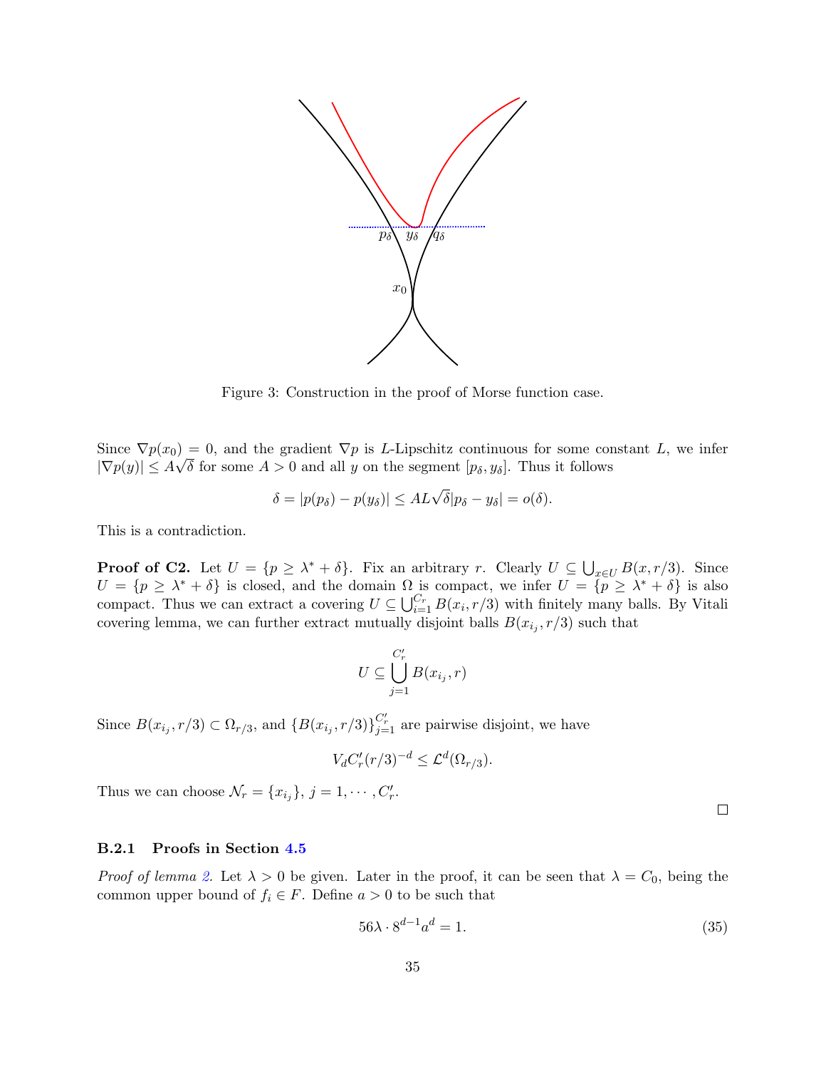Figure 3: Construction in the proof of Morse function case.

Since $\nabla p(x_0) = 0$, and the gradient $\nabla p$ is $L$-Lipschitz continuous for some constant $L$, we infer $|\nabla p(y)| \leq A\sqrt{\delta}$ for some $A > 0$ and all $y$ on the segment $[p_\delta, y_\delta]$. Thus it follows

$$\delta = |p(p_\delta) - p(y_\delta)| \leq AL\sqrt{\delta}|p_\delta - y_\delta| = o(\delta).$$

This is a contradiction.

**Proof of C2.** Let $U = \{p \geq \lambda^* + \delta\}$. Fix an arbitrary $r$. Clearly $U \subseteq \bigcup_{x \in U} B(x, r/3)$. Since $U = \{p \geq \lambda^* + \delta\}$ is closed, and the domain $\Omega$ is compact, we infer $U = \{p \geq \lambda^* + \delta\}$ is also compact. Thus we can extract a covering $U \subseteq \bigcup_{i=1}^{C_r} B(x_i, r/3)$ with finitely many balls. By Vitali covering lemma, we can further extract mutually disjoint balls $B(x_{i_j}, r/3)$ such that

$$U \subseteq \bigcup_{j=1}^{C'_r} B(x_{i_j}, r)$$

Since $B(x_{i_j}, r/3) \subset \Omega_{r/3}$, and $\{B(x_{i_j}, r/3)\}_{j=1}^{C'_r}$ are pairwise disjoint, we have

$$V_d C'_r (r/3)^{-d} \leq \mathcal{L}^d(\Omega_{r/3}).$$

Thus we can choose $\mathcal{N}_r = \{x_{i_j}\}$, $j = 1, \cdots, C'_r$.

□

### B.2.1 Proofs in Section 4.5

*Proof of lemma 2.* Let $\lambda > 0$ be given. Later in the proof, it can be seen that $\lambda = C_0$, being the common upper bound of $f_i \in F$. Define $a > 0$ to be such that

$$56\lambda \cdot 8^{d-1} a^d = 1. \tag{35}$$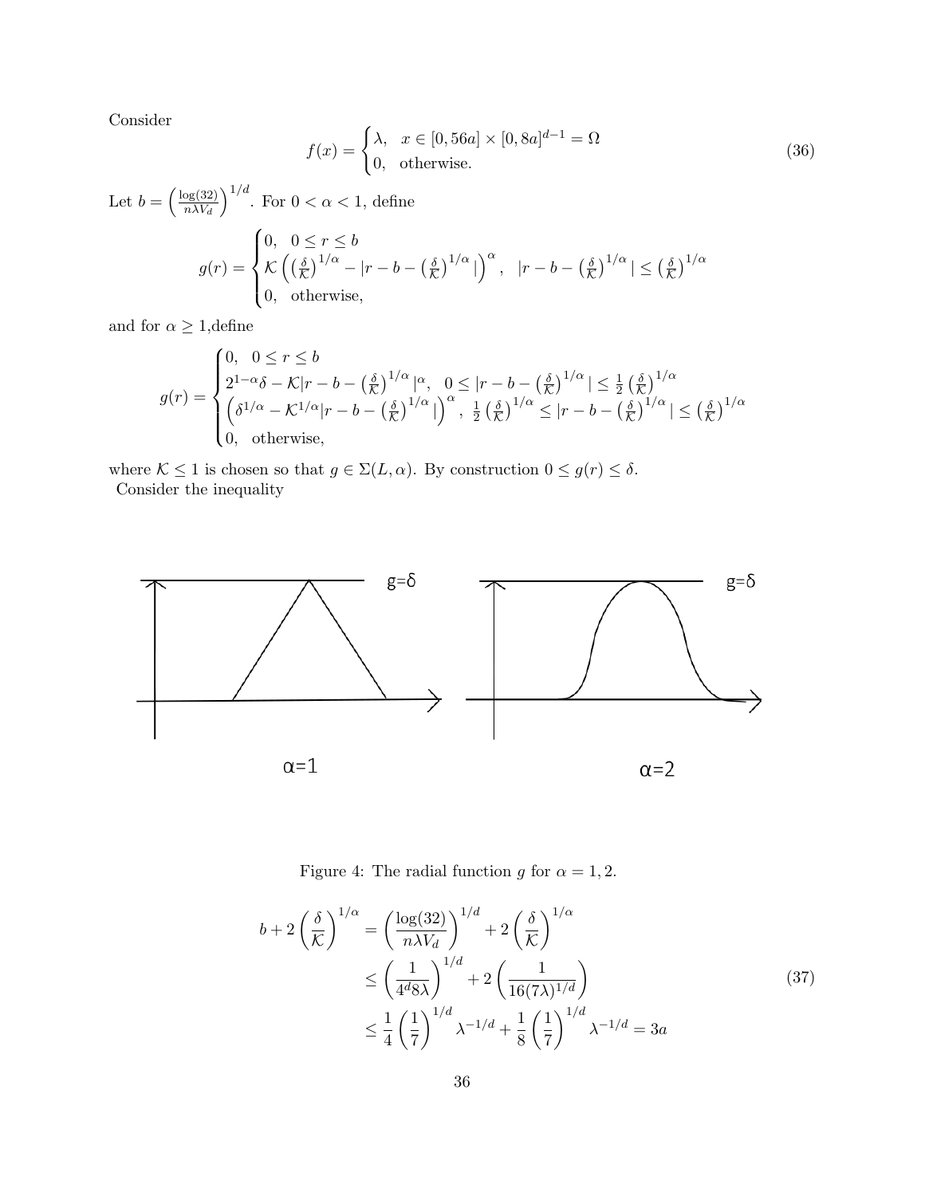Consider

$$
f(x) = \begin{cases} \lambda, & x \in [0, 56a] \times [0, 8a]^{d-1} = \Omega \\ 0, & \text{otherwise.} \end{cases} \tag{36}
$$

Let $b = \left(\frac{\log(32)}{n\lambda V_d}\right)^{1/d}$. For $0 < \alpha < 1$, define

$$
g(r) = \begin{cases} 0, & 0 \leq r \leq b \\ \mathcal{K}\left(\left(\frac{\delta}{\mathcal{K}}\right)^{1/\alpha} - |r - b - \left(\frac{\delta}{\mathcal{K}}\right)^{1/\alpha}|\right)^{\alpha}, & |r - b - \left(\frac{\delta}{\mathcal{K}}\right)^{1/\alpha}| \leq \left(\frac{\delta}{\mathcal{K}}\right)^{1/\alpha} \\ 0, & \text{otherwise,} \end{cases}
$$

and for $\alpha \geq 1$,define

$$
g(r) = \begin{cases} 0, & 0 \leq r \leq b \\ 2^{1-\alpha}\delta - \mathcal{K}|r - b - \left(\frac{\delta}{\mathcal{K}}\right)^{1/\alpha}|^{\alpha}, & 0 \leq |r - b - \left(\frac{\delta}{\mathcal{K}}\right)^{1/\alpha}| \leq \frac{1}{2}\left(\frac{\delta}{\mathcal{K}}\right)^{1/\alpha} \\ \left(\delta^{1/\alpha} - \mathcal{K}^{1/\alpha}|r - b - \left(\frac{\delta}{\mathcal{K}}\right)^{1/\alpha}|\right)^{\alpha}, & \frac{1}{2}\left(\frac{\delta}{\mathcal{K}}\right)^{1/\alpha} \leq |r - b - \left(\frac{\delta}{\mathcal{K}}\right)^{1/\alpha}| \leq \left(\frac{\delta}{\mathcal{K}}\right)^{1/\alpha} \\ 0, & \text{otherwise,} \end{cases}
$$

where $\mathcal{K} \leq 1$ is chosen so that $g \in \Sigma(L, \alpha)$. By construction $0 \leq g(r) \leq \delta$.
Consider the inequality

Figure 4: The radial function $g$ for $\alpha = 1, 2$.

$$
\begin{aligned}
b + 2\left(\frac{\delta}{\mathcal{K}}\right)^{1/\alpha} &= \left(\frac{\log(32)}{n\lambda V_d}\right)^{1/d} + 2\left(\frac{\delta}{\mathcal{K}}\right)^{1/\alpha} \\
&\leq \left(\frac{1}{4^d 8\lambda}\right)^{1/d} + 2\left(\frac{1}{16(7\lambda)^{1/d}}\right) \\
&\leq \frac{1}{4}\left(\frac{1}{7}\right)^{1/d}\lambda^{-1/d} + \frac{1}{8}\left(\frac{1}{7}\right)^{1/d}\lambda^{-1/d} = 3a
\end{aligned} \tag{37}
$$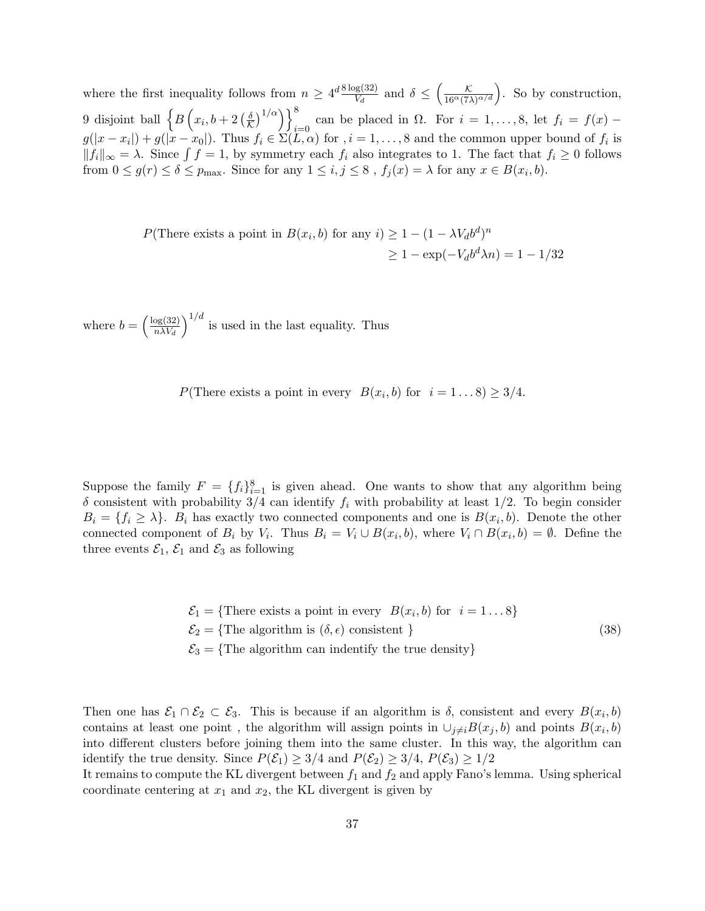where the first inequality follows from $n \geq 4^d \frac{8\log(32)}{V_d}$ and $\delta \leq \left(\frac{\mathcal{K}}{16^\alpha (7\lambda)^{\alpha/d}}\right)$. So by construction, 9 disjoint ball $\left\{B\left(x_i, b + 2\left(\frac{\delta}{\mathcal{K}}\right)^{1/\alpha}\right)\right\}_{i=0}^{8}$ can be placed in $\Omega$. For $i = 1, \ldots, 8$, let $f_i = f(x) - g(|x - x_i|) + g(|x - x_0|)$. Thus $f_i \in \Sigma(L, \alpha)$ for $, i = 1, \ldots, 8$ and the common upper bound of $f_i$ is $\|f_i\|_\infty = \lambda$. Since $\int f = 1$, by symmetry each $f_i$ also integrates to 1. The fact that $f_i \geq 0$ follows from $0 \leq g(r) \leq \delta \leq p_{\max}$. Since for any $1 \leq i, j \leq 8$ , $f_j(x) = \lambda$ for any $x \in B(x_i, b)$.

$$
\begin{aligned}
P(\text{There exists a point in } B(x_i, b) \text{ for any } i) &\geq 1 - (1 - \lambda V_d b^d)^n \\
&\geq 1 - \exp(-V_d b^d \lambda n) = 1 - 1/32
\end{aligned}
$$

where $b = \left(\frac{\log(32)}{n\lambda V_d}\right)^{1/d}$ is used in the last equality. Thus

$$
P(\text{There exists a point in every } \ B(x_i, b) \text{ for } \ i = 1 \ldots 8) \geq 3/4.
$$

Suppose the family $F = \{f_i\}_{i=1}^8$ is given ahead. One wants to show that any algorithm being $\delta$ consistent with probability 3/4 can identify $f_i$ with probability at least 1/2. To begin consider $B_i = \{f_i \geq \lambda\}$. $B_i$ has exactly two connected components and one is $B(x_i, b)$. Denote the other connected component of $B_i$ by $V_i$. Thus $B_i = V_i \cup B(x_i, b)$, where $V_i \cap B(x_i, b) = \emptyset$. Define the three events $\mathcal{E}_1$, $\mathcal{E}_1$ and $\mathcal{E}_3$ as following

$$
\begin{aligned}
&\mathcal{E}_1 = \{\text{There exists a point in every } \ B(x_i, b) \text{ for } \ i = 1 \ldots 8\} \\
&\mathcal{E}_2 = \{\text{The algorithm is } (\delta, \epsilon) \text{ consistent } \} \\
&\mathcal{E}_3 = \{\text{The algorithm can indentify the true density}\}
\end{aligned} \tag{38}
$$

Then one has $\mathcal{E}_1 \cap \mathcal{E}_2 \subset \mathcal{E}_3$. This is because if an algorithm is $\delta$, consistent and every $B(x_i, b)$ contains at least one point , the algorithm will assign points in $\cup_{j \neq i} B(x_j, b)$ and points $B(x_i, b)$ into different clusters before joining them into the same cluster. In this way, the algorithm can identify the true density. Since $P(\mathcal{E}_1) \geq 3/4$ and $P(\mathcal{E}_2) \geq 3/4$, $P(\mathcal{E}_3) \geq 1/2$

It remains to compute the KL divergent between $f_1$ and $f_2$ and apply Fano's lemma. Using spherical coordinate centering at $x_1$ and $x_2$, the KL divergent is given by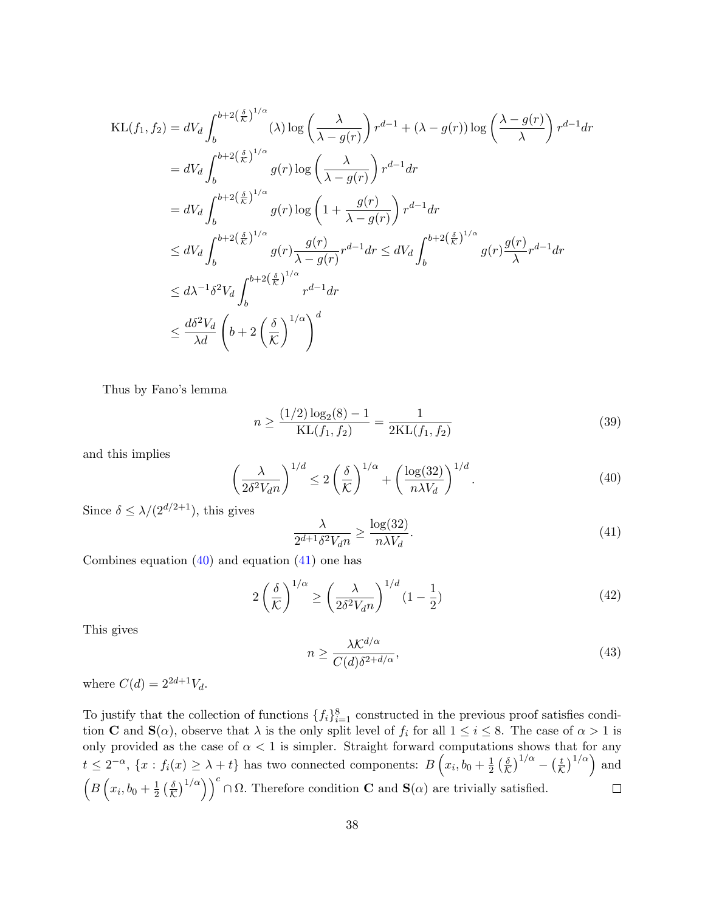$$
\begin{aligned}
\mathrm{KL}(f_1, f_2) &= dV_d \int_b^{b+2\left(\frac{\delta}{\mathcal{K}}\right)^{1/\alpha}} (\lambda) \log\left(\frac{\lambda}{\lambda - g(r)}\right) r^{d-1} + (\lambda - g(r)) \log\left(\frac{\lambda - g(r)}{\lambda}\right) r^{d-1} dr \\
&= dV_d \int_b^{b+2\left(\frac{\delta}{\mathcal{K}}\right)^{1/\alpha}} g(r) \log\left(\frac{\lambda}{\lambda - g(r)}\right) r^{d-1} dr \\
&= dV_d \int_b^{b+2\left(\frac{\delta}{\mathcal{K}}\right)^{1/\alpha}} g(r) \log\left(1 + \frac{g(r)}{\lambda - g(r)}\right) r^{d-1} dr \\
&\leq dV_d \int_b^{b+2\left(\frac{\delta}{\mathcal{K}}\right)^{1/\alpha}} g(r) \frac{g(r)}{\lambda - g(r)} r^{d-1} dr \leq dV_d \int_b^{b+2\left(\frac{\delta}{\mathcal{K}}\right)^{1/\alpha}} g(r) \frac{g(r)}{\lambda} r^{d-1} dr \\
&\leq d\lambda^{-1} \delta^2 V_d \int_b^{b+2\left(\frac{\delta}{\mathcal{K}}\right)^{1/\alpha}} r^{d-1} dr \\
&\leq \frac{d\delta^2 V_d}{\lambda d} \left(b + 2\left(\frac{\delta}{\mathcal{K}}\right)^{1/\alpha}\right)^d
\end{aligned}
$$

Thus by Fano's lemma

$$
n \geq \frac{(1/2)\log_2(8) - 1}{\mathrm{KL}(f_1, f_2)} = \frac{1}{2\mathrm{KL}(f_1, f_2)} \tag{39}
$$

and this implies

$$
\left(\frac{\lambda}{2\delta^2 V_d n}\right)^{1/d} \leq 2\left(\frac{\delta}{\mathcal{K}}\right)^{1/\alpha} + \left(\frac{\log(32)}{n\lambda V_d}\right)^{1/d}. \tag{40}
$$

Since $\delta \leq \lambda/(2^{d/2+1})$, this gives

$$
\frac{\lambda}{2^{d+1}\delta^2 V_d n} \geq \frac{\log(32)}{n\lambda V_d}. \tag{41}
$$

Combines equation (40) and equation (41) one has

$$
2\left(\frac{\delta}{\mathcal{K}}\right)^{1/\alpha} \geq \left(\frac{\lambda}{2\delta^2 V_d n}\right)^{1/d} (1 - \frac{1}{2}) \tag{42}
$$

This gives

$$
n \geq \frac{\lambda \mathcal{K}^{d/\alpha}}{C(d)\delta^{2+d/\alpha}}, \tag{43}
$$

where $C(d) = 2^{2d+1}V_d$.

To justify that the collection of functions $\{f_i\}_{i=1}^8$ constructed in the previous proof satisfies condition **C** and $\mathbf{S}(\alpha)$, observe that $\lambda$ is the only split level of $f_i$ for all $1 \leq i \leq 8$. The case of $\alpha > 1$ is only provided as the case of $\alpha < 1$ is simpler. Straight forward computations shows that for any $t \leq 2^{-\alpha}$, $\{x : f_i(x) \geq \lambda + t\}$ has two connected components: $B\left(x_i, b_0 + \frac{1}{2}\left(\frac{\delta}{\mathcal{K}}\right)^{1/\alpha} - \left(\frac{t}{\mathcal{K}}\right)^{1/\alpha}\right)$ and $\left(B\left(x_i, b_0 + \frac{1}{2}\left(\frac{\delta}{\mathcal{K}}\right)^{1/\alpha}\right)\right)^c \cap \Omega$. Therefore condition **C** and $\mathbf{S}(\alpha)$ are trivially satisfied. $\square$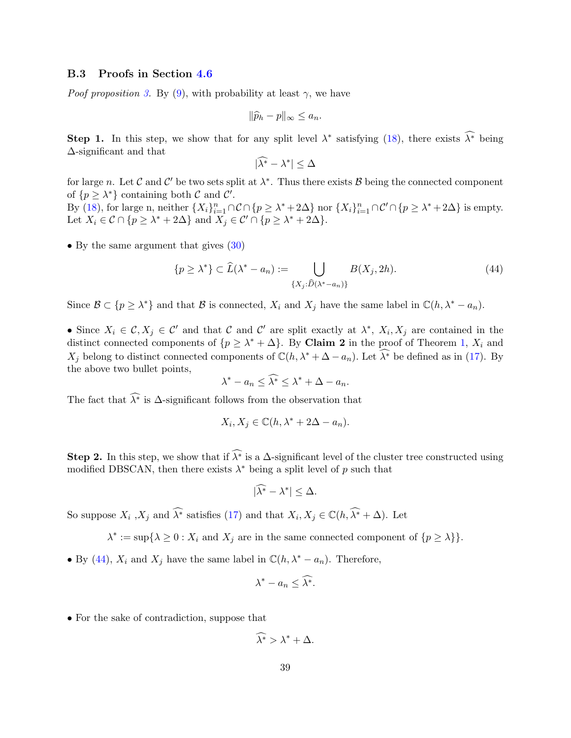### B.3 Proofs in Section 4.6

*Poof proposition 3.* By (9), with probability at least $\gamma$, we have

$$\|\widehat{p}_h - p\|_\infty \leq a_n.$$

**Step 1.** In this step, we show that for any split level $\lambda^*$ satisfying (18), there exists $\widehat{\lambda^*}$ being $\Delta$-significant and that

$$|\widehat{\lambda^*} - \lambda^*| \leq \Delta$$

for large $n$. Let $\mathcal{C}$ and $\mathcal{C}'$ be two sets split at $\lambda^*$. Thus there exists $\mathcal{B}$ being the connected component of $\{p \geq \lambda^*\}$ containing both $\mathcal{C}$ and $\mathcal{C}'$.
By (18), for large n, neither $\{X_i\}_{i=1}^n \cap \mathcal{C} \cap \{p \geq \lambda^* + 2\Delta\}$ nor $\{X_i\}_{i=1}^n \cap \mathcal{C}' \cap \{p \geq \lambda^* + 2\Delta\}$ is empty. Let $X_i \in \mathcal{C} \cap \{p \geq \lambda^* + 2\Delta\}$ and $X_j \in \mathcal{C}' \cap \{p \geq \lambda^* + 2\Delta\}$.

• By the same argument that gives (30)

$$\{p \geq \lambda^*\} \subset \widehat{L}(\lambda^* - a_n) := \bigcup_{\{X_j : \widehat{D}(\lambda^* - a_n)\}} B(X_j, 2h). \tag{44}$$

Since $\mathcal{B} \subset \{p \geq \lambda^*\}$ and that $\mathcal{B}$ is connected, $X_i$ and $X_j$ have the same label in $\mathbb{C}(h, \lambda^* - a_n)$.

• Since $X_i \in \mathcal{C}, X_j \in \mathcal{C}'$ and that $\mathcal{C}$ and $\mathcal{C}'$ are split exactly at $\lambda^*$, $X_i, X_j$ are contained in the distinct connected components of $\{p \geq \lambda^* + \Delta\}$. By **Claim 2** in the proof of Theorem 1, $X_i$ and $X_j$ belong to distinct connected components of $\mathbb{C}(h, \lambda^* + \Delta - a_n)$. Let $\widehat{\lambda^*}$ be defined as in (17). By the above two bullet points,

$$\lambda^* - a_n \leq \widehat{\lambda^*} \leq \lambda^* + \Delta - a_n.$$

The fact that $\widehat{\lambda^*}$ is $\Delta$-significant follows from the observation that

$$X_i, X_j \in \mathbb{C}(h, \lambda^* + 2\Delta - a_n).$$

**Step 2.** In this step, we show that if $\widehat{\lambda^*}$ is a $\Delta$-significant level of the cluster tree constructed using modified DBSCAN, then there exists $\lambda^*$ being a split level of $p$ such that

$$|\widehat{\lambda^*} - \lambda^*| \leq \Delta.$$

So suppose $X_i$ ,$X_j$ and $\widehat{\lambda^*}$ satisfies (17) and that $X_i, X_j \in \mathbb{C}(h, \widehat{\lambda^*} + \Delta)$. Let

$$\lambda^* := \sup\{\lambda \geq 0 : X_i \text{ and } X_j \text{ are in the same connected component of } \{p \geq \lambda\}\}.$$

• By (44), $X_i$ and $X_j$ have the same label in $\mathbb{C}(h, \lambda^* - a_n)$. Therefore,

$$\lambda^* - a_n \leq \widehat{\lambda^*}.$$

• For the sake of contradiction, suppose that

$$\widehat{\lambda^*} > \lambda^* + \Delta.$$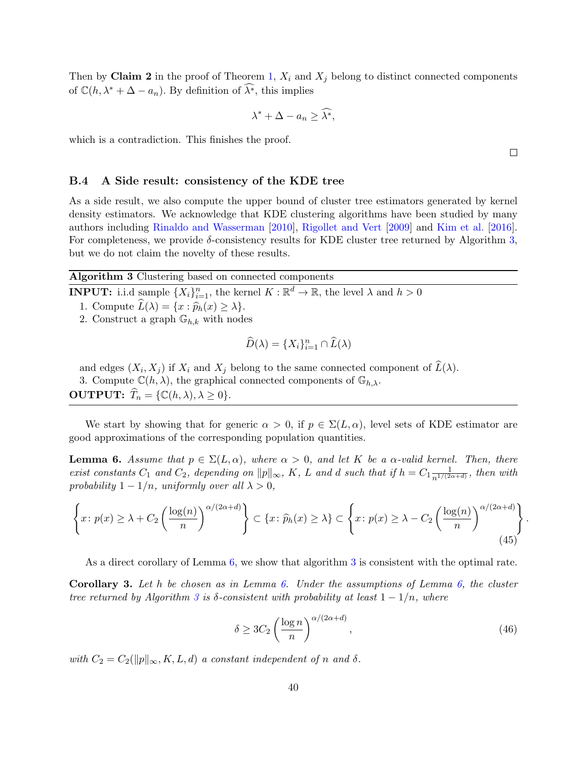Then by **Claim 2** in the proof of Theorem 1, $X_i$ and $X_j$ belong to distinct connected components of $\mathbb{C}(h, \lambda^* + \Delta - a_n)$. By definition of $\widehat{\lambda^*}$, this implies

$$\lambda^* + \Delta - a_n \geq \widehat{\lambda^*},$$

which is a contradiction. This finishes the proof.

□

### B.4 A Side result: consistency of the KDE tree

As a side result, we also compute the upper bound of cluster tree estimators generated by kernel density estimators. We acknowledge that KDE clustering algorithms have been studied by many authors including Rinaldo and Wasserman [2010], Rigollet and Vert [2009] and Kim et al. [2016]. For completeness, we provide $\delta$-consistency results for KDE cluster tree returned by Algorithm 3, but we do not claim the novelty of these results.

---

**Algorithm 3** Clustering based on connected components

---

**INPUT:** i.i.d sample $\{X_i\}_{i=1}^n$, the kernel $K : \mathbb{R}^d \to \mathbb{R}$, the level $\lambda$ and $h > 0$

1. Compute $\widehat{L}(\lambda) = \{x : \widehat{p}_h(x) \geq \lambda\}$.
2. Construct a graph $\mathbb{G}_{h,k}$ with nodes

$$\widehat{D}(\lambda) = \{X_i\}_{i=1}^n \cap \widehat{L}(\lambda)$$

   and edges $(X_i, X_j)$ if $X_i$ and $X_j$ belong to the same connected component of $\widehat{L}(\lambda)$.
3. Compute $\mathbb{C}(h, \lambda)$, the graphical connected components of $\mathbb{G}_{h,\lambda}$.

**OUTPUT:** $\widehat{T}_n = \{\mathbb{C}(h, \lambda), \lambda \geq 0\}$.

---

We start by showing that for generic $\alpha > 0$, if $p \in \Sigma(L, \alpha)$, level sets of KDE estimator are good approximations of the corresponding population quantities.

**Lemma 6.** *Assume that $p \in \Sigma(L, \alpha)$, where $\alpha > 0$, and let $K$ be a $\alpha$-valid kernel. Then, there exist constants $C_1$ and $C_2$, depending on $\|p\|_\infty$, $K$, $L$ and $d$ such that if $h = C_1 \frac{1}{n^{1/(2\alpha+d)}}$, then with probability $1 - 1/n$, uniformly over all $\lambda > 0$,*

$$\left\{x \colon p(x) \geq \lambda + C_2 \left(\frac{\log(n)}{n}\right)^{\alpha/(2\alpha+d)}\right\} \subset \{x \colon \widehat{p}_h(x) \geq \lambda\} \subset \left\{x \colon p(x) \geq \lambda - C_2 \left(\frac{\log(n)}{n}\right)^{\alpha/(2\alpha+d)}\right\}. \tag{45}$$

As a direct corollary of Lemma 6, we show that algorithm 3 is consistent with the optimal rate.

**Corollary 3.** *Let $h$ be chosen as in Lemma 6. Under the assumptions of Lemma 6, the cluster tree returned by Algorithm 3 is $\delta$-consistent with probability at least $1 - 1/n$, where*

$$\delta \geq 3C_2 \left(\frac{\log n}{n}\right)^{\alpha/(2\alpha+d)}, \tag{46}$$

*with $C_2 = C_2(\|p\|_\infty, K, L, d)$ a constant independent of $n$ and $\delta$.*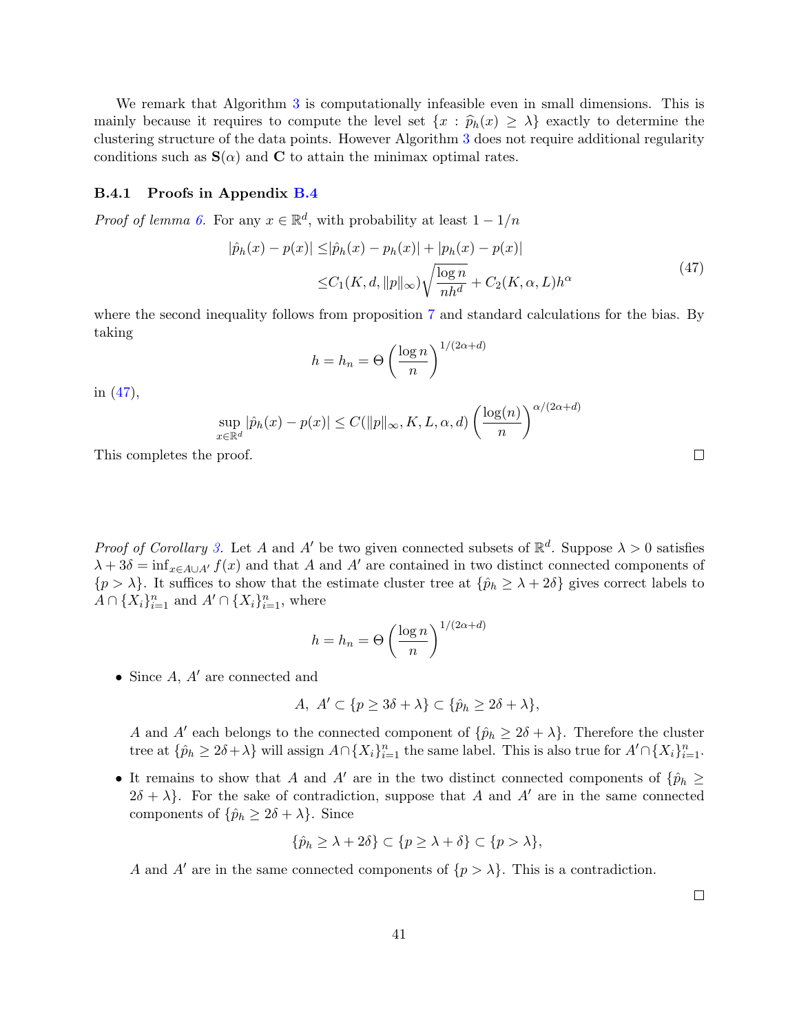We remark that Algorithm 3 is computationally infeasible even in small dimensions. This is mainly because it requires to compute the level set $\{x : \widehat{p}_h(x) \geq \lambda\}$ exactly to determine the clustering structure of the data points. However Algorithm 3 does not require additional regularity conditions such as $\mathbf{S}(\alpha)$ and $\mathbf{C}$ to attain the minimax optimal rates.

#### B.4.1 Proofs in Appendix B.4

*Proof of lemma 6.* For any $x \in \mathbb{R}^d$, with probability at least $1 - 1/n$

$$
\begin{aligned}
|\hat{p}_h(x) - p(x)| \leq& |\hat{p}_h(x) - p_h(x)| + |p_h(x) - p(x)| \\
\leq& C_1(K, d, \|p\|_\infty)\sqrt{\frac{\log n}{nh^d}} + C_2(K, \alpha, L)h^\alpha
\end{aligned}
\tag{47}
$$

where the second inequality follows from proposition 7 and standard calculations for the bias. By taking

$$
h = h_n = \Theta\left(\frac{\log n}{n}\right)^{1/(2\alpha+d)}
$$

in (47),

$$
\sup_{x \in \mathbb{R}^d} |\hat{p}_h(x) - p(x)| \leq C(\|p\|_\infty, K, L, \alpha, d)\left(\frac{\log(n)}{n}\right)^{\alpha/(2\alpha+d)}
$$

This completes the proof. $\square$

*Proof of Corollary 3.* Let $A$ and $A'$ be two given connected subsets of $\mathbb{R}^d$. Suppose $\lambda > 0$ satisfies $\lambda + 3\delta = \inf_{x \in A \cup A'} f(x)$ and that $A$ and $A'$ are contained in two distinct connected components of $\{p > \lambda\}$. It suffices to show that the estimate cluster tree at $\{\hat{p}_h \geq \lambda + 2\delta\}$ gives correct labels to $A \cap \{X_i\}_{i=1}^n$ and $A' \cap \{X_i\}_{i=1}^n$, where

$$
h = h_n = \Theta\left(\frac{\log n}{n}\right)^{1/(2\alpha+d)}
$$

- Since $A$, $A'$ are connected and

  $$
  A,\ A' \subset \{p \geq 3\delta + \lambda\} \subset \{\hat{p}_h \geq 2\delta + \lambda\},
  $$

  $A$ and $A'$ each belongs to the connected component of $\{\hat{p}_h \geq 2\delta + \lambda\}$. Therefore the cluster tree at $\{\hat{p}_h \geq 2\delta + \lambda\}$ will assign $A \cap \{X_i\}_{i=1}^n$ the same label. This is also true for $A' \cap \{X_i\}_{i=1}^n$.

- It remains to show that $A$ and $A'$ are in the two distinct connected components of $\{\hat{p}_h \geq 2\delta + \lambda\}$. For the sake of contradiction, suppose that $A$ and $A'$ are in the same connected components of $\{\hat{p}_h \geq 2\delta + \lambda\}$. Since

  $$
  \{\hat{p}_h \geq \lambda + 2\delta\} \subset \{p \geq \lambda + \delta\} \subset \{p > \lambda\},
  $$

  $A$ and $A'$ are in the same connected components of $\{p > \lambda\}$. This is a contradiction.

$\square$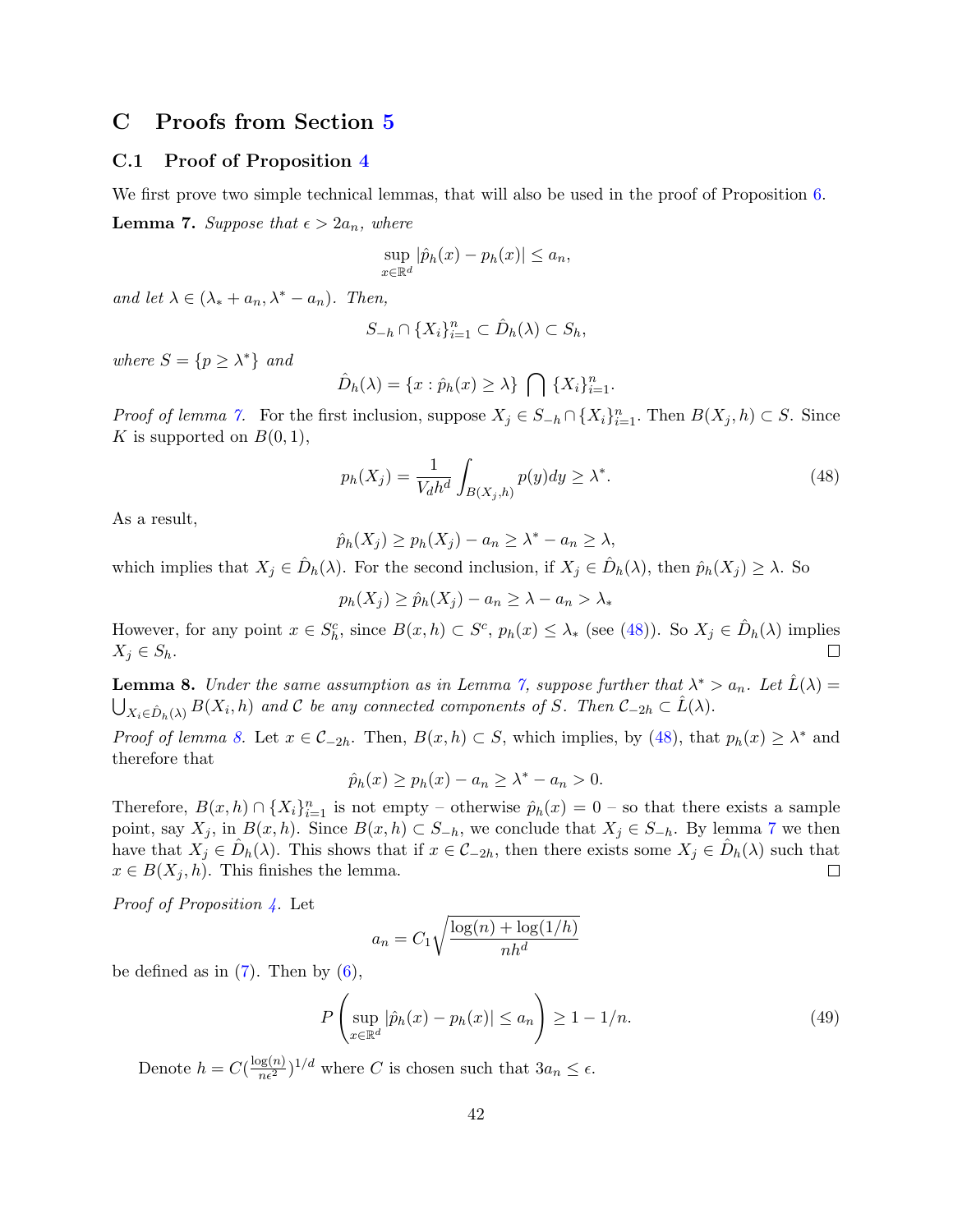## C Proofs from Section 5

### C.1 Proof of Proposition 4

We first prove two simple technical lemmas, that will also be used in the proof of Proposition 6.

**Lemma 7.** *Suppose that $\epsilon > 2a_n$, where*

$$\sup_{x \in \mathbb{R}^d} |\hat{p}_h(x) - p_h(x)| \leq a_n,$$

*and let $\lambda \in (\lambda_* + a_n, \lambda^* - a_n)$. Then,*

$$S_{-h} \cap \{X_i\}_{i=1}^n \subset \hat{D}_h(\lambda) \subset S_h,$$

*where $S = \{p \geq \lambda^*\}$ and*

$$\hat{D}_h(\lambda) = \{x : \hat{p}_h(x) \geq \lambda\} \bigcap \{X_i\}_{i=1}^n.$$

*Proof of lemma 7.* For the first inclusion, suppose $X_j \in S_{-h} \cap \{X_i\}_{i=1}^n$. Then $B(X_j, h) \subset S$. Since $K$ is supported on $B(0,1)$,

$$p_h(X_j) = \frac{1}{V_d h^d} \int_{B(X_j,h)} p(y)dy \geq \lambda^*. \tag{48}$$

As a result,

$$\hat{p}_h(X_j) \geq p_h(X_j) - a_n \geq \lambda^* - a_n \geq \lambda,$$

which implies that $X_j \in \hat{D}_h(\lambda)$. For the second inclusion, if $X_j \in \hat{D}_h(\lambda)$, then $\hat{p}_h(X_j) \geq \lambda$. So

$$p_h(X_j) \geq \hat{p}_h(X_j) - a_n \geq \lambda - a_n > \lambda_*$$

However, for any point $x \in S_h^c$, since $B(x,h) \subset S^c$, $p_h(x) \leq \lambda_*$ (see (48)). So $X_j \in \hat{D}_h(\lambda)$ implies $X_j \in S_h$. $\square$

**Lemma 8.** *Under the same assumption as in Lemma 7, suppose further that $\lambda^* > a_n$. Let $\hat{L}(\lambda) = \bigcup_{X_i \in \hat{D}_h(\lambda)} B(X_i, h)$ and $\mathcal{C}$ be any connected components of $S$. Then $\mathcal{C}_{-2h} \subset \hat{L}(\lambda)$.*

*Proof of lemma 8.* Let $x \in \mathcal{C}_{-2h}$. Then, $B(x,h) \subset S$, which implies, by (48), that $p_h(x) \geq \lambda^*$ and therefore that

$$\hat{p}_h(x) \geq p_h(x) - a_n \geq \lambda^* - a_n > 0.$$

Therefore, $B(x,h) \cap \{X_i\}_{i=1}^n$ is not empty – otherwise $\hat{p}_h(x) = 0$ – so that there exists a sample point, say $X_j$, in $B(x,h)$. Since $B(x,h) \subset S_{-h}$, we conclude that $X_j \in S_{-h}$. By lemma 7 we then have that $X_j \in \hat{D}_h(\lambda)$. This shows that if $x \in \mathcal{C}_{-2h}$, then there exists some $X_j \in \hat{D}_h(\lambda)$ such that $x \in B(X_j, h)$. This finishes the lemma. $\square$

*Proof of Proposition 4.* Let

$$a_n = C_1 \sqrt{\frac{\log(n) + \log(1/h)}{nh^d}}$$

be defined as in (7). Then by (6),

$$P\left(\sup_{x \in \mathbb{R}^d} |\hat{p}_h(x) - p_h(x)| \leq a_n\right) \geq 1 - 1/n. \tag{49}$$

Denote $h = C(\frac{\log(n)}{n\epsilon^2})^{1/d}$ where $C$ is chosen such that $3a_n \leq \epsilon$.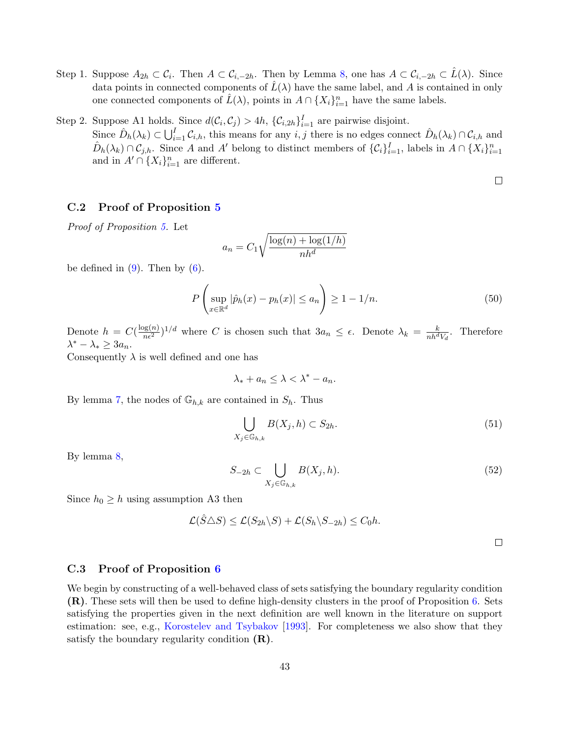Step 1. Suppose $A_{2h} \subset \mathcal{C}_i$. Then $A \subset \mathcal{C}_{i,-2h}$. Then by Lemma 8, one has $A \subset \mathcal{C}_{i,-2h} \subset \hat{L}(\lambda)$. Since data points in connected components of $\hat{L}(\lambda)$ have the same label, and $A$ is contained in only one connected components of $\hat{L}(\lambda)$, points in $A \cap \{X_i\}_{i=1}^n$ have the same labels.

Step 2. Suppose A1 holds. Since $d(\mathcal{C}_i, \mathcal{C}_j) > 4h$, $\{\mathcal{C}_{i,2h}\}_{i=1}^I$ are pairwise disjoint.
Since $\hat{D}_h(\lambda_k) \subset \bigcup_{i=1}^I \mathcal{C}_{i,h}$, this means for any $i, j$ there is no edges connect $\hat{D}_h(\lambda_k) \cap \mathcal{C}_{i,h}$ and $\hat{D}_h(\lambda_k) \cap \mathcal{C}_{j,h}$. Since $A$ and $A'$ belong to distinct members of $\{\mathcal{C}_i\}_{i=1}^I$, labels in $A \cap \{X_i\}_{i=1}^n$ and in $A' \cap \{X_i\}_{i=1}^n$ are different.

□

### C.2 Proof of Proposition 5

*Proof of Proposition 5.* Let

$$a_n = C_1 \sqrt{\frac{\log(n) + \log(1/h)}{nh^d}}$$

be defined in (9). Then by (6).

$$P\left( \sup_{x \in \mathbb{R}^d} |\hat{p}_h(x) - p_h(x)| \leq a_n \right) \geq 1 - 1/n. \tag{50}$$

Denote $h = C(\frac{\log(n)}{n\epsilon^2})^{1/d}$ where $C$ is chosen such that $3a_n \leq \epsilon$. Denote $\lambda_k = \frac{k}{nh^d V_d}$. Therefore $\lambda^* - \lambda_* \geq 3a_n$.
Consequently $\lambda$ is well defined and one has

$$\lambda_* + a_n \leq \lambda < \lambda^* - a_n.$$

By lemma 7, the nodes of $\mathbb{G}_{h,k}$ are contained in $S_h$. Thus

$$\bigcup_{X_j \in \mathbb{G}_{h,k}} B(X_j, h) \subset S_{2h}. \tag{51}$$

By lemma 8,

$$S_{-2h} \subset \bigcup_{X_j \in \mathbb{G}_{h,k}} B(X_j, h). \tag{52}$$

Since $h_0 \geq h$ using assumption A3 then

$$\mathcal{L}(\hat{S} \triangle S) \leq \mathcal{L}(S_{2h} \backslash S) + \mathcal{L}(S_h \backslash S_{-2h}) \leq C_0 h.$$

□

### C.3 Proof of Proposition 6

We begin by constructing of a well-behaved class of sets satisfying the boundary regularity condition **(R)**. These sets will then be used to define high-density clusters in the proof of Proposition 6. Sets satisfying the properties given in the next definition are well known in the literature on support estimation: see, e.g., Korostelev and Tsybakov [1993]. For completeness we also show that they satisfy the boundary regularity condition **(R)**.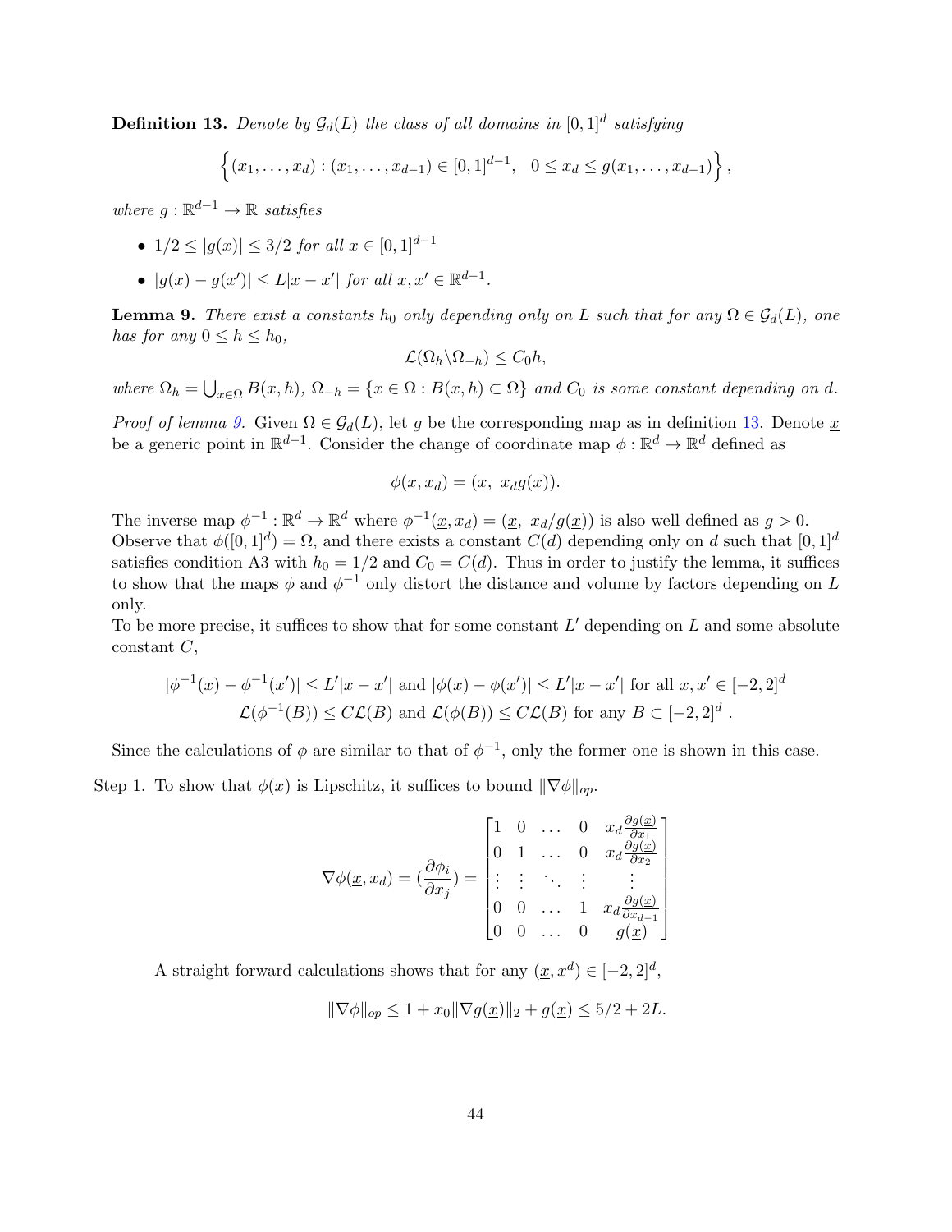**Definition 13.** *Denote by $\mathcal{G}_d(L)$ the class of all domains in $[0,1]^d$ satisfying*

$$\left\{(x_1,\ldots,x_d) : (x_1,\ldots,x_{d-1}) \in [0,1]^{d-1}, \quad 0 \le x_d \le g(x_1,\ldots,x_{d-1})\right\},$$

*where $g : \mathbb{R}^{d-1} \to \mathbb{R}$ satisfies*

- $1/2 \le |g(x)| \le 3/2$ *for all* $x \in [0,1]^{d-1}$
- $|g(x) - g(x')| \le L|x - x'|$ *for all* $x, x' \in \mathbb{R}^{d-1}$.

**Lemma 9.** *There exist a constants $h_0$ only depending only on $L$ such that for any $\Omega \in \mathcal{G}_d(L)$, one has for any $0 \le h \le h_0$,*

$$\mathcal{L}(\Omega_h \backslash \Omega_{-h}) \le C_0 h,$$

*where $\Omega_h = \bigcup_{x\in\Omega} B(x,h)$, $\Omega_{-h} = \{x \in \Omega : B(x,h) \subset \Omega\}$ and $C_0$ is some constant depending on $d$.*

*Proof of lemma 9.* Given $\Omega \in \mathcal{G}_d(L)$, let $g$ be the corresponding map as in definition 13. Denote $\underline{x}$ be a generic point in $\mathbb{R}^{d-1}$. Consider the change of coordinate map $\phi : \mathbb{R}^d \to \mathbb{R}^d$ defined as

$$\phi(\underline{x}, x_d) = (\underline{x},\ x_d g(\underline{x})).$$

The inverse map $\phi^{-1} : \mathbb{R}^d \to \mathbb{R}^d$ where $\phi^{-1}(\underline{x}, x_d) = (\underline{x},\ x_d/g(\underline{x}))$ is also well defined as $g > 0$.
Observe that $\phi([0,1]^d) = \Omega$, and there exists a constant $C(d)$ depending only on $d$ such that $[0,1]^d$ satisfies condition A3 with $h_0 = 1/2$ and $C_0 = C(d)$. Thus in order to justify the lemma, it suffices to show that the maps $\phi$ and $\phi^{-1}$ only distort the distance and volume by factors depending on $L$ only.
To be more precise, it suffices to show that for some constant $L'$ depending on $L$ and some absolute constant $C$,

$$|\phi^{-1}(x) - \phi^{-1}(x')| \le L'|x - x'| \text{ and } |\phi(x) - \phi(x')| \le L'|x - x'| \text{ for all } x, x' \in [-2,2]^d$$
$$\mathcal{L}(\phi^{-1}(B)) \le C\mathcal{L}(B) \text{ and } \mathcal{L}(\phi(B)) \le C\mathcal{L}(B) \text{ for any } B \subset [-2,2]^d\ .$$

Since the calculations of $\phi$ are similar to that of $\phi^{-1}$, only the former one is shown in this case.

Step 1. To show that $\phi(x)$ is Lipschitz, it suffices to bound $\|\nabla\phi\|_{op}$.

$$\nabla\phi(\underline{x}, x_d) = \left(\frac{\partial\phi_i}{\partial x_j}\right) = \begin{bmatrix} 1 & 0 & \ldots & 0 & x_d\frac{\partial g(\underline{x})}{\partial x_1} \\ 0 & 1 & \ldots & 0 & x_d\frac{\partial g(\underline{x})}{\partial x_2} \\ \vdots & \vdots & \ddots & \vdots & \vdots \\ 0 & 0 & \ldots & 1 & x_d\frac{\partial g(\underline{x})}{\partial x_{d-1}} \\ 0 & 0 & \ldots & 0 & g(\underline{x}) \end{bmatrix}$$

A straight forward calculations shows that for any $(\underline{x}, x^d) \in [-2,2]^d$,

$$\|\nabla\phi\|_{op} \le 1 + x_0\|\nabla g(\underline{x})\|_2 + g(\underline{x}) \le 5/2 + 2L.$$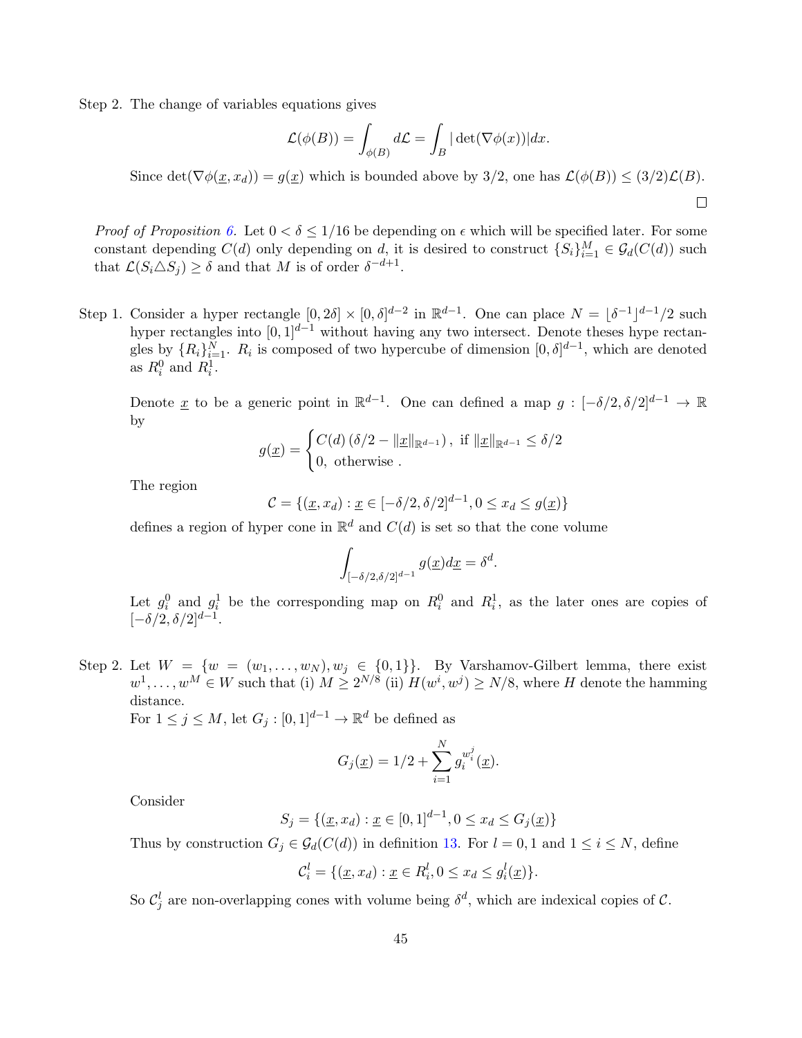Step 2. The change of variables equations gives

$$\mathcal{L}(\phi(B)) = \int_{\phi(B)} d\mathcal{L} = \int_B |\det(\nabla\phi(x))| dx.$$

Since $\det(\nabla\phi(\underline{x}, x_d)) = g(\underline{x})$ which is bounded above by $3/2$, one has $\mathcal{L}(\phi(B)) \leq (3/2)\mathcal{L}(B)$.

□

*Proof of Proposition 6.* Let $0 < \delta \leq 1/16$ be depending on $\epsilon$ which will be specified later. For some constant depending $C(d)$ only depending on $d$, it is desired to construct $\{S_i\}_{i=1}^M \in \mathcal{G}_d(C(d))$ such that $\mathcal{L}(S_i \triangle S_j) \geq \delta$ and that $M$ is of order $\delta^{-d+1}$.

Step 1. Consider a hyper rectangle $[0, 2\delta] \times [0, \delta]^{d-2}$ in $\mathbb{R}^{d-1}$. One can place $N = \lfloor \delta^{-1} \rfloor^{d-1}/2$ such hyper rectangles into $[0, 1]^{d-1}$ without having any two intersect. Denote theses hype rectangles by $\{R_i\}_{i=1}^N$. $R_i$ is composed of two hypercube of dimension $[0, \delta]^{d-1}$, which are denoted as $R_i^0$ and $R_i^1$.

Denote $\underline{x}$ to be a generic point in $\mathbb{R}^{d-1}$. One can defined a map $g : [-\delta/2, \delta/2]^{d-1} \to \mathbb{R}$ by

$$g(\underline{x}) = \begin{cases} C(d)\left(\delta/2 - \|\underline{x}\|_{\mathbb{R}^{d-1}}\right), & \text{if } \|\underline{x}\|_{\mathbb{R}^{d-1}} \leq \delta/2 \\ 0, & \text{otherwise} . \end{cases}$$

The region

$$\mathcal{C} = \{(\underline{x}, x_d) : \underline{x} \in [-\delta/2, \delta/2]^{d-1}, 0 \leq x_d \leq g(\underline{x})\}$$

defines a region of hyper cone in $\mathbb{R}^d$ and $C(d)$ is set so that the cone volume

$$\int_{[-\delta/2,\delta/2]^{d-1}} g(\underline{x}) d\underline{x} = \delta^d.$$

Let $g_i^0$ and $g_i^1$ be the corresponding map on $R_i^0$ and $R_i^1$, as the later ones are copies of $[-\delta/2, \delta/2]^{d-1}$.

Step 2. Let $W = \{w = (w_1, \ldots, w_N), w_j \in \{0, 1\}\}$. By Varshamov-Gilbert lemma, there exist $w^1, \ldots, w^M \in W$ such that (i) $M \geq 2^{N/8}$ (ii) $H(w^i, w^j) \geq N/8$, where $H$ denote the hamming distance.

For $1 \leq j \leq M$, let $G_j : [0, 1]^{d-1} \to \mathbb{R}^d$ be defined as

$$G_j(\underline{x}) = 1/2 + \sum_{i=1}^N g_i^{w_i^j}(\underline{x}).$$

Consider

$$S_j = \{(\underline{x}, x_d) : \underline{x} \in [0, 1]^{d-1}, 0 \leq x_d \leq G_j(\underline{x})\}$$

Thus by construction $G_j \in \mathcal{G}_d(C(d))$ in definition 13. For $l = 0, 1$ and $1 \leq i \leq N$, define

$$\mathcal{C}_i^l = \{(\underline{x}, x_d) : \underline{x} \in R_i^l, 0 \leq x_d \leq g_i^l(\underline{x})\}.$$

So $\mathcal{C}_j^l$ are non-overlapping cones with volume being $\delta^d$, which are indexical copies of $\mathcal{C}$.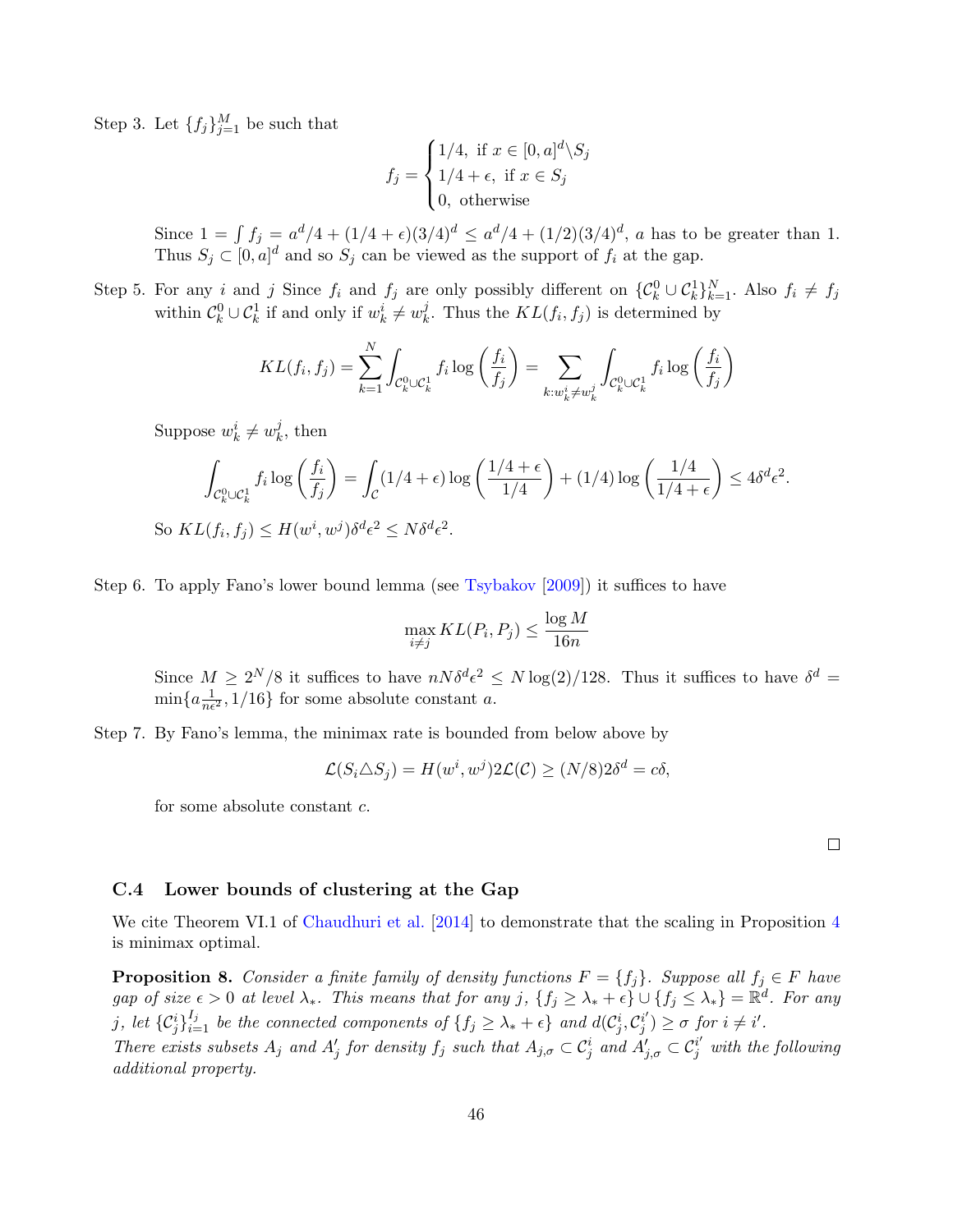Step 3. Let $\{f_j\}_{j=1}^M$ be such that

$$f_j = \begin{cases} 1/4, \text{ if } x \in [0,a]^d \backslash S_j \\ 1/4 + \epsilon, \text{ if } x \in S_j \\ 0, \text{ otherwise} \end{cases}$$

Since $1 = \int f_j = a^d/4 + (1/4 + \epsilon)(3/4)^d \leq a^d/4 + (1/2)(3/4)^d$, $a$ has to be greater than 1. Thus $S_j \subset [0,a]^d$ and so $S_j$ can be viewed as the support of $f_i$ at the gap.

Step 5. For any $i$ and $j$ Since $f_i$ and $f_j$ are only possibly different on $\{\mathcal{C}_k^0 \cup \mathcal{C}_k^1\}_{k=1}^N$. Also $f_i \neq f_j$ within $\mathcal{C}_k^0 \cup \mathcal{C}_k^1$ if and only if $w_k^i \neq w_k^j$. Thus the $KL(f_i, f_j)$ is determined by

$$KL(f_i, f_j) = \sum_{k=1}^N \int_{\mathcal{C}_k^0 \cup \mathcal{C}_k^1} f_i \log\left(\frac{f_i}{f_j}\right) = \sum_{k: w_k^i \neq w_k^j} \int_{\mathcal{C}_k^0 \cup \mathcal{C}_k^1} f_i \log\left(\frac{f_i}{f_j}\right)$$

Suppose $w_k^i \neq w_k^j$, then

$$\int_{\mathcal{C}_k^0 \cup \mathcal{C}_k^1} f_i \log\left(\frac{f_i}{f_j}\right) = \int_{\mathcal{C}} (1/4 + \epsilon) \log\left(\frac{1/4 + \epsilon}{1/4}\right) + (1/4) \log\left(\frac{1/4}{1/4 + \epsilon}\right) \leq 4\delta^d \epsilon^2.$$

So $KL(f_i, f_j) \leq H(w^i, w^j)\delta^d\epsilon^2 \leq N\delta^d\epsilon^2$.

Step 6. To apply Fano's lower bound lemma (see Tsybakov [2009]) it suffices to have

$$\max_{i \neq j} KL(P_i, P_j) \leq \frac{\log M}{16n}$$

Since $M \geq 2^N/8$ it suffices to have $nN\delta^d\epsilon^2 \leq N\log(2)/128$. Thus it suffices to have $\delta^d = \min\{a\frac{1}{n\epsilon^2}, 1/16\}$ for some absolute constant $a$.

Step 7. By Fano's lemma, the minimax rate is bounded from below above by

$$\mathcal{L}(S_i \triangle S_j) = H(w^i, w^j) 2\mathcal{L}(\mathcal{C}) \geq (N/8) 2\delta^d = c\delta,$$

for some absolute constant $c$.

□

### C.4 Lower bounds of clustering at the Gap

We cite Theorem VI.1 of Chaudhuri et al. [2014] to demonstrate that the scaling in Proposition 4 is minimax optimal.

**Proposition 8.** *Consider a finite family of density functions $F = \{f_j\}$. Suppose all $f_j \in F$ have gap of size $\epsilon > 0$ at level $\lambda_*$. This means that for any $j$, $\{f_j \geq \lambda_* + \epsilon\} \cup \{f_j \leq \lambda_*\} = \mathbb{R}^d$. For any $j$, let $\{\mathcal{C}_j^i\}_{i=1}^{I_j}$ be the connected components of $\{f_j \geq \lambda_* + \epsilon\}$ and $d(\mathcal{C}_j^i, \mathcal{C}_j^{i'}) \geq \sigma$ for $i \neq i'$. There exists subsets $A_j$ and $A'_j$ for density $f_j$ such that $A_{j,\sigma} \subset \mathcal{C}_j^i$ and $A'_{j,\sigma} \subset \mathcal{C}_j^{i'}$ with the following additional property.*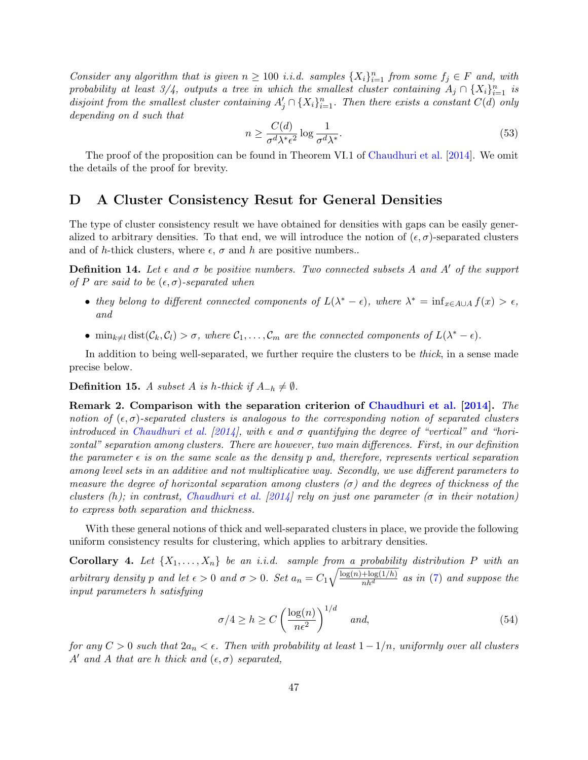*Consider any algorithm that is given $n \geq 100$ i.i.d. samples $\{X_i\}_{i=1}^n$ from some $f_j \in F$ and, with probability at least 3/4, outputs a tree in which the smallest cluster containing $A_j \cap \{X_i\}_{i=1}^n$ is disjoint from the smallest cluster containing $A'_j \cap \{X_i\}_{i=1}^n$. Then there exists a constant $C(d)$ only depending on $d$ such that*

$$n \geq \frac{C(d)}{\sigma^d \lambda^* \epsilon^2} \log \frac{1}{\sigma^d \lambda^*}. \tag{53}$$

The proof of the proposition can be found in Theorem VI.1 of Chaudhuri et al. [2014]. We omit the details of the proof for brevity.

# D A Cluster Consistency Resut for General Densities

The type of cluster consistency result we have obtained for densities with gaps can be easily generalized to arbitrary densities. To that end, we will introduce the notion of $(\epsilon, \sigma)$-separated clusters and of $h$-thick clusters, where $\epsilon$, $\sigma$ and $h$ are positive numbers..

**Definition 14.** *Let $\epsilon$ and $\sigma$ be positive numbers. Two connected subsets $A$ and $A'$ of the support of $P$ are said to be $(\epsilon, \sigma)$-separated when*

- *they belong to different connected components of $L(\lambda^* - \epsilon)$, where $\lambda^* = \inf_{x \in A \cup A} f(x) > \epsilon$, and*
- *$\min_{k \neq l} \text{dist}(\mathcal{C}_k, \mathcal{C}_l) > \sigma$, where $\mathcal{C}_1, \ldots, \mathcal{C}_m$ are the connected components of $L(\lambda^* - \epsilon)$.*

In addition to being well-separated, we further require the clusters to be *thick*, in a sense made precise below.

**Definition 15.** *A subset $A$ is $h$-thick if $A_{-h} \neq \emptyset$.*

**Remark 2. Comparison with the separation criterion of Chaudhuri et al. [2014].** *The notion of $(\epsilon, \sigma)$-separated clusters is analogous to the corresponding notion of separated clusters introduced in Chaudhuri et al. [2014], with $\epsilon$ and $\sigma$ quantifying the degree of "vertical" and "horizontal" separation among clusters. There are however, two main differences. First, in our definition the parameter $\epsilon$ is on the same scale as the density $p$ and, therefore, represents vertical separation among level sets in an additive and not multiplicative way. Secondly, we use different parameters to measure the degree of horizontal separation among clusters ($\sigma$) and the degrees of thickness of the clusters ($h$); in contrast, Chaudhuri et al. [2014] rely on just one parameter ($\sigma$ in their notation) to express both separation and thickness.*

With these general notions of thick and well-separated clusters in place, we provide the following uniform consistency results for clustering, which applies to arbitrary densities.

**Corollary 4.** *Let $\{X_1, \ldots, X_n\}$ be an i.i.d. sample from a probability distribution $P$ with an arbitrary density $p$ and let $\epsilon > 0$ and $\sigma > 0$. Set $a_n = C_1 \sqrt{\frac{\log(n) + \log(1/h)}{nh^d}}$ as in (7) and suppose the input parameters $h$ satisfying*

$$\sigma/4 \geq h \geq C \left( \frac{\log(n)}{n\epsilon^2} \right)^{1/d} \quad \text{and,} \tag{54}$$

*for any $C > 0$ such that $2a_n < \epsilon$. Then with probability at least $1 - 1/n$, uniformly over all clusters $A'$ and $A$ that are $h$ thick and $(\epsilon, \sigma)$ separated,*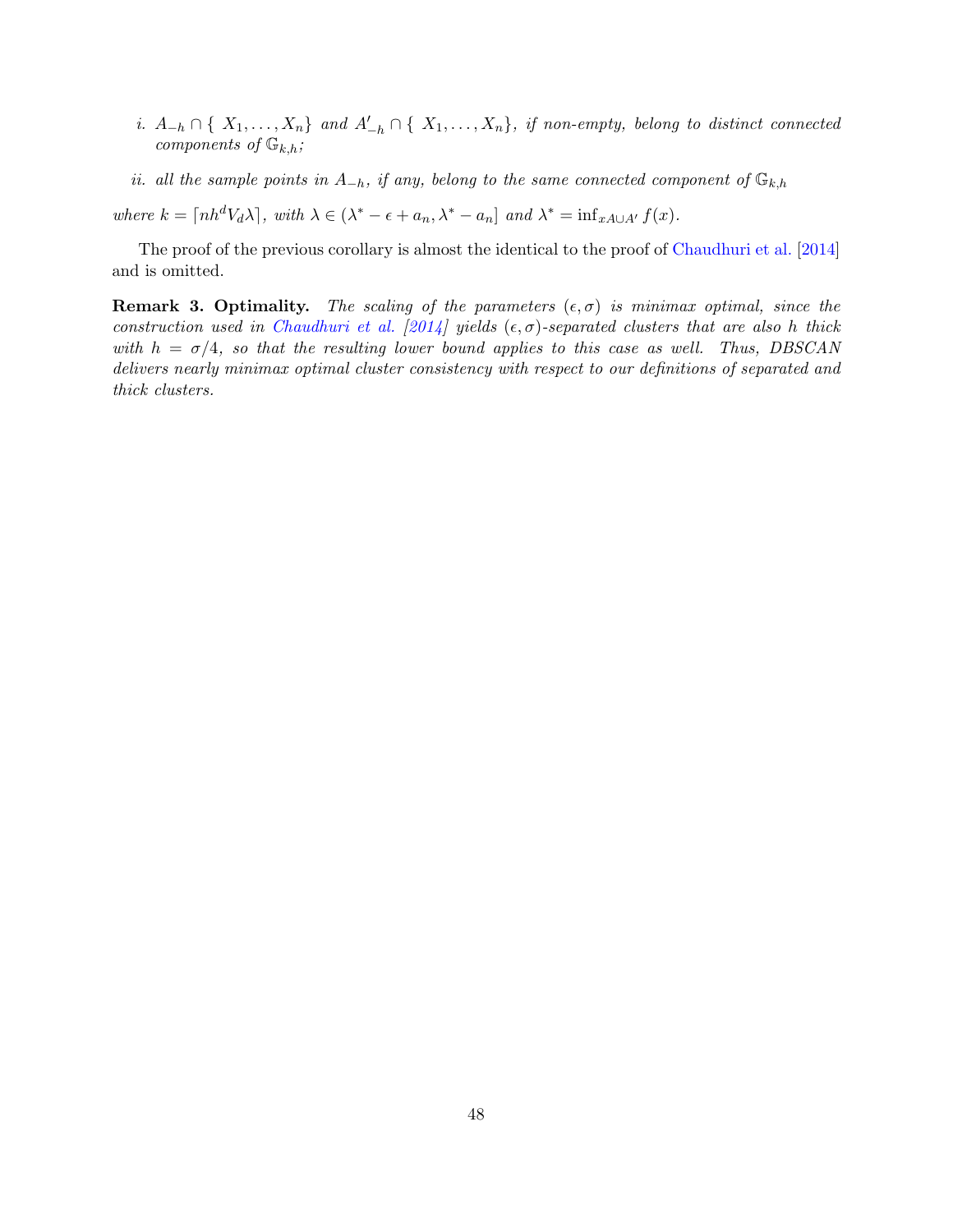*i.* $A_{-h} \cap \{ X_1, \ldots, X_n\}$ *and* $A'_{-h} \cap \{ X_1, \ldots, X_n\}$*, if non-empty, belong to distinct connected components of* $\mathbb{G}_{k,h}$*;*

*ii. all the sample points in* $A_{-h}$*, if any, belong to the same connected component of* $\mathbb{G}_{k,h}$

*where* $k = \lceil nh^d V_d \lambda \rceil$*, with* $\lambda \in (\lambda^* - \epsilon + a_n, \lambda^* - a_n]$ *and* $\lambda^* = \inf_{x A \cup A'} f(x)$*.*

The proof of the previous corollary is almost the identical to the proof of Chaudhuri et al. [2014] and is omitted.

**Remark 3. Optimality.** *The scaling of the parameters* $(\epsilon, \sigma)$ *is minimax optimal, since the construction used in Chaudhuri et al. [2014] yields* $(\epsilon, \sigma)$*-separated clusters that are also* $h$ *thick with* $h = \sigma/4$*, so that the resulting lower bound applies to this case as well. Thus, DBSCAN delivers nearly minimax optimal cluster consistency with respect to our definitions of separated and thick clusters.*